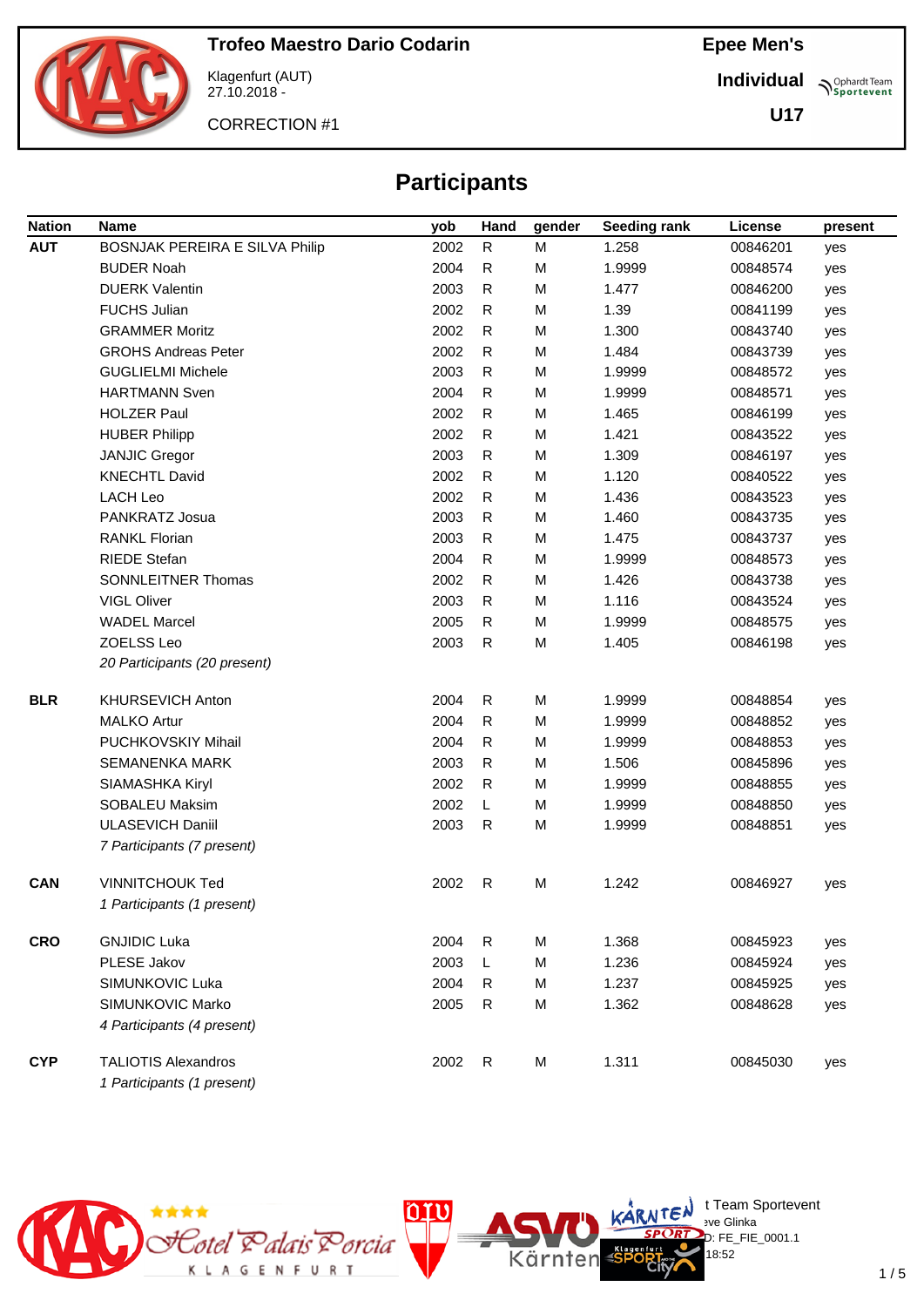# Trofeo Maestro Dario Codarin

Klagenfurt (AUT)
27.10.2018 -

CORRECTION #1

**Epee Men's**

**Individual**

**U17**

## Participants

| Nation | Name | yob | Hand | gender | Seeding rank | License | present |
|---|---|---|---|---|---|---|---|
| **AUT** | BOSNJAK PEREIRA E SILVA Philip | 2002 | R | M | 1.258 | 00846201 | yes |
| | BUDER Noah | 2004 | R | M | 1.9999 | 00848574 | yes |
| | DUERK Valentin | 2003 | R | M | 1.477 | 00846200 | yes |
| | FUCHS Julian | 2002 | R | M | 1.39 | 00841199 | yes |
| | GRAMMER Moritz | 2002 | R | M | 1.300 | 00843740 | yes |
| | GROHS Andreas Peter | 2002 | R | M | 1.484 | 00843739 | yes |
| | GUGLIELMI Michele | 2003 | R | M | 1.9999 | 00848572 | yes |
| | HARTMANN Sven | 2004 | R | M | 1.9999 | 00848571 | yes |
| | HOLZER Paul | 2002 | R | M | 1.465 | 00846199 | yes |
| | HUBER Philipp | 2002 | R | M | 1.421 | 00843522 | yes |
| | JANJIC Gregor | 2003 | R | M | 1.309 | 00846197 | yes |
| | KNECHTL David | 2002 | R | M | 1.120 | 00840522 | yes |
| | LACH Leo | 2002 | R | M | 1.436 | 00843523 | yes |
| | PANKRATZ Josua | 2003 | R | M | 1.460 | 00843735 | yes |
| | RANKL Florian | 2003 | R | M | 1.475 | 00843737 | yes |
| | RIEDE Stefan | 2004 | R | M | 1.9999 | 00848573 | yes |
| | SONNLEITNER Thomas | 2002 | R | M | 1.426 | 00843738 | yes |
| | VIGL Oliver | 2003 | R | M | 1.116 | 00843524 | yes |
| | WADEL Marcel | 2005 | R | M | 1.9999 | 00848575 | yes |
| | ZOELSS Leo | 2003 | R | M | 1.405 | 00846198 | yes |
| | *20 Participants (20 present)* | | | | | | |
| **BLR** | KHURSEVICH Anton | 2004 | R | M | 1.9999 | 00848854 | yes |
| | MALKO Artur | 2004 | R | M | 1.9999 | 00848852 | yes |
| | PUCHKOVSKIY Mihail | 2004 | R | M | 1.9999 | 00848853 | yes |
| | SEMANENKA MARK | 2003 | R | M | 1.506 | 00845896 | yes |
| | SIAMASHKA Kiryl | 2002 | R | M | 1.9999 | 00848855 | yes |
| | SOBALEU Maksim | 2002 | L | M | 1.9999 | 00848850 | yes |
| | ULASEVICH Daniil | 2003 | R | M | 1.9999 | 00848851 | yes |
| | *7 Participants (7 present)* | | | | | | |
| **CAN** | VINNITCHOUK Ted | 2002 | R | M | 1.242 | 00846927 | yes |
| | *1 Participants (1 present)* | | | | | | |
| **CRO** | GNJIDIC Luka | 2004 | R | M | 1.368 | 00845923 | yes |
| | PLESE Jakov | 2003 | L | M | 1.236 | 00845924 | yes |
| | SIMUNKOVIC Luka | 2004 | R | M | 1.237 | 00845925 | yes |
| | SIMUNKOVIC Marko | 2005 | R | M | 1.362 | 00848628 | yes |
| | *4 Participants (4 present)* | | | | | | |
| **CYP** | TALIOTIS Alexandros | 2002 | R | M | 1.311 | 00845030 | yes |
| | *1 Participants (1 present)* | | | | | | |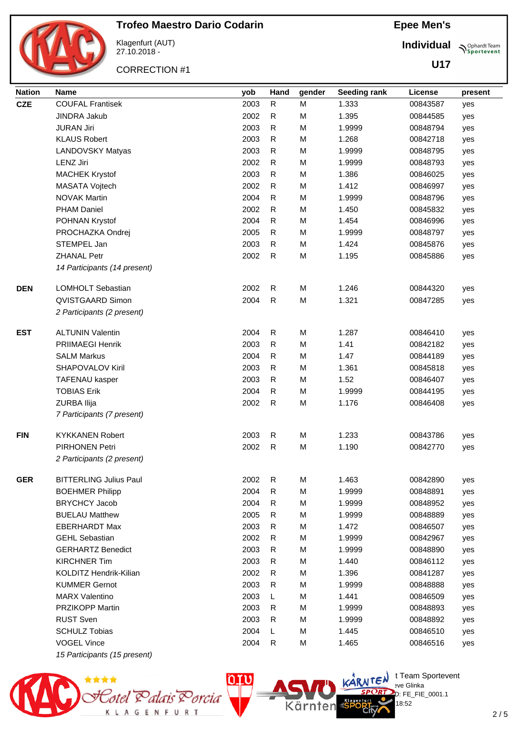# Trofeo Maestro Dario Codarin

Klagenfurt (AUT)
27.10.2018 -

CORRECTION #1

**Epee Men's**

**Individual**

**U17**

| Nation | Name | yob | Hand | gender | Seeding rank | License | present |
|---|---|---|---|---|---|---|---|
| **CZE** | COUFAL Frantisek | 2003 | R | M | 1.333 | 00843587 | yes |
| | JINDRA Jakub | 2002 | R | M | 1.395 | 00844585 | yes |
| | JURAN Jiri | 2003 | R | M | 1.9999 | 00848794 | yes |
| | KLAUS Robert | 2003 | R | M | 1.268 | 00842718 | yes |
| | LANDOVSKY Matyas | 2003 | R | M | 1.9999 | 00848795 | yes |
| | LENZ Jiri | 2002 | R | M | 1.9999 | 00848793 | yes |
| | MACHEK Krystof | 2003 | R | M | 1.386 | 00846025 | yes |
| | MASATA Vojtech | 2002 | R | M | 1.412 | 00846997 | yes |
| | NOVAK Martin | 2004 | R | M | 1.9999 | 00848796 | yes |
| | PHAM Daniel | 2002 | R | M | 1.450 | 00845832 | yes |
| | POHNAN Krystof | 2004 | R | M | 1.454 | 00846996 | yes |
| | PROCHAZKA Ondrej | 2005 | R | M | 1.9999 | 00848797 | yes |
| | STEMPEL Jan | 2003 | R | M | 1.424 | 00845876 | yes |
| | ZHANAL Petr | 2002 | R | M | 1.195 | 00845886 | yes |
| | *14 Participants (14 present)* | | | | | | |
| **DEN** | LOMHOLT Sebastian | 2002 | R | M | 1.246 | 00844320 | yes |
| | QVISTGAARD Simon | 2004 | R | M | 1.321 | 00847285 | yes |
| | *2 Participants (2 present)* | | | | | | |
| **EST** | ALTUNIN Valentin | 2004 | R | M | 1.287 | 00846410 | yes |
| | PRIIMAEGI Henrik | 2003 | R | M | 1.41 | 00842182 | yes |
| | SALM Markus | 2004 | R | M | 1.47 | 00844189 | yes |
| | SHAPOVALOV Kiril | 2003 | R | M | 1.361 | 00845818 | yes |
| | TAFENAU kasper | 2003 | R | M | 1.52 | 00846407 | yes |
| | TOBIAS Erik | 2004 | R | M | 1.9999 | 00844195 | yes |
| | ZURBA Ilija | 2002 | R | M | 1.176 | 00846408 | yes |
| | *7 Participants (7 present)* | | | | | | |
| **FIN** | KYKKANEN Robert | 2003 | R | M | 1.233 | 00843786 | yes |
| | PIRHONEN Petri | 2002 | R | M | 1.190 | 00842770 | yes |
| | *2 Participants (2 present)* | | | | | | |
| **GER** | BITTERLING Julius Paul | 2002 | R | M | 1.463 | 00842890 | yes |
| | BOEHMER Philipp | 2004 | R | M | 1.9999 | 00848891 | yes |
| | BRYCHCY Jacob | 2004 | R | M | 1.9999 | 00848952 | yes |
| | BUELAU Matthew | 2005 | R | M | 1.9999 | 00848889 | yes |
| | EBERHARDT Max | 2003 | R | M | 1.472 | 00846507 | yes |
| | GEHL Sebastian | 2002 | R | M | 1.9999 | 00842967 | yes |
| | GERHARTZ Benedict | 2003 | R | M | 1.9999 | 00848890 | yes |
| | KIRCHNER Tim | 2003 | R | M | 1.440 | 00846112 | yes |
| | KOLDITZ Hendrik-Kilian | 2002 | R | M | 1.396 | 00841287 | yes |
| | KUMMER Gernot | 2003 | R | M | 1.9999 | 00848888 | yes |
| | MARX Valentino | 2003 | L | M | 1.441 | 00846509 | yes |
| | PRZIKOPP Martin | 2003 | R | M | 1.9999 | 00848893 | yes |
| | RUST Sven | 2003 | R | M | 1.9999 | 00848892 | yes |
| | SCHULZ Tobias | 2004 | L | M | 1.445 | 00846510 | yes |
| | VOGEL Vince | 2004 | R | M | 1.465 | 00846516 | yes |
| | *15 Participants (15 present)* | | | | | | |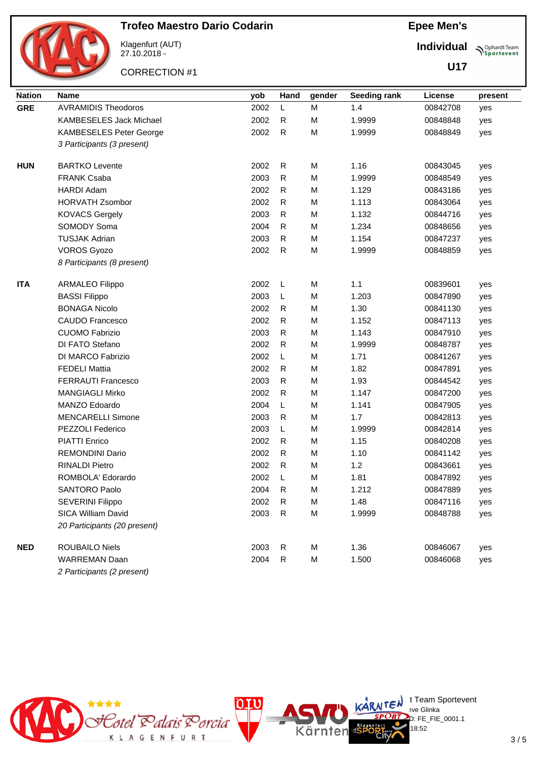# Trofeo Maestro Dario Codarin

Klagenfurt (AUT)
27.10.2018 -

CORRECTION #1

**Epee Men's**

**Individual**

**U17**

| Nation | Name | yob | Hand | gender | Seeding rank | License | present |
|---|---|---|---|---|---|---|---|
| **GRE** | AVRAMIDIS Theodoros | 2002 | L | M | 1.4 | 00842708 | yes |
| | KAMBESELES Jack Michael | 2002 | R | M | 1.9999 | 00848848 | yes |
| | KAMBESELES Peter George | 2002 | R | M | 1.9999 | 00848849 | yes |
| | *3 Participants (3 present)* | | | | | | |
| **HUN** | BARTKO Levente | 2002 | R | M | 1.16 | 00843045 | yes |
| | FRANK Csaba | 2003 | R | M | 1.9999 | 00848549 | yes |
| | HARDI Adam | 2002 | R | M | 1.129 | 00843186 | yes |
| | HORVATH Zsombor | 2002 | R | M | 1.113 | 00843064 | yes |
| | KOVACS Gergely | 2003 | R | M | 1.132 | 00844716 | yes |
| | SOMODY Soma | 2004 | R | M | 1.234 | 00848656 | yes |
| | TUSJAK Adrian | 2003 | R | M | 1.154 | 00847237 | yes |
| | VOROS Gyozo | 2002 | R | M | 1.9999 | 00848859 | yes |
| | *8 Participants (8 present)* | | | | | | |
| **ITA** | ARMALEO Filippo | 2002 | L | M | 1.1 | 00839601 | yes |
| | BASSI Filippo | 2003 | L | M | 1.203 | 00847890 | yes |
| | BONAGA Nicolo | 2002 | R | M | 1.30 | 00841130 | yes |
| | CAUDO Francesco | 2002 | R | M | 1.152 | 00847113 | yes |
| | CUOMO Fabrizio | 2003 | R | M | 1.143 | 00847910 | yes |
| | DI FATO Stefano | 2002 | R | M | 1.9999 | 00848787 | yes |
| | DI MARCO Fabrizio | 2002 | L | M | 1.71 | 00841267 | yes |
| | FEDELI Mattia | 2002 | R | M | 1.82 | 00847891 | yes |
| | FERRAUTI Francesco | 2003 | R | M | 1.93 | 00844542 | yes |
| | MANGIAGLI Mirko | 2002 | R | M | 1.147 | 00847200 | yes |
| | MANZO Edoardo | 2004 | L | M | 1.141 | 00847905 | yes |
| | MENCARELLI Simone | 2003 | R | M | 1.7 | 00842813 | yes |
| | PEZZOLI Federico | 2003 | L | M | 1.9999 | 00842814 | yes |
| | PIATTI Enrico | 2002 | R | M | 1.15 | 00840208 | yes |
| | REMONDINI Dario | 2002 | R | M | 1.10 | 00841142 | yes |
| | RINALDI Pietro | 2002 | R | M | 1.2 | 00843661 | yes |
| | ROMBOLA' Edorardo | 2002 | L | M | 1.81 | 00847892 | yes |
| | SANTORO Paolo | 2004 | R | M | 1.212 | 00847889 | yes |
| | SEVERINI Filippo | 2002 | R | M | 1.48 | 00847116 | yes |
| | SICA William David | 2003 | R | M | 1.9999 | 00848788 | yes |
| | *20 Participants (20 present)* | | | | | | |
| **NED** | ROUBAILO Niels | 2003 | R | M | 1.36 | 00846067 | yes |
| | WARREMAN Daan | 2004 | R | M | 1.500 | 00846068 | yes |
| | *2 Participants (2 present)* | | | | | | |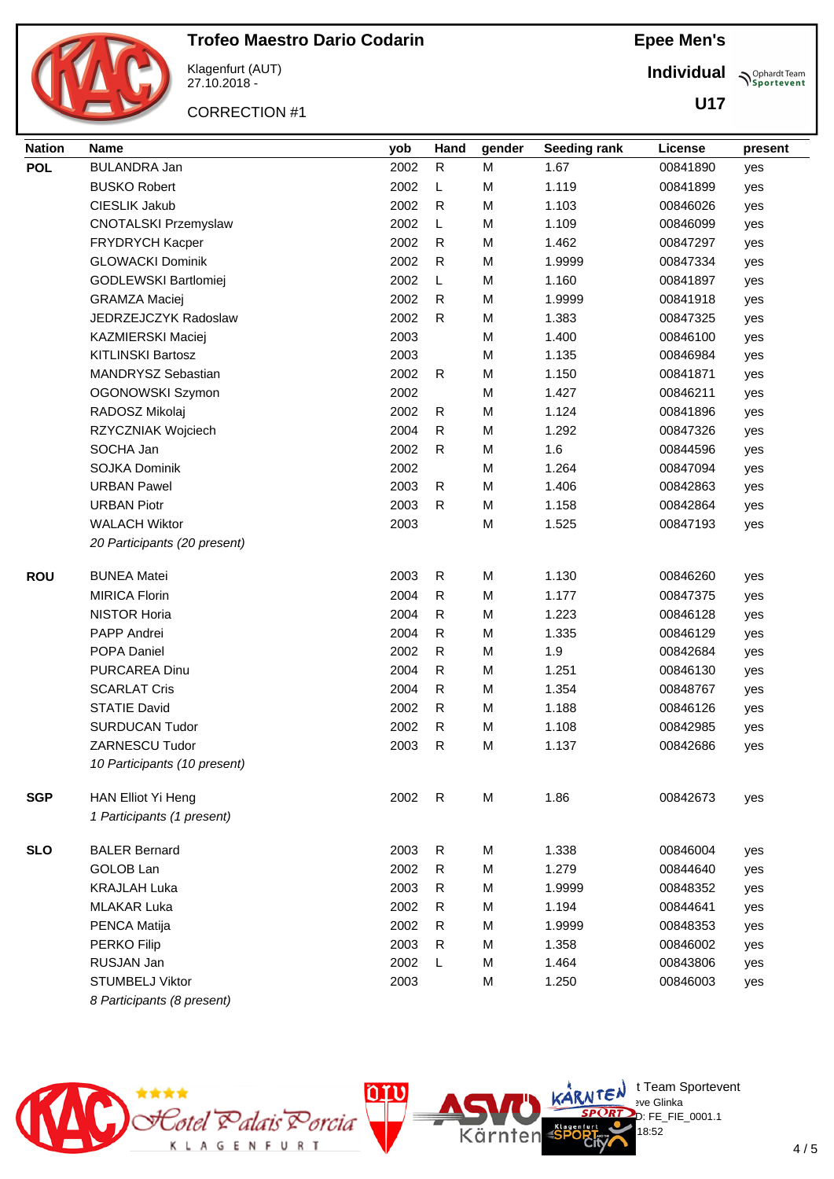# Trofeo Maestro Dario Codarin

Klagenfurt (AUT)
27.10.2018 -

CORRECTION #1

**Epee Men's**

**Individual**

**U17**

| Nation | Name | yob | Hand | gender | Seeding rank | License | present |
|---|---|---|---|---|---|---|---|
| **POL** | BULANDRA Jan | 2002 | R | M | 1.67 | 00841890 | yes |
| | BUSKO Robert | 2002 | L | M | 1.119 | 00841899 | yes |
| | CIESLIK Jakub | 2002 | R | M | 1.103 | 00846026 | yes |
| | CNOTALSKI Przemyslaw | 2002 | L | M | 1.109 | 00846099 | yes |
| | FRYDRYCH Kacper | 2002 | R | M | 1.462 | 00847297 | yes |
| | GLOWACKI Dominik | 2002 | R | M | 1.9999 | 00847334 | yes |
| | GODLEWSKI Bartlomiej | 2002 | L | M | 1.160 | 00841897 | yes |
| | GRAMZA Maciej | 2002 | R | M | 1.9999 | 00841918 | yes |
| | JEDRZEJCZYK Radoslaw | 2002 | R | M | 1.383 | 00847325 | yes |
| | KAZMIERSKI Maciej | 2003 | | M | 1.400 | 00846100 | yes |
| | KITLINSKI Bartosz | 2003 | | M | 1.135 | 00846984 | yes |
| | MANDRYSZ Sebastian | 2002 | R | M | 1.150 | 00841871 | yes |
| | OGONOWSKI Szymon | 2002 | | M | 1.427 | 00846211 | yes |
| | RADOSZ Mikolaj | 2002 | R | M | 1.124 | 00841896 | yes |
| | RZYCZNIAK Wojciech | 2004 | R | M | 1.292 | 00847326 | yes |
| | SOCHA Jan | 2002 | R | M | 1.6 | 00844596 | yes |
| | SOJKA Dominik | 2002 | | M | 1.264 | 00847094 | yes |
| | URBAN Pawel | 2003 | R | M | 1.406 | 00842863 | yes |
| | URBAN Piotr | 2003 | R | M | 1.158 | 00842864 | yes |
| | WALACH Wiktor | 2003 | | M | 1.525 | 00847193 | yes |
| | *20 Participants (20 present)* | | | | | | |
| **ROU** | BUNEA Matei | 2003 | R | M | 1.130 | 00846260 | yes |
| | MIRICA Florin | 2004 | R | M | 1.177 | 00847375 | yes |
| | NISTOR Horia | 2004 | R | M | 1.223 | 00846128 | yes |
| | PAPP Andrei | 2004 | R | M | 1.335 | 00846129 | yes |
| | POPA Daniel | 2002 | R | M | 1.9 | 00842684 | yes |
| | PURCAREA Dinu | 2004 | R | M | 1.251 | 00846130 | yes |
| | SCARLAT Cris | 2004 | R | M | 1.354 | 00848767 | yes |
| | STATIE David | 2002 | R | M | 1.188 | 00846126 | yes |
| | SURDUCAN Tudor | 2002 | R | M | 1.108 | 00842985 | yes |
| | ZARNESCU Tudor | 2003 | R | M | 1.137 | 00842686 | yes |
| | *10 Participants (10 present)* | | | | | | |
| **SGP** | HAN Elliot Yi Heng | 2002 | R | M | 1.86 | 00842673 | yes |
| | *1 Participants (1 present)* | | | | | | |
| **SLO** | BALER Bernard | 2003 | R | M | 1.338 | 00846004 | yes |
| | GOLOB Lan | 2002 | R | M | 1.279 | 00844640 | yes |
| | KRAJLAH Luka | 2003 | R | M | 1.9999 | 00848352 | yes |
| | MLAKAR Luka | 2002 | R | M | 1.194 | 00844641 | yes |
| | PENCA Matija | 2002 | R | M | 1.9999 | 00848353 | yes |
| | PERKO Filip | 2003 | R | M | 1.358 | 00846002 | yes |
| | RUSJAN Jan | 2002 | L | M | 1.464 | 00843806 | yes |
| | STUMBELJ Viktor | 2003 | | M | 1.250 | 00846003 | yes |
| | *8 Participants (8 present)* | | | | | | |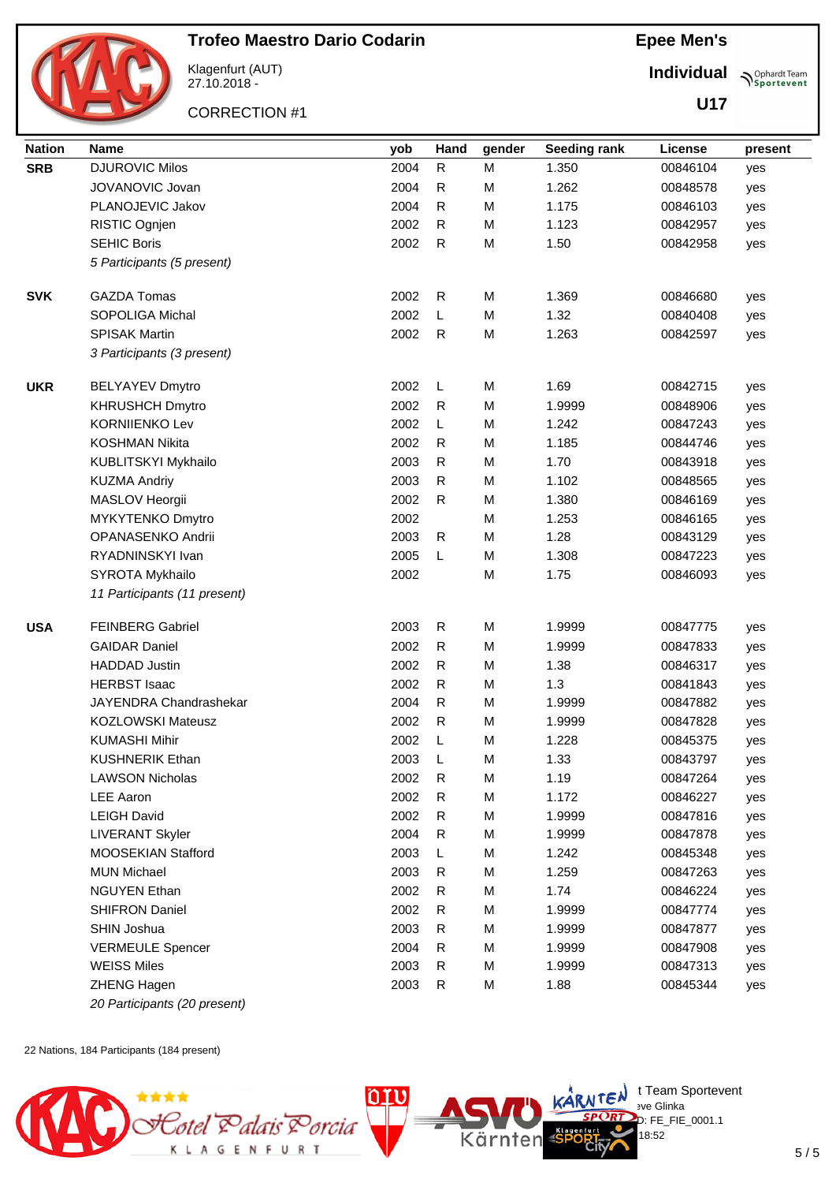# Trofeo Maestro Dario Codarin

Klagenfurt (AUT)
27.10.2018 -

CORRECTION #1

**Epee Men's**

**Individual**

**U17**

| Nation | Name | yob | Hand | gender | Seeding rank | License | present |
|---|---|---|---|---|---|---|---|
| **SRB** | DJUROVIC Milos | 2004 | R | M | 1.350 | 00846104 | yes |
| | JOVANOVIC Jovan | 2004 | R | M | 1.262 | 00848578 | yes |
| | PLANOJEVIC Jakov | 2004 | R | M | 1.175 | 00846103 | yes |
| | RISTIC Ognjen | 2002 | R | M | 1.123 | 00842957 | yes |
| | SEHIC Boris | 2002 | R | M | 1.50 | 00842958 | yes |
| | *5 Participants (5 present)* | | | | | | |
| **SVK** | GAZDA Tomas | 2002 | R | M | 1.369 | 00846680 | yes |
| | SOPOLIGA Michal | 2002 | L | M | 1.32 | 00840408 | yes |
| | SPISAK Martin | 2002 | R | M | 1.263 | 00842597 | yes |
| | *3 Participants (3 present)* | | | | | | |
| **UKR** | BELYAYEV Dmytro | 2002 | L | M | 1.69 | 00842715 | yes |
| | KHRUSHCH Dmytro | 2002 | R | M | 1.9999 | 00848906 | yes |
| | KORNIIENKO Lev | 2002 | L | M | 1.242 | 00847243 | yes |
| | KOSHMAN Nikita | 2002 | R | M | 1.185 | 00844746 | yes |
| | KUBLITSKYI Mykhailo | 2003 | R | M | 1.70 | 00843918 | yes |
| | KUZMA Andriy | 2003 | R | M | 1.102 | 00848565 | yes |
| | MASLOV Heorgii | 2002 | R | M | 1.380 | 00846169 | yes |
| | MYKYTENKO Dmytro | 2002 | | M | 1.253 | 00846165 | yes |
| | OPANASENKO Andrii | 2003 | R | M | 1.28 | 00843129 | yes |
| | RYADNINSKYI Ivan | 2005 | L | M | 1.308 | 00847223 | yes |
| | SYROTA Mykhailo | 2002 | | M | 1.75 | 00846093 | yes |
| | *11 Participants (11 present)* | | | | | | |
| **USA** | FEINBERG Gabriel | 2003 | R | M | 1.9999 | 00847775 | yes |
| | GAIDAR Daniel | 2002 | R | M | 1.9999 | 00847833 | yes |
| | HADDAD Justin | 2002 | R | M | 1.38 | 00846317 | yes |
| | HERBST Isaac | 2002 | R | M | 1.3 | 00841843 | yes |
| | JAYENDRA Chandrashekar | 2004 | R | M | 1.9999 | 00847882 | yes |
| | KOZLOWSKI Mateusz | 2002 | R | M | 1.9999 | 00847828 | yes |
| | KUMASHI Mihir | 2002 | L | M | 1.228 | 00845375 | yes |
| | KUSHNERIK Ethan | 2003 | L | M | 1.33 | 00843797 | yes |
| | LAWSON Nicholas | 2002 | R | M | 1.19 | 00847264 | yes |
| | LEE Aaron | 2002 | R | M | 1.172 | 00846227 | yes |
| | LEIGH David | 2002 | R | M | 1.9999 | 00847816 | yes |
| | LIVERANT Skyler | 2004 | R | M | 1.9999 | 00847878 | yes |
| | MOOSEKIAN Stafford | 2003 | L | M | 1.242 | 00845348 | yes |
| | MUN Michael | 2003 | R | M | 1.259 | 00847263 | yes |
| | NGUYEN Ethan | 2002 | R | M | 1.74 | 00846224 | yes |
| | SHIFRON Daniel | 2002 | R | M | 1.9999 | 00847774 | yes |
| | SHIN Joshua | 2003 | R | M | 1.9999 | 00847877 | yes |
| | VERMEULE Spencer | 2004 | R | M | 1.9999 | 00847908 | yes |
| | WEISS Miles | 2003 | R | M | 1.9999 | 00847313 | yes |
| | ZHENG Hagen | 2003 | R | M | 1.88 | 00845344 | yes |
| | *20 Participants (20 present)* | | | | | | |

22 Nations, 184 Participants (184 present)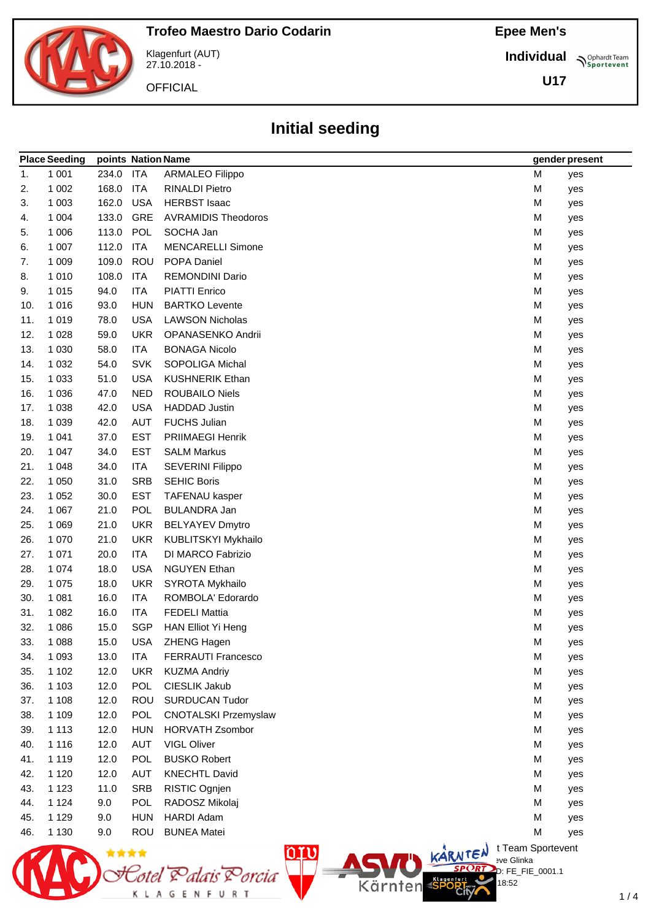# Trofeo Maestro Dario Codarin

Klagenfurt (AUT)
27.10.2018 -

OFFICIAL

**Epee Men's**

**Individual**

**U17**

## Initial seeding

| Place | Seeding | points | Nation | Name | gender | present |
|---|---|---|---|---|---|---|
| 1. | 1 001 | 234.0 | ITA | ARMALEO Filippo | M | yes |
| 2. | 1 002 | 168.0 | ITA | RINALDI Pietro | M | yes |
| 3. | 1 003 | 162.0 | USA | HERBST Isaac | M | yes |
| 4. | 1 004 | 133.0 | GRE | AVRAMIDIS Theodoros | M | yes |
| 5. | 1 006 | 113.0 | POL | SOCHA Jan | M | yes |
| 6. | 1 007 | 112.0 | ITA | MENCARELLI Simone | M | yes |
| 7. | 1 009 | 109.0 | ROU | POPA Daniel | M | yes |
| 8. | 1 010 | 108.0 | ITA | REMONDINI Dario | M | yes |
| 9. | 1 015 | 94.0 | ITA | PIATTI Enrico | M | yes |
| 10. | 1 016 | 93.0 | HUN | BARTKO Levente | M | yes |
| 11. | 1 019 | 78.0 | USA | LAWSON Nicholas | M | yes |
| 12. | 1 028 | 59.0 | UKR | OPANASENKO Andrii | M | yes |
| 13. | 1 030 | 58.0 | ITA | BONAGA Nicolo | M | yes |
| 14. | 1 032 | 54.0 | SVK | SOPOLIGA Michal | M | yes |
| 15. | 1 033 | 51.0 | USA | KUSHNERIK Ethan | M | yes |
| 16. | 1 036 | 47.0 | NED | ROUBAILO Niels | M | yes |
| 17. | 1 038 | 42.0 | USA | HADDAD Justin | M | yes |
| 18. | 1 039 | 42.0 | AUT | FUCHS Julian | M | yes |
| 19. | 1 041 | 37.0 | EST | PRIIMAEGI Henrik | M | yes |
| 20. | 1 047 | 34.0 | EST | SALM Markus | M | yes |
| 21. | 1 048 | 34.0 | ITA | SEVERINI Filippo | M | yes |
| 22. | 1 050 | 31.0 | SRB | SEHIC Boris | M | yes |
| 23. | 1 052 | 30.0 | EST | TAFENAU kasper | M | yes |
| 24. | 1 067 | 21.0 | POL | BULANDRA Jan | M | yes |
| 25. | 1 069 | 21.0 | UKR | BELYAYEV Dmytro | M | yes |
| 26. | 1 070 | 21.0 | UKR | KUBLITSKYI Mykhailo | M | yes |
| 27. | 1 071 | 20.0 | ITA | DI MARCO Fabrizio | M | yes |
| 28. | 1 074 | 18.0 | USA | NGUYEN Ethan | M | yes |
| 29. | 1 075 | 18.0 | UKR | SYROTA Mykhailo | M | yes |
| 30. | 1 081 | 16.0 | ITA | ROMBOLA' Edorardo | M | yes |
| 31. | 1 082 | 16.0 | ITA | FEDELI Mattia | M | yes |
| 32. | 1 086 | 15.0 | SGP | HAN Elliot Yi Heng | M | yes |
| 33. | 1 088 | 15.0 | USA | ZHENG Hagen | M | yes |
| 34. | 1 093 | 13.0 | ITA | FERRAUTI Francesco | M | yes |
| 35. | 1 102 | 12.0 | UKR | KUZMA Andriy | M | yes |
| 36. | 1 103 | 12.0 | POL | CIESLIK Jakub | M | yes |
| 37. | 1 108 | 12.0 | ROU | SURDUCAN Tudor | M | yes |
| 38. | 1 109 | 12.0 | POL | CNOTALSKI Przemyslaw | M | yes |
| 39. | 1 113 | 12.0 | HUN | HORVATH Zsombor | M | yes |
| 40. | 1 116 | 12.0 | AUT | VIGL Oliver | M | yes |
| 41. | 1 119 | 12.0 | POL | BUSKO Robert | M | yes |
| 42. | 1 120 | 12.0 | AUT | KNECHTL David | M | yes |
| 43. | 1 123 | 11.0 | SRB | RISTIC Ognjen | M | yes |
| 44. | 1 124 | 9.0 | POL | RADOSZ Mikolaj | M | yes |
| 45. | 1 129 | 9.0 | HUN | HARDI Adam | M | yes |
| 46. | 1 130 | 9.0 | ROU | BUNEA Matei | M | yes |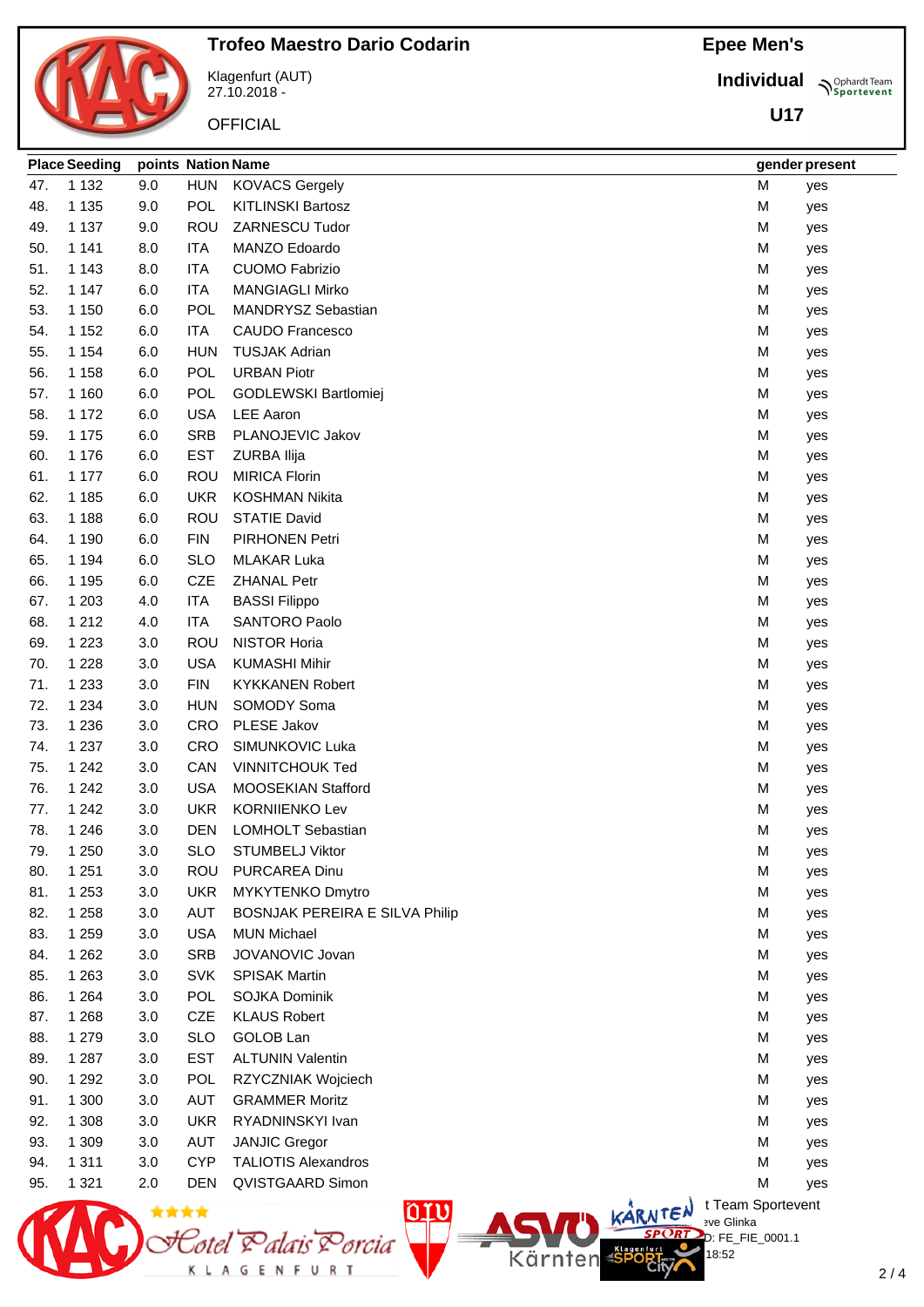# Trofeo Maestro Dario Codarin

Klagenfurt (AUT)
27.10.2018 -

OFFICIAL

**Epee Men's**

**Individual**

**U17**

| Place | Seeding | points | Nation | Name | gender | present |
|---|---|---|---|---|---|---|
| 47. | 1 132 | 9.0 | HUN | KOVACS Gergely | M | yes |
| 48. | 1 135 | 9.0 | POL | KITLINSKI Bartosz | M | yes |
| 49. | 1 137 | 9.0 | ROU | ZARNESCU Tudor | M | yes |
| 50. | 1 141 | 8.0 | ITA | MANZO Edoardo | M | yes |
| 51. | 1 143 | 8.0 | ITA | CUOMO Fabrizio | M | yes |
| 52. | 1 147 | 6.0 | ITA | MANGIAGLI Mirko | M | yes |
| 53. | 1 150 | 6.0 | POL | MANDRYSZ Sebastian | M | yes |
| 54. | 1 152 | 6.0 | ITA | CAUDO Francesco | M | yes |
| 55. | 1 154 | 6.0 | HUN | TUSJAK Adrian | M | yes |
| 56. | 1 158 | 6.0 | POL | URBAN Piotr | M | yes |
| 57. | 1 160 | 6.0 | POL | GODLEWSKI Bartlomiej | M | yes |
| 58. | 1 172 | 6.0 | USA | LEE Aaron | M | yes |
| 59. | 1 175 | 6.0 | SRB | PLANOJEVIC Jakov | M | yes |
| 60. | 1 176 | 6.0 | EST | ZURBA Ilija | M | yes |
| 61. | 1 177 | 6.0 | ROU | MIRICA Florin | M | yes |
| 62. | 1 185 | 6.0 | UKR | KOSHMAN Nikita | M | yes |
| 63. | 1 188 | 6.0 | ROU | STATIE David | M | yes |
| 64. | 1 190 | 6.0 | FIN | PIRHONEN Petri | M | yes |
| 65. | 1 194 | 6.0 | SLO | MLAKAR Luka | M | yes |
| 66. | 1 195 | 6.0 | CZE | ZHANAL Petr | M | yes |
| 67. | 1 203 | 4.0 | ITA | BASSI Filippo | M | yes |
| 68. | 1 212 | 4.0 | ITA | SANTORO Paolo | M | yes |
| 69. | 1 223 | 3.0 | ROU | NISTOR Horia | M | yes |
| 70. | 1 228 | 3.0 | USA | KUMASHI Mihir | M | yes |
| 71. | 1 233 | 3.0 | FIN | KYKKANEN Robert | M | yes |
| 72. | 1 234 | 3.0 | HUN | SOMODY Soma | M | yes |
| 73. | 1 236 | 3.0 | CRO | PLESE Jakov | M | yes |
| 74. | 1 237 | 3.0 | CRO | SIMUNKOVIC Luka | M | yes |
| 75. | 1 242 | 3.0 | CAN | VINNITCHOUK Ted | M | yes |
| 76. | 1 242 | 3.0 | USA | MOOSEKIAN Stafford | M | yes |
| 77. | 1 242 | 3.0 | UKR | KORNIIENKO Lev | M | yes |
| 78. | 1 246 | 3.0 | DEN | LOMHOLT Sebastian | M | yes |
| 79. | 1 250 | 3.0 | SLO | STUMBELJ Viktor | M | yes |
| 80. | 1 251 | 3.0 | ROU | PURCAREA Dinu | M | yes |
| 81. | 1 253 | 3.0 | UKR | MYKYTENKO Dmytro | M | yes |
| 82. | 1 258 | 3.0 | AUT | BOSNJAK PEREIRA E SILVA Philip | M | yes |
| 83. | 1 259 | 3.0 | USA | MUN Michael | M | yes |
| 84. | 1 262 | 3.0 | SRB | JOVANOVIC Jovan | M | yes |
| 85. | 1 263 | 3.0 | SVK | SPISAK Martin | M | yes |
| 86. | 1 264 | 3.0 | POL | SOJKA Dominik | M | yes |
| 87. | 1 268 | 3.0 | CZE | KLAUS Robert | M | yes |
| 88. | 1 279 | 3.0 | SLO | GOLOB Lan | M | yes |
| 89. | 1 287 | 3.0 | EST | ALTUNIN Valentin | M | yes |
| 90. | 1 292 | 3.0 | POL | RZYCZNIAK Wojciech | M | yes |
| 91. | 1 300 | 3.0 | AUT | GRAMMER Moritz | M | yes |
| 92. | 1 308 | 3.0 | UKR | RYADNINSKYI Ivan | M | yes |
| 93. | 1 309 | 3.0 | AUT | JANJIC Gregor | M | yes |
| 94. | 1 311 | 3.0 | CYP | TALIOTIS Alexandros | M | yes |
| 95. | 1 321 | 2.0 | DEN | QVISTGAARD Simon | M | yes |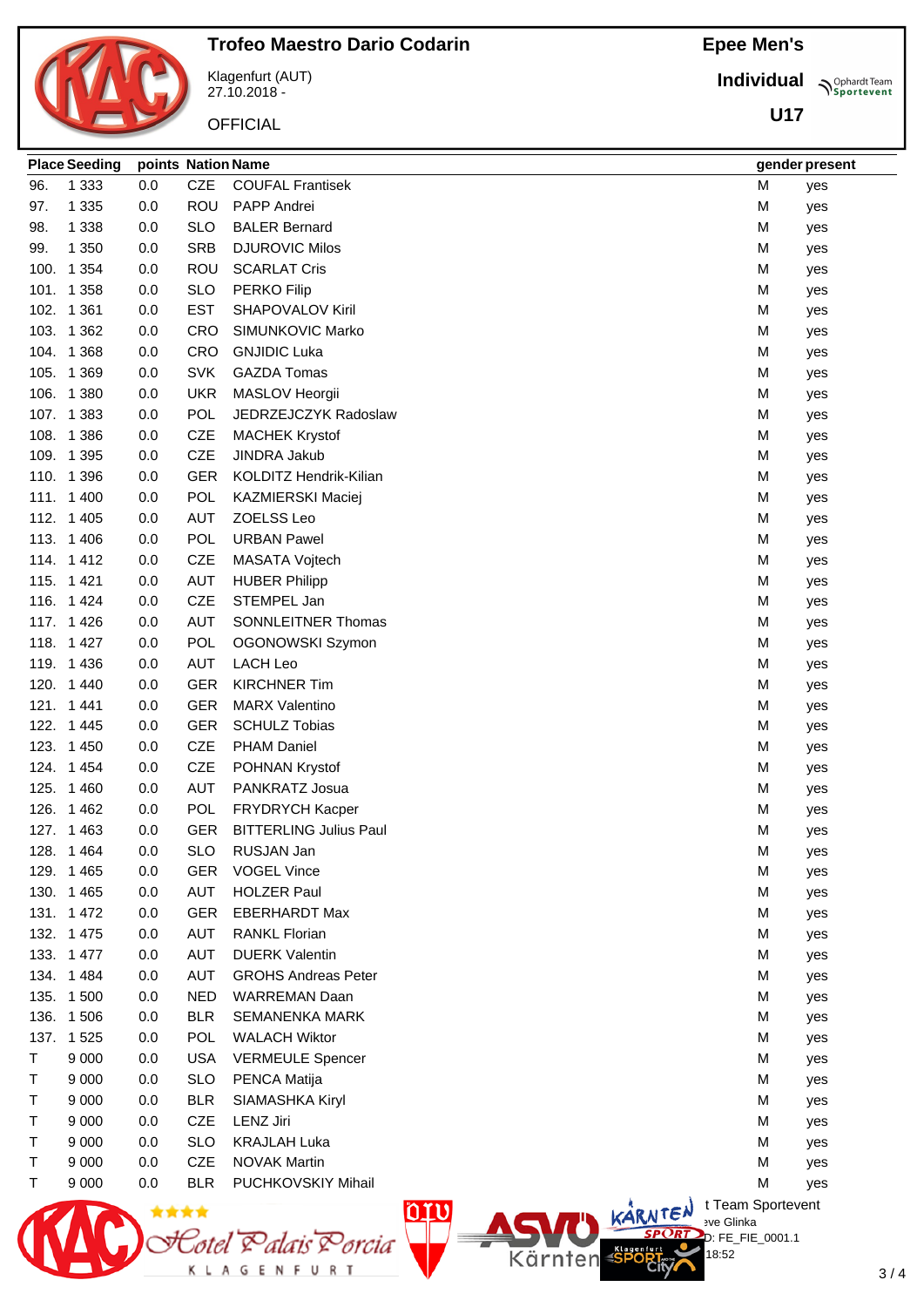# Trofeo Maestro Dario Codarin

Klagenfurt (AUT)
27.10.2018 -

OFFICIAL

**Epee Men's**

**Individual**

**U17**

| Place | Seeding | points | Nation | Name | gender | present |
|---|---|---|---|---|---|---|
| 96. | 1 333 | 0.0 | CZE | COUFAL Frantisek | M | yes |
| 97. | 1 335 | 0.0 | ROU | PAPP Andrei | M | yes |
| 98. | 1 338 | 0.0 | SLO | BALER Bernard | M | yes |
| 99. | 1 350 | 0.0 | SRB | DJUROVIC Milos | M | yes |
| 100. | 1 354 | 0.0 | ROU | SCARLAT Cris | M | yes |
| 101. | 1 358 | 0.0 | SLO | PERKO Filip | M | yes |
| 102. | 1 361 | 0.0 | EST | SHAPOVALOV Kiril | M | yes |
| 103. | 1 362 | 0.0 | CRO | SIMUNKOVIC Marko | M | yes |
| 104. | 1 368 | 0.0 | CRO | GNJIDIC Luka | M | yes |
| 105. | 1 369 | 0.0 | SVK | GAZDA Tomas | M | yes |
| 106. | 1 380 | 0.0 | UKR | MASLOV Heorgii | M | yes |
| 107. | 1 383 | 0.0 | POL | JEDRZEJCZYK Radoslaw | M | yes |
| 108. | 1 386 | 0.0 | CZE | MACHEK Krystof | M | yes |
| 109. | 1 395 | 0.0 | CZE | JINDRA Jakub | M | yes |
| 110. | 1 396 | 0.0 | GER | KOLDITZ Hendrik-Kilian | M | yes |
| 111. | 1 400 | 0.0 | POL | KAZMIERSKI Maciej | M | yes |
| 112. | 1 405 | 0.0 | AUT | ZOELSS Leo | M | yes |
| 113. | 1 406 | 0.0 | POL | URBAN Pawel | M | yes |
| 114. | 1 412 | 0.0 | CZE | MASATA Vojtech | M | yes |
| 115. | 1 421 | 0.0 | AUT | HUBER Philipp | M | yes |
| 116. | 1 424 | 0.0 | CZE | STEMPEL Jan | M | yes |
| 117. | 1 426 | 0.0 | AUT | SONNLEITNER Thomas | M | yes |
| 118. | 1 427 | 0.0 | POL | OGONOWSKI Szymon | M | yes |
| 119. | 1 436 | 0.0 | AUT | LACH Leo | M | yes |
| 120. | 1 440 | 0.0 | GER | KIRCHNER Tim | M | yes |
| 121. | 1 441 | 0.0 | GER | MARX Valentino | M | yes |
| 122. | 1 445 | 0.0 | GER | SCHULZ Tobias | M | yes |
| 123. | 1 450 | 0.0 | CZE | PHAM Daniel | M | yes |
| 124. | 1 454 | 0.0 | CZE | POHNAN Krystof | M | yes |
| 125. | 1 460 | 0.0 | AUT | PANKRATZ Josua | M | yes |
| 126. | 1 462 | 0.0 | POL | FRYDRYCH Kacper | M | yes |
| 127. | 1 463 | 0.0 | GER | BITTERLING Julius Paul | M | yes |
| 128. | 1 464 | 0.0 | SLO | RUSJAN Jan | M | yes |
| 129. | 1 465 | 0.0 | GER | VOGEL Vince | M | yes |
| 130. | 1 465 | 0.0 | AUT | HOLZER Paul | M | yes |
| 131. | 1 472 | 0.0 | GER | EBERHARDT Max | M | yes |
| 132. | 1 475 | 0.0 | AUT | RANKL Florian | M | yes |
| 133. | 1 477 | 0.0 | AUT | DUERK Valentin | M | yes |
| 134. | 1 484 | 0.0 | AUT | GROHS Andreas Peter | M | yes |
| 135. | 1 500 | 0.0 | NED | WARREMAN Daan | M | yes |
| 136. | 1 506 | 0.0 | BLR | SEMANENKA MARK | M | yes |
| 137. | 1 525 | 0.0 | POL | WALACH Wiktor | M | yes |
| T | 9 000 | 0.0 | USA | VERMEULE Spencer | M | yes |
| T | 9 000 | 0.0 | SLO | PENCA Matija | M | yes |
| T | 9 000 | 0.0 | BLR | SIAMASHKA Kiryl | M | yes |
| T | 9 000 | 0.0 | CZE | LENZ Jiri | M | yes |
| T | 9 000 | 0.0 | SLO | KRAJLAH Luka | M | yes |
| T | 9 000 | 0.0 | CZE | NOVAK Martin | M | yes |
| T | 9 000 | 0.0 | BLR | PUCHKOVSKIY Mihail | M | yes |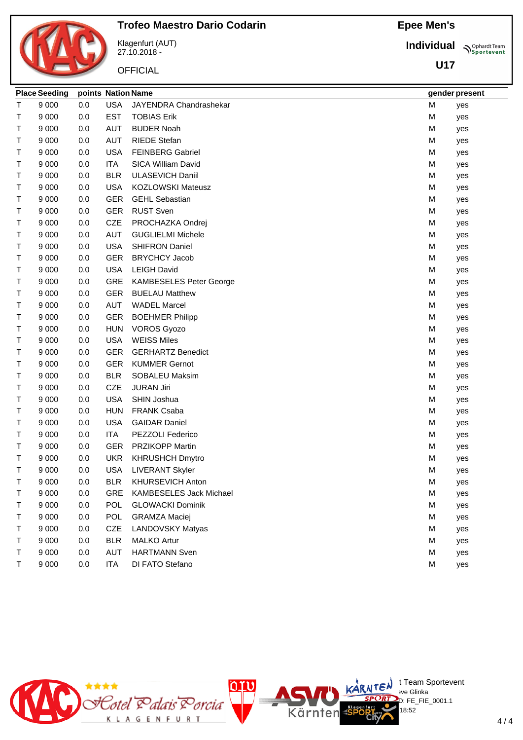# Trofeo Maestro Dario Codarin

Klagenfurt (AUT)
27.10.2018 -

OFFICIAL

**Epee Men's**

**Individual**

**U17**

| Place | Seeding | points | Nation | Name | gender | present |
|---|---|---|---|---|---|---|
| T | 9 000 | 0.0 | USA | JAYENDRA Chandrashekar | M | yes |
| T | 9 000 | 0.0 | EST | TOBIAS Erik | M | yes |
| T | 9 000 | 0.0 | AUT | BUDER Noah | M | yes |
| T | 9 000 | 0.0 | AUT | RIEDE Stefan | M | yes |
| T | 9 000 | 0.0 | USA | FEINBERG Gabriel | M | yes |
| T | 9 000 | 0.0 | ITA | SICA William David | M | yes |
| T | 9 000 | 0.0 | BLR | ULASEVICH Daniil | M | yes |
| T | 9 000 | 0.0 | USA | KOZLOWSKI Mateusz | M | yes |
| T | 9 000 | 0.0 | GER | GEHL Sebastian | M | yes |
| T | 9 000 | 0.0 | GER | RUST Sven | M | yes |
| T | 9 000 | 0.0 | CZE | PROCHAZKA Ondrej | M | yes |
| T | 9 000 | 0.0 | AUT | GUGLIELMI Michele | M | yes |
| T | 9 000 | 0.0 | USA | SHIFRON Daniel | M | yes |
| T | 9 000 | 0.0 | GER | BRYCHCY Jacob | M | yes |
| T | 9 000 | 0.0 | USA | LEIGH David | M | yes |
| T | 9 000 | 0.0 | GRE | KAMBESELES Peter George | M | yes |
| T | 9 000 | 0.0 | GER | BUELAU Matthew | M | yes |
| T | 9 000 | 0.0 | AUT | WADEL Marcel | M | yes |
| T | 9 000 | 0.0 | GER | BOEHMER Philipp | M | yes |
| T | 9 000 | 0.0 | HUN | VOROS Gyozo | M | yes |
| T | 9 000 | 0.0 | USA | WEISS Miles | M | yes |
| T | 9 000 | 0.0 | GER | GERHARTZ Benedict | M | yes |
| T | 9 000 | 0.0 | GER | KUMMER Gernot | M | yes |
| T | 9 000 | 0.0 | BLR | SOBALEU Maksim | M | yes |
| T | 9 000 | 0.0 | CZE | JURAN Jiri | M | yes |
| T | 9 000 | 0.0 | USA | SHIN Joshua | M | yes |
| T | 9 000 | 0.0 | HUN | FRANK Csaba | M | yes |
| T | 9 000 | 0.0 | USA | GAIDAR Daniel | M | yes |
| T | 9 000 | 0.0 | ITA | PEZZOLI Federico | M | yes |
| T | 9 000 | 0.0 | GER | PRZIKOPP Martin | M | yes |
| T | 9 000 | 0.0 | UKR | KHRUSHCH Dmytro | M | yes |
| T | 9 000 | 0.0 | USA | LIVERANT Skyler | M | yes |
| T | 9 000 | 0.0 | BLR | KHURSEVICH Anton | M | yes |
| T | 9 000 | 0.0 | GRE | KAMBESELES Jack Michael | M | yes |
| T | 9 000 | 0.0 | POL | GLOWACKI Dominik | M | yes |
| T | 9 000 | 0.0 | POL | GRAMZA Maciej | M | yes |
| T | 9 000 | 0.0 | CZE | LANDOVSKY Matyas | M | yes |
| T | 9 000 | 0.0 | BLR | MALKO Artur | M | yes |
| T | 9 000 | 0.0 | AUT | HARTMANN Sven | M | yes |
| T | 9 000 | 0.0 | ITA | DI FATO Stefano | M | yes |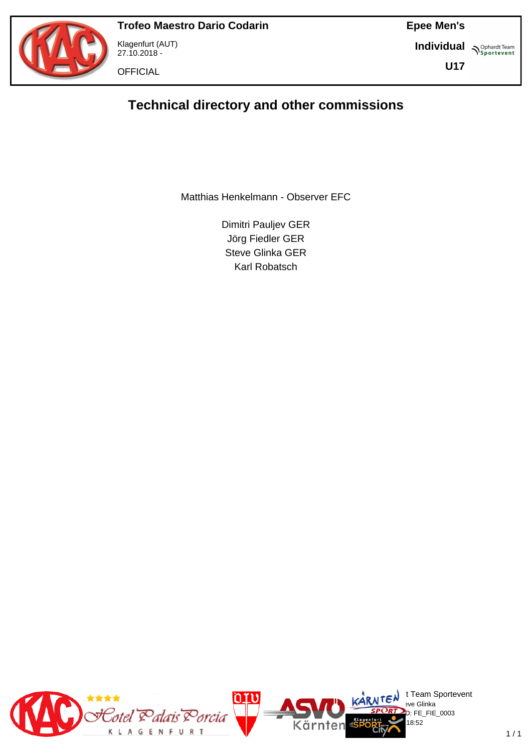**Trofeo Maestro Dario Codarin**

Klagenfurt (AUT)
27.10.2018 -

OFFICIAL

**Epee Men's**

**Individual**

**U17**

## Technical directory and other commissions

Matthias Henkelmann - Observer EFC

Dimitri Pauljev GER
Jörg Fiedler GER
Steve Glinka GER
Karl Robatsch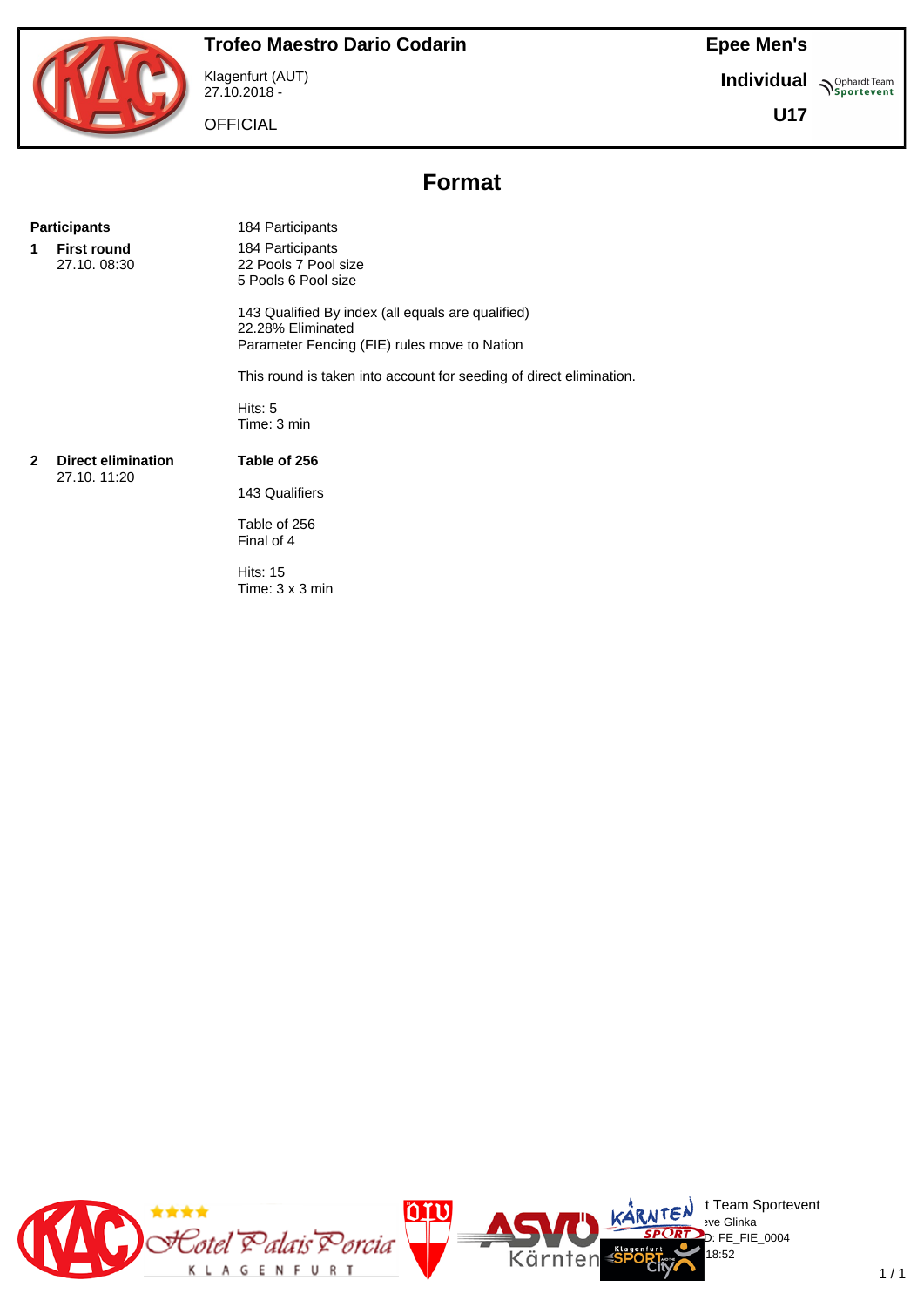**Trofeo Maestro Dario Codarin**

Klagenfurt (AUT)
27.10.2018 -

OFFICIAL

**Epee Men's**

**Individual**

**U17**

# Format

**Participants** 184 Participants

**1 First round**
27.10. 08:30

184 Participants
22 Pools 7 Pool size
5 Pools 6 Pool size

143 Qualified By index (all equals are qualified)
22.28% Eliminated
Parameter Fencing (FIE) rules move to Nation

This round is taken into account for seeding of direct elimination.

Hits: 5
Time: 3 min

**2 Direct elimination**
27.10. 11:20

**Table of 256**

143 Qualifiers

Table of 256
Final of 4

Hits: 15
Time: 3 x 3 min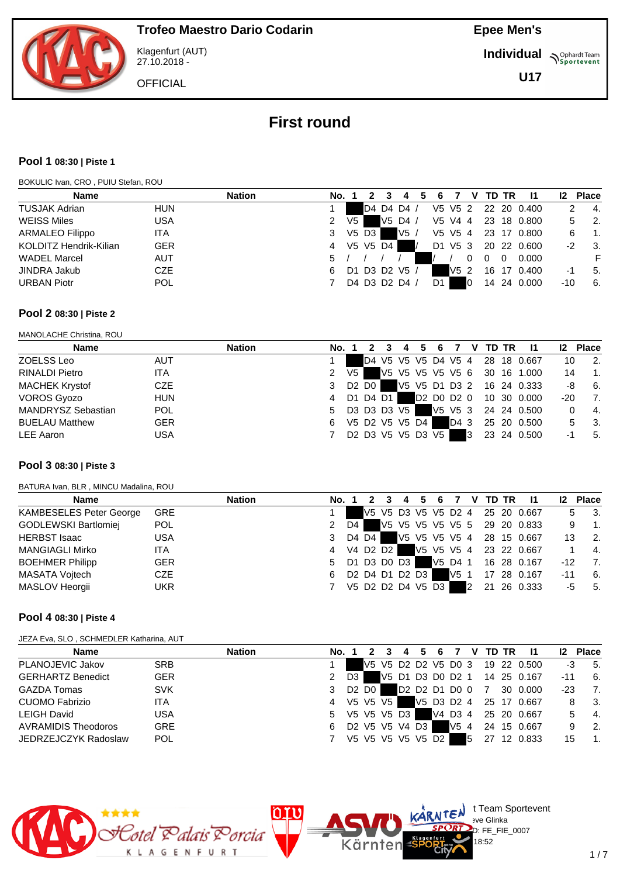Trofeo Maestro Dario Codarin

Klagenfurt (AUT)
27.10.2018 -

OFFICIAL

Epee Men's

Individual

U17

# First round

## Pool 1 08:30 | Piste 1

BOKULIC Ivan, CRO , PUIU Stefan, ROU

| Name | Nation | No. | 1 | 2 | 3 | 4 | 5 | 6 | 7 | V | TD | TR | I1 | I2 | Place |
|---|---|---|---|---|---|---|---|---|---|---|---|---|---|---|---|
| TUSJAK Adrian | HUN | 1 | | D4 | D4 | D4 | / | V5 | V5 | 2 | 22 | 20 | 0.400 | 2 | 4. |
| WEISS Miles | USA | 2 | V5 | | V5 | D4 | / | V5 | V4 | 4 | 23 | 18 | 0.800 | 5 | 2. |
| ARMALEO Filippo | ITA | 3 | V5 | D3 | | V5 | / | V5 | V5 | 4 | 23 | 17 | 0.800 | 6 | 1. |
| KOLDITZ Hendrik-Kilian | GER | 4 | V5 | V5 | D4 | | / | D1 | V5 | 3 | 20 | 22 | 0.600 | -2 | 3. |
| WADEL Marcel | AUT | 5 | / | / | / | / | | / | / | 0 | 0 | 0 | 0.000 | | F |
| JINDRA Jakub | CZE | 6 | D1 | D3 | D2 | V5 | / | | V5 | 2 | 16 | 17 | 0.400 | -1 | 5. |
| URBAN Piotr | POL | 7 | D4 | D3 | D2 | D4 | / | D1 | | 0 | 14 | 24 | 0.000 | -10 | 6. |

## Pool 2 08:30 | Piste 2

MANOLACHE Christina, ROU

| Name | Nation | No. | 1 | 2 | 3 | 4 | 5 | 6 | 7 | V | TD | TR | I1 | I2 | Place |
|---|---|---|---|---|---|---|---|---|---|---|---|---|---|---|---|
| ZOELSS Leo | AUT | 1 | | D4 | V5 | V5 | V5 | D4 | V5 | 4 | 28 | 18 | 0.667 | 10 | 2. |
| RINALDI Pietro | ITA | 2 | V5 | | V5 | V5 | V5 | V5 | V5 | 6 | 30 | 16 | 1.000 | 14 | 1. |
| MACHEK Krystof | CZE | 3 | D2 | D0 | | V5 | V5 | D1 | D3 | 2 | 16 | 24 | 0.333 | -8 | 6. |
| VOROS Gyozo | HUN | 4 | D1 | D4 | D1 | | D2 | D0 | D2 | 0 | 10 | 30 | 0.000 | -20 | 7. |
| MANDRYSZ Sebastian | POL | 5 | D3 | D3 | D3 | V5 | | V5 | V5 | 3 | 24 | 24 | 0.500 | 0 | 4. |
| BUELAU Matthew | GER | 6 | V5 | D2 | V5 | V5 | D4 | | D4 | 3 | 25 | 20 | 0.500 | 5 | 3. |
| LEE Aaron | USA | 7 | D2 | D3 | V5 | V5 | D3 | V5 | | 3 | 23 | 24 | 0.500 | -1 | 5. |

## Pool 3 08:30 | Piste 3

BATURA Ivan, BLR , MINCU Madalina, ROU

| Name | Nation | No. | 1 | 2 | 3 | 4 | 5 | 6 | 7 | V | TD | TR | I1 | I2 | Place |
|---|---|---|---|---|---|---|---|---|---|---|---|---|---|---|---|
| KAMBESELES Peter George | GRE | 1 | | V5 | V5 | D3 | V5 | V5 | D2 | 4 | 25 | 20 | 0.667 | 5 | 3. |
| GODLEWSKI Bartlomiej | POL | 2 | D4 | | V5 | V5 | V5 | V5 | V5 | 5 | 29 | 20 | 0.833 | 9 | 1. |
| HERBST Isaac | USA | 3 | D4 | D4 | | V5 | V5 | V5 | V5 | 4 | 28 | 15 | 0.667 | 13 | 2. |
| MANGIAGLI Mirko | ITA | 4 | V4 | D2 | D2 | | V5 | V5 | V5 | 4 | 23 | 22 | 0.667 | 1 | 4. |
| BOEHMER Philipp | GER | 5 | D1 | D3 | D0 | D3 | | V5 | D4 | 1 | 16 | 28 | 0.167 | -12 | 7. |
| MASATA Vojtech | CZE | 6 | D2 | D4 | D1 | D2 | D3 | | V5 | 1 | 17 | 28 | 0.167 | -11 | 6. |
| MASLOV Heorgii | UKR | 7 | V5 | D2 | D2 | D4 | V5 | D3 | | 2 | 21 | 26 | 0.333 | -5 | 5. |

## Pool 4 08:30 | Piste 4

JEZA Eva, SLO , SCHMEDLER Katharina, AUT

| Name | Nation | No. | 1 | 2 | 3 | 4 | 5 | 6 | 7 | V | TD | TR | I1 | I2 | Place |
|---|---|---|---|---|---|---|---|---|---|---|---|---|---|---|---|
| PLANOJEVIC Jakov | SRB | 1 | | V5 | V5 | D2 | D2 | V5 | D0 | 3 | 19 | 22 | 0.500 | -3 | 5. |
| GERHARTZ Benedict | GER | 2 | D3 | | V5 | D1 | D3 | D0 | D2 | 1 | 14 | 25 | 0.167 | -11 | 6. |
| GAZDA Tomas | SVK | 3 | D2 | D0 | | D2 | D2 | D1 | D0 | 0 | 7 | 30 | 0.000 | -23 | 7. |
| CUOMO Fabrizio | ITA | 4 | V5 | V5 | V5 | | V5 | D3 | D2 | 4 | 25 | 17 | 0.667 | 8 | 3. |
| LEIGH David | USA | 5 | V5 | V5 | V5 | D3 | | V4 | D3 | 4 | 25 | 20 | 0.667 | 5 | 4. |
| AVRAMIDIS Theodoros | GRE | 6 | D2 | V5 | V5 | V4 | D3 | | V5 | 4 | 24 | 15 | 0.667 | 9 | 2. |
| JEDRZEJCZYK Radoslaw | POL | 7 | V5 | V5 | V5 | V5 | V5 | D2 | | 5 | 27 | 12 | 0.833 | 15 | 1. |

t Team Sportevent
eve Glinka
D: FE_FIE_0007
18:52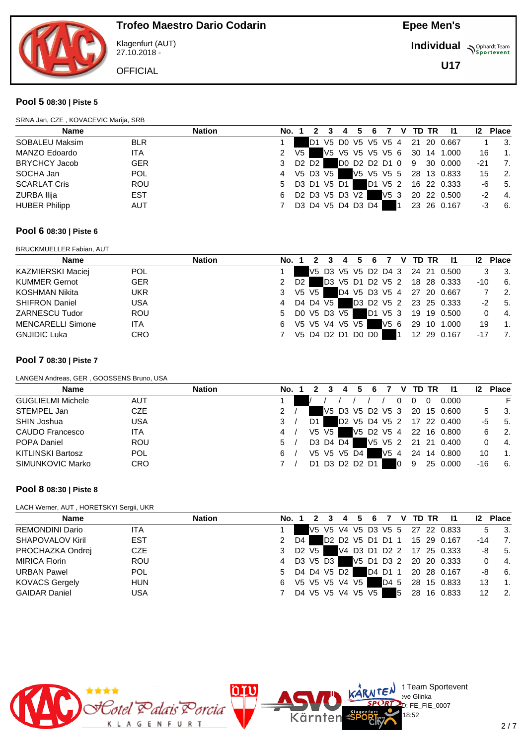Trofeo Maestro Dario Codarin

Klagenfurt (AUT)
27.10.2018 -

OFFICIAL

Epee Men's

Individual

U17

## Pool 5 08:30 | Piste 5

SRNA Jan, CZE , KOVACEVIC Marija, SRB

| Name | Nation | No. | 1 | 2 | 3 | 4 | 5 | 6 | 7 | V | TD | TR | I1 | I2 | Place |
|---|---|---|---|---|---|---|---|---|---|---|---|---|---|---|---|
| SOBALEU Maksim | BLR | 1 | | D1 | V5 | D0 | V5 | V5 | V5 | 4 | 21 | 20 | 0.667 | 1 | 3. |
| MANZO Edoardo | ITA | 2 | V5 | | V5 | V5 | V5 | V5 | V5 | 6 | 30 | 14 | 1.000 | 16 | 1. |
| BRYCHCY Jacob | GER | 3 | D2 | D2 | | D0 | D2 | D2 | D1 | 0 | 9 | 30 | 0.000 | -21 | 7. |
| SOCHA Jan | POL | 4 | V5 | D3 | V5 | | V5 | V5 | V5 | 5 | 28 | 13 | 0.833 | 15 | 2. |
| SCARLAT Cris | ROU | 5 | D3 | D1 | V5 | D1 | | D1 | V5 | 2 | 16 | 22 | 0.333 | -6 | 5. |
| ZURBA Ilija | EST | 6 | D2 | D3 | V5 | D3 | V2 | | V5 | 3 | 20 | 22 | 0.500 | -2 | 4. |
| HUBER Philipp | AUT | 7 | D3 | D4 | V5 | D4 | D3 | D4 | | 1 | 23 | 26 | 0.167 | -3 | 6. |

## Pool 6 08:30 | Piste 6

BRUCKMUELLER Fabian, AUT

| Name | Nation | No. | 1 | 2 | 3 | 4 | 5 | 6 | 7 | V | TD | TR | I1 | I2 | Place |
|---|---|---|---|---|---|---|---|---|---|---|---|---|---|---|---|
| KAZMIERSKI Maciej | POL | 1 | | V5 | D3 | V5 | V5 | D2 | D4 | 3 | 24 | 21 | 0.500 | 3 | 3. |
| KUMMER Gernot | GER | 2 | D2 | | D3 | V5 | D1 | D2 | V5 | 2 | 18 | 28 | 0.333 | -10 | 6. |
| KOSHMAN Nikita | UKR | 3 | V5 | V5 | | D4 | V5 | D3 | V5 | 4 | 27 | 20 | 0.667 | 7 | 2. |
| SHIFRON Daniel | USA | 4 | D4 | D4 | V5 | | D3 | D2 | V5 | 2 | 23 | 25 | 0.333 | -2 | 5. |
| ZARNESCU Tudor | ROU | 5 | D0 | V5 | D3 | V5 | | D1 | V5 | 3 | 19 | 19 | 0.500 | 0 | 4. |
| MENCARELLI Simone | ITA | 6 | V5 | V5 | V4 | V5 | V5 | | V5 | 6 | 29 | 10 | 1.000 | 19 | 1. |
| GNJIDIC Luka | CRO | 7 | V5 | D4 | D2 | D1 | D0 | D0 | | 1 | 12 | 29 | 0.167 | -17 | 7. |

## Pool 7 08:30 | Piste 7

LANGEN Andreas, GER , GOOSSENS Bruno, USA

| Name | Nation | No. | 1 | 2 | 3 | 4 | 5 | 6 | 7 | V | TD | TR | I1 | I2 | Place |
|---|---|---|---|---|---|---|---|---|---|---|---|---|---|---|---|
| GUGLIELMI Michele | AUT | 1 | | / | / | / | / | / | / | 0 | 0 | 0 | 0.000 | | F |
| STEMPEL Jan | CZE | 2 | / | | V5 | D3 | V5 | D2 | V5 | 3 | 20 | 15 | 0.600 | 5 | 3. |
| SHIN Joshua | USA | 3 | / | D1 | | D2 | V5 | D4 | V5 | 2 | 17 | 22 | 0.400 | -5 | 5. |
| CAUDO Francesco | ITA | 4 | / | V5 | V5 | | V5 | D2 | V5 | 4 | 22 | 16 | 0.800 | 6 | 2. |
| POPA Daniel | ROU | 5 | / | D3 | D4 | D4 | | V5 | V5 | 2 | 21 | 21 | 0.400 | 0 | 4. |
| KITLINSKI Bartosz | POL | 6 | / | V5 | V5 | V5 | D4 | | V5 | 4 | 24 | 14 | 0.800 | 10 | 1. |
| SIMUNKOVIC Marko | CRO | 7 | / | D1 | D3 | D2 | D2 | D1 | | 0 | 9 | 25 | 0.000 | -16 | 6. |

## Pool 8 08:30 | Piste 8

LACH Werner, AUT , HORETSKYI Sergii, UKR

| Name | Nation | No. | 1 | 2 | 3 | 4 | 5 | 6 | 7 | V | TD | TR | I1 | I2 | Place |
|---|---|---|---|---|---|---|---|---|---|---|---|---|---|---|---|
| REMONDINI Dario | ITA | 1 | | V5 | V5 | V4 | V5 | D3 | V5 | 5 | 27 | 22 | 0.833 | 5 | 3. |
| SHAPOVALOV Kiril | EST | 2 | D4 | | D2 | D2 | V5 | D1 | D1 | 1 | 15 | 29 | 0.167 | -14 | 7. |
| PROCHAZKA Ondrej | CZE | 3 | D2 | V5 | | V4 | D3 | D1 | D2 | 2 | 17 | 25 | 0.333 | -8 | 5. |
| MIRICA Florin | ROU | 4 | D3 | V5 | D3 | | V5 | D1 | D3 | 2 | 20 | 20 | 0.333 | 0 | 4. |
| URBAN Pawel | POL | 5 | D4 | D4 | V5 | D2 | | D4 | D1 | 1 | 20 | 28 | 0.167 | -8 | 6. |
| KOVACS Gergely | HUN | 6 | V5 | V5 | V5 | V4 | V5 | | D4 | 5 | 28 | 15 | 0.833 | 13 | 1. |
| GAIDAR Daniel | USA | 7 | D4 | V5 | V5 | V4 | V5 | V5 | | 5 | 28 | 16 | 0.833 | 12 | 2. |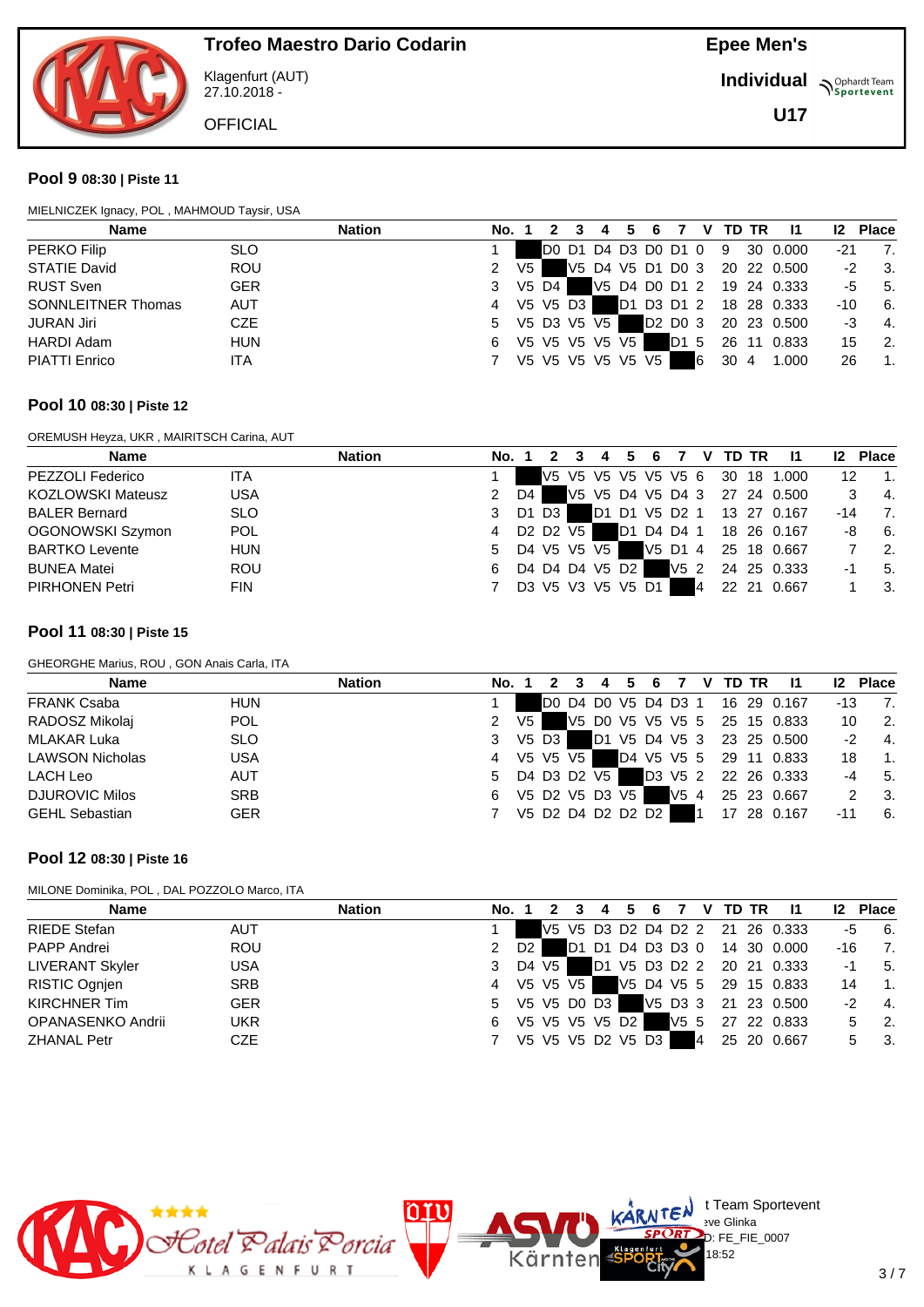# Trofeo Maestro Dario Codarin

Klagenfurt (AUT)
27.10.2018 -

OFFICIAL

**Epee Men's**
**Individual**
**U17**

## Pool 9 08:30 | Piste 11

MIELNICZEK Ignacy, POL , MAHMOUD Taysir, USA

| Name | Nation | No. | 1 | 2 | 3 | 4 | 5 | 6 | 7 | V | TD | TR | I1 | I2 | Place |
|---|---|---|---|---|---|---|---|---|---|---|---|---|---|---|---|
| PERKO Filip | SLO | 1 | | D0 | D1 | D4 | D3 | D0 | D1 | 0 | 9 | 30 | 0.000 | -21 | 7. |
| STATIE David | ROU | 2 | V5 | | V5 | D4 | V5 | D1 | D0 | 3 | 20 | 22 | 0.500 | -2 | 3. |
| RUST Sven | GER | 3 | V5 | D4 | | V5 | D4 | D0 | D1 | 2 | 19 | 24 | 0.333 | -5 | 5. |
| SONNLEITNER Thomas | AUT | 4 | V5 | V5 | D3 | | D1 | D3 | D1 | 2 | 18 | 28 | 0.333 | -10 | 6. |
| JURAN Jiri | CZE | 5 | V5 | D3 | V5 | V5 | | D2 | D0 | 3 | 20 | 23 | 0.500 | -3 | 4. |
| HARDI Adam | HUN | 6 | V5 | V5 | V5 | V5 | V5 | | D1 | 5 | 26 | 11 | 0.833 | 15 | 2. |
| PIATTI Enrico | ITA | 7 | V5 | V5 | V5 | V5 | V5 | V5 | | 6 | 30 | 4 | 1.000 | 26 | 1. |

## Pool 10 08:30 | Piste 12

OREMUSH Heyza, UKR , MAIRITSCH Carina, AUT

| Name | Nation | No. | 1 | 2 | 3 | 4 | 5 | 6 | 7 | V | TD | TR | I1 | I2 | Place |
|---|---|---|---|---|---|---|---|---|---|---|---|---|---|---|---|
| PEZZOLI Federico | ITA | 1 | | V5 | V5 | V5 | V5 | V5 | V5 | 6 | 30 | 18 | 1.000 | 12 | 1. |
| KOZLOWSKI Mateusz | USA | 2 | D4 | | V5 | V5 | D4 | V5 | D4 | 3 | 27 | 24 | 0.500 | 3 | 4. |
| BALER Bernard | SLO | 3 | D1 | D3 | | D1 | D1 | V5 | D2 | 1 | 13 | 27 | 0.167 | -14 | 7. |
| OGONOWSKI Szymon | POL | 4 | D2 | D2 | V5 | | D1 | D4 | D4 | 1 | 18 | 26 | 0.167 | -8 | 6. |
| BARTKO Levente | HUN | 5 | D4 | V5 | V5 | V5 | | V5 | D1 | 4 | 25 | 18 | 0.667 | 7 | 2. |
| BUNEA Matei | ROU | 6 | D4 | D4 | D4 | V5 | D2 | | V5 | 2 | 24 | 25 | 0.333 | -1 | 5. |
| PIRHONEN Petri | FIN | 7 | D3 | V5 | V3 | V5 | V5 | D1 | | 4 | 22 | 21 | 0.667 | 1 | 3. |

## Pool 11 08:30 | Piste 15

GHEORGHE Marius, ROU , GON Anais Carla, ITA

| Name | Nation | No. | 1 | 2 | 3 | 4 | 5 | 6 | 7 | V | TD | TR | I1 | I2 | Place |
|---|---|---|---|---|---|---|---|---|---|---|---|---|---|---|---|
| FRANK Csaba | HUN | 1 | | D0 | D4 | D0 | V5 | D4 | D3 | 1 | 16 | 29 | 0.167 | -13 | 7. |
| RADOSZ Mikolaj | POL | 2 | V5 | | V5 | D0 | V5 | V5 | V5 | 5 | 25 | 15 | 0.833 | 10 | 2. |
| MLAKAR Luka | SLO | 3 | V5 | D3 | | D1 | V5 | D4 | V5 | 3 | 23 | 25 | 0.500 | -2 | 4. |
| LAWSON Nicholas | USA | 4 | V5 | V5 | V5 | | D4 | V5 | V5 | 5 | 29 | 11 | 0.833 | 18 | 1. |
| LACH Leo | AUT | 5 | D4 | D3 | D2 | V5 | | D3 | V5 | 2 | 22 | 26 | 0.333 | -4 | 5. |
| DJUROVIC Milos | SRB | 6 | V5 | D2 | V5 | D3 | V5 | | V5 | 4 | 25 | 23 | 0.667 | 2 | 3. |
| GEHL Sebastian | GER | 7 | V5 | D2 | D4 | D2 | D2 | D2 | | 1 | 17 | 28 | 0.167 | -11 | 6. |

## Pool 12 08:30 | Piste 16

MILONE Dominika, POL , DAL POZZOLO Marco, ITA

| Name | Nation | No. | 1 | 2 | 3 | 4 | 5 | 6 | 7 | V | TD | TR | I1 | I2 | Place |
|---|---|---|---|---|---|---|---|---|---|---|---|---|---|---|---|
| RIEDE Stefan | AUT | 1 | | V5 | V5 | D3 | D2 | D4 | D2 | 2 | 21 | 26 | 0.333 | -5 | 6. |
| PAPP Andrei | ROU | 2 | D2 | | D1 | D1 | D4 | D3 | D3 | 0 | 14 | 30 | 0.000 | -16 | 7. |
| LIVERANT Skyler | USA | 3 | D4 | V5 | | D1 | V5 | D3 | D2 | 2 | 20 | 21 | 0.333 | -1 | 5. |
| RISTIC Ognjen | SRB | 4 | V5 | V5 | V5 | | V5 | D4 | V5 | 5 | 29 | 15 | 0.833 | 14 | 1. |
| KIRCHNER Tim | GER | 5 | V5 | V5 | D0 | D3 | | V5 | D3 | 3 | 21 | 23 | 0.500 | -2 | 4. |
| OPANASENKO Andrii | UKR | 6 | V5 | V5 | V5 | V5 | D2 | | V5 | 5 | 27 | 22 | 0.833 | 5 | 2. |
| ZHANAL Petr | CZE | 7 | V5 | V5 | V5 | D2 | V5 | D3 | | 4 | 25 | 20 | 0.667 | 5 | 3. |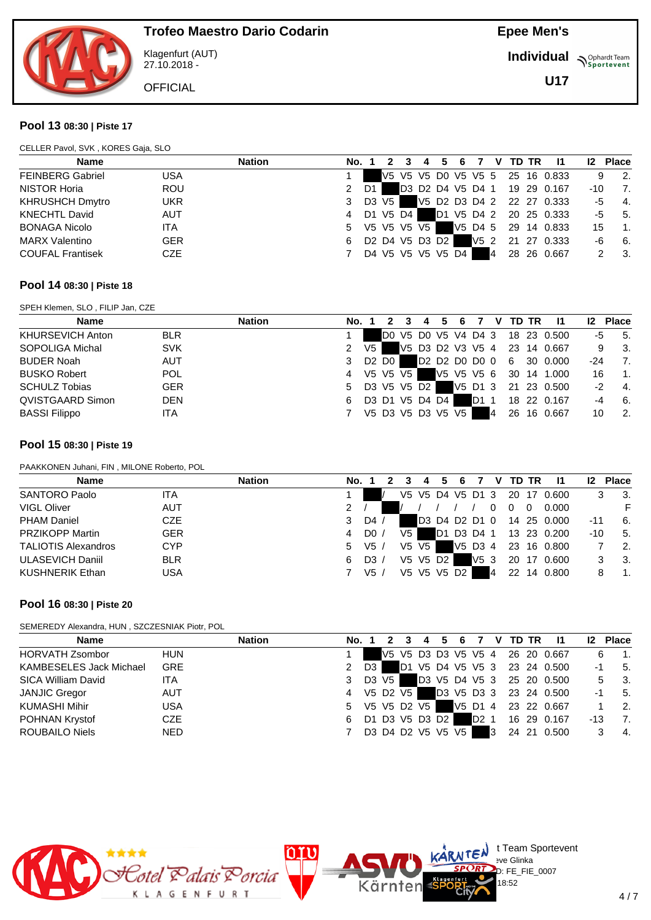# Trofeo Maestro Dario Codarin

Klagenfurt (AUT)
27.10.2018 -

OFFICIAL

**Epee Men's**

**Individual**

**U17**

## Pool 13 08:30 | Piste 17

CELLER Pavol, SVK , KORES Gaja, SLO

| Name | Nation | No. | 1 | 2 | 3 | 4 | 5 | 6 | 7 | V | TD | TR | I1 | I2 | Place |
|---|---|---|---|---|---|---|---|---|---|---|---|---|---|---|---|
| FEINBERG Gabriel | USA | 1 | | V5 | V5 | V5 | D0 | V5 | V5 | 5 | 25 | 16 | 0.833 | 9 | 2. |
| NISTOR Horia | ROU | 2 | D1 | | D3 | D2 | D4 | V5 | D4 | 1 | 19 | 29 | 0.167 | -10 | 7. |
| KHRUSHCH Dmytro | UKR | 3 | D3 | V5 | | V5 | D2 | D3 | D4 | 2 | 22 | 27 | 0.333 | -5 | 4. |
| KNECHTL David | AUT | 4 | D1 | V5 | D4 | | D1 | V5 | D4 | 2 | 20 | 25 | 0.333 | -5 | 5. |
| BONAGA Nicolo | ITA | 5 | V5 | V5 | V5 | V5 | | V5 | D4 | 5 | 29 | 14 | 0.833 | 15 | 1. |
| MARX Valentino | GER | 6 | D2 | D4 | V5 | D3 | D2 | | V5 | 2 | 21 | 27 | 0.333 | -6 | 6. |
| COUFAL Frantisek | CZE | 7 | D4 | V5 | V5 | V5 | V5 | D4 | | 4 | 28 | 26 | 0.667 | 2 | 3. |

## Pool 14 08:30 | Piste 18

SPEH Klemen, SLO , FILIP Jan, CZE

| Name | Nation | No. | 1 | 2 | 3 | 4 | 5 | 6 | 7 | V | TD | TR | I1 | I2 | Place |
|---|---|---|---|---|---|---|---|---|---|---|---|---|---|---|---|
| KHURSEVICH Anton | BLR | 1 | | D0 | V5 | D0 | V5 | V4 | D4 | 3 | 18 | 23 | 0.500 | -5 | 5. |
| SOPOLIGA Michal | SVK | 2 | V5 | | V5 | D3 | D2 | V3 | V5 | 4 | 23 | 14 | 0.667 | 9 | 3. |
| BUDER Noah | AUT | 3 | D2 | D0 | | D2 | D2 | D0 | D0 | 0 | 6 | 30 | 0.000 | -24 | 7. |
| BUSKO Robert | POL | 4 | V5 | V5 | V5 | | V5 | V5 | V5 | 6 | 30 | 14 | 1.000 | 16 | 1. |
| SCHULZ Tobias | GER | 5 | D3 | V5 | V5 | D2 | | V5 | D1 | 3 | 21 | 23 | 0.500 | -2 | 4. |
| QVISTGAARD Simon | DEN | 6 | D3 | D1 | V5 | D4 | D4 | | D1 | 1 | 18 | 22 | 0.167 | -4 | 6. |
| BASSI Filippo | ITA | 7 | V5 | D3 | V5 | D3 | V5 | V5 | | 4 | 26 | 16 | 0.667 | 10 | 2. |

## Pool 15 08:30 | Piste 19

PAAKKONEN Juhani, FIN , MILONE Roberto, POL

| Name | Nation | No. | 1 | 2 | 3 | 4 | 5 | 6 | 7 | V | TD | TR | I1 | I2 | Place |
|---|---|---|---|---|---|---|---|---|---|---|---|---|---|---|---|
| SANTORO Paolo | ITA | 1 | | / | V5 | V5 | D4 | V5 | D1 | 3 | 20 | 17 | 0.600 | 3 | 3. |
| VIGL Oliver | AUT | 2 | / | | / | / | / | / | / | 0 | 0 | 0 | 0.000 | | F |
| PHAM Daniel | CZE | 3 | D4 | / | | D3 | D4 | D2 | D1 | 0 | 14 | 25 | 0.000 | -11 | 6. |
| PRZIKOPP Martin | GER | 4 | D0 | / | V5 | | D1 | D3 | D4 | 1 | 13 | 23 | 0.200 | -10 | 5. |
| TALIOTIS Alexandros | CYP | 5 | V5 | / | V5 | V5 | | V5 | D3 | 4 | 23 | 16 | 0.800 | 7 | 2. |
| ULASEVICH Daniil | BLR | 6 | D3 | / | V5 | V5 | D2 | | V5 | 3 | 20 | 17 | 0.600 | 3 | 3. |
| KUSHNERIK Ethan | USA | 7 | V5 | / | V5 | V5 | V5 | D2 | | 4 | 22 | 14 | 0.800 | 8 | 1. |

## Pool 16 08:30 | Piste 20

SEMEREDY Alexandra, HUN , SZCZESNIAK Piotr, POL

| Name | Nation | No. | 1 | 2 | 3 | 4 | 5 | 6 | 7 | V | TD | TR | I1 | I2 | Place |
|---|---|---|---|---|---|---|---|---|---|---|---|---|---|---|---|
| HORVATH Zsombor | HUN | 1 | | V5 | V5 | D3 | D3 | V5 | V5 | 4 | 26 | 20 | 0.667 | 6 | 1. |
| KAMBESELES Jack Michael | GRE | 2 | D3 | | D1 | V5 | D4 | V5 | V5 | 3 | 23 | 24 | 0.500 | -1 | 5. |
| SICA William David | ITA | 3 | D3 | V5 | | D3 | V5 | D4 | V5 | 3 | 25 | 20 | 0.500 | 5 | 3. |
| JANJIC Gregor | AUT | 4 | V5 | D2 | V5 | | D3 | V5 | D3 | 3 | 23 | 24 | 0.500 | -1 | 5. |
| KUMASHI Mihir | USA | 5 | V5 | V5 | D2 | V5 | | V5 | D1 | 4 | 23 | 22 | 0.667 | 1 | 2. |
| POHNAN Krystof | CZE | 6 | D1 | D3 | V5 | D3 | D2 | | D2 | 1 | 16 | 29 | 0.167 | -13 | 7. |
| ROUBAILO Niels | NED | 7 | D3 | D4 | D2 | V5 | V5 | V5 | | 3 | 24 | 21 | 0.500 | 3 | 4. |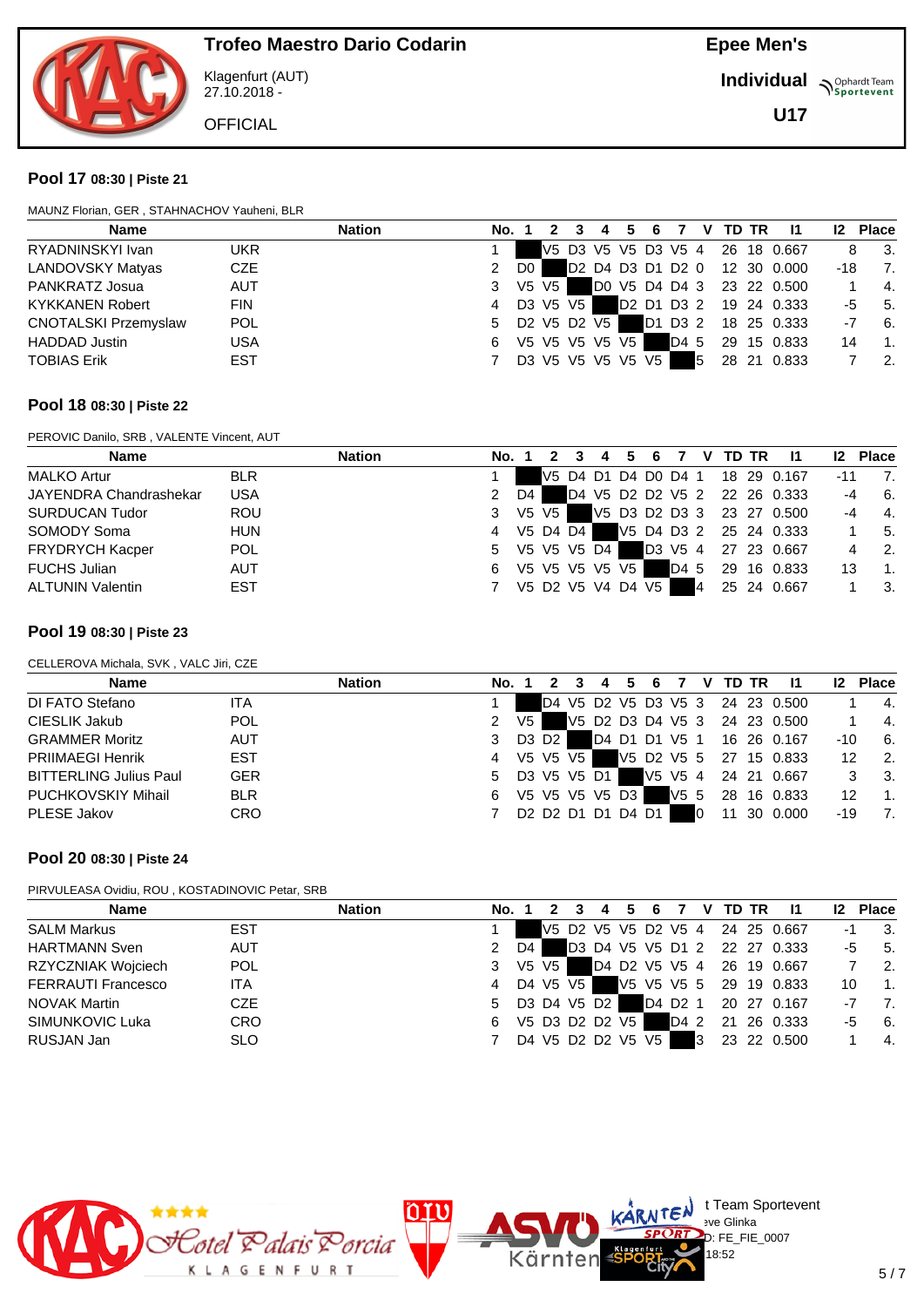# Trofeo Maestro Dario Codarin

Klagenfurt (AUT)
27.10.2018 -

OFFICIAL

**Epee Men's**

**Individual**

**U17**

## Pool 17 08:30 | Piste 21

MAUNZ Florian, GER , STAHNACHOV Yauheni, BLR

| Name | Nation | No. | 1 | 2 | 3 | 4 | 5 | 6 | 7 | V | TD | TR | I1 | I2 | Place |
|---|---|---|---|---|---|---|---|---|---|---|---|---|---|---|---|
| RYADNINSKYI Ivan | UKR | 1 | | V5 | D3 | V5 | V5 | D3 | V5 | 4 | 26 | 18 | 0.667 | 8 | 3. |
| LANDOVSKY Matyas | CZE | 2 | D0 | | D2 | D4 | D3 | D1 | D2 | 0 | 12 | 30 | 0.000 | -18 | 7. |
| PANKRATZ Josua | AUT | 3 | V5 | V5 | | D0 | V5 | D4 | D4 | 3 | 23 | 22 | 0.500 | 1 | 4. |
| KYKKANEN Robert | FIN | 4 | D3 | V5 | V5 | | D2 | D1 | D3 | 2 | 19 | 24 | 0.333 | -5 | 5. |
| CNOTALSKI Przemyslaw | POL | 5 | D2 | V5 | D2 | V5 | | D1 | D3 | 2 | 18 | 25 | 0.333 | -7 | 6. |
| HADDAD Justin | USA | 6 | V5 | V5 | V5 | V5 | V5 | | D4 | 5 | 29 | 15 | 0.833 | 14 | 1. |
| TOBIAS Erik | EST | 7 | D3 | V5 | V5 | V5 | V5 | V5 | | 5 | 28 | 21 | 0.833 | 7 | 2. |

## Pool 18 08:30 | Piste 22

PEROVIC Danilo, SRB , VALENTE Vincent, AUT

| Name | Nation | No. | 1 | 2 | 3 | 4 | 5 | 6 | 7 | V | TD | TR | I1 | I2 | Place |
|---|---|---|---|---|---|---|---|---|---|---|---|---|---|---|---|
| MALKO Artur | BLR | 1 | | V5 | D4 | D1 | D4 | D0 | D4 | 1 | 18 | 29 | 0.167 | -11 | 7. |
| JAYENDRA Chandrashekar | USA | 2 | D4 | | D4 | V5 | D2 | D2 | V5 | 2 | 22 | 26 | 0.333 | -4 | 6. |
| SURDUCAN Tudor | ROU | 3 | V5 | V5 | | V5 | D3 | D2 | D3 | 3 | 23 | 27 | 0.500 | -4 | 4. |
| SOMODY Soma | HUN | 4 | V5 | D4 | D4 | | V5 | D4 | D3 | 2 | 25 | 24 | 0.333 | 1 | 5. |
| FRYDRYCH Kacper | POL | 5 | V5 | V5 | V5 | D4 | | D3 | V5 | 4 | 27 | 23 | 0.667 | 4 | 2. |
| FUCHS Julian | AUT | 6 | V5 | V5 | V5 | V5 | V5 | | D4 | 5 | 29 | 16 | 0.833 | 13 | 1. |
| ALTUNIN Valentin | EST | 7 | V5 | D2 | V5 | V4 | D4 | V5 | | 4 | 25 | 24 | 0.667 | 1 | 3. |

## Pool 19 08:30 | Piste 23

CELLEROVA Michala, SVK , VALC Jiri, CZE

| Name | Nation | No. | 1 | 2 | 3 | 4 | 5 | 6 | 7 | V | TD | TR | I1 | I2 | Place |
|---|---|---|---|---|---|---|---|---|---|---|---|---|---|---|---|
| DI FATO Stefano | ITA | 1 | | D4 | V5 | D2 | V5 | D3 | V5 | 3 | 24 | 23 | 0.500 | 1 | 4. |
| CIESLIK Jakub | POL | 2 | V5 | | V5 | D2 | D3 | D4 | V5 | 3 | 24 | 23 | 0.500 | 1 | 4. |
| GRAMMER Moritz | AUT | 3 | D3 | D2 | | D4 | D1 | D1 | V5 | 1 | 16 | 26 | 0.167 | -10 | 6. |
| PRIIMAEGI Henrik | EST | 4 | V5 | V5 | V5 | | V5 | D2 | V5 | 5 | 27 | 15 | 0.833 | 12 | 2. |
| BITTERLING Julius Paul | GER | 5 | D3 | V5 | V5 | D1 | | V5 | V5 | 4 | 24 | 21 | 0.667 | 3 | 3. |
| PUCHKOVSKIY Mihail | BLR | 6 | V5 | V5 | V5 | V5 | D3 | | V5 | 5 | 28 | 16 | 0.833 | 12 | 1. |
| PLESE Jakov | CRO | 7 | D2 | D2 | D1 | D1 | D4 | D1 | | 0 | 11 | 30 | 0.000 | -19 | 7. |

## Pool 20 08:30 | Piste 24

PIRVULEASA Ovidiu, ROU , KOSTADINOVIC Petar, SRB

| Name | Nation | No. | 1 | 2 | 3 | 4 | 5 | 6 | 7 | V | TD | TR | I1 | I2 | Place |
|---|---|---|---|---|---|---|---|---|---|---|---|---|---|---|---|
| SALM Markus | EST | 1 | | V5 | D2 | V5 | V5 | D2 | V5 | 4 | 24 | 25 | 0.667 | -1 | 3. |
| HARTMANN Sven | AUT | 2 | D4 | | D3 | D4 | V5 | V5 | D1 | 2 | 22 | 27 | 0.333 | -5 | 5. |
| RZYCZNIAK Wojciech | POL | 3 | V5 | V5 | | D4 | D2 | V5 | V5 | 4 | 26 | 19 | 0.667 | 7 | 2. |
| FERRAUTI Francesco | ITA | 4 | D4 | V5 | V5 | | V5 | V5 | V5 | 5 | 29 | 19 | 0.833 | 10 | 1. |
| NOVAK Martin | CZE | 5 | D3 | D4 | V5 | D2 | | D4 | D2 | 1 | 20 | 27 | 0.167 | -7 | 7. |
| SIMUNKOVIC Luka | CRO | 6 | V5 | D3 | D2 | D2 | V5 | | D4 | 2 | 21 | 26 | 0.333 | -5 | 6. |
| RUSJAN Jan | SLO | 7 | D4 | V5 | D2 | D2 | V5 | V5 | | 3 | 23 | 22 | 0.500 | 1 | 4. |

t Team Sportevent
eve Glinka
D: FE_FIE_0007
18:52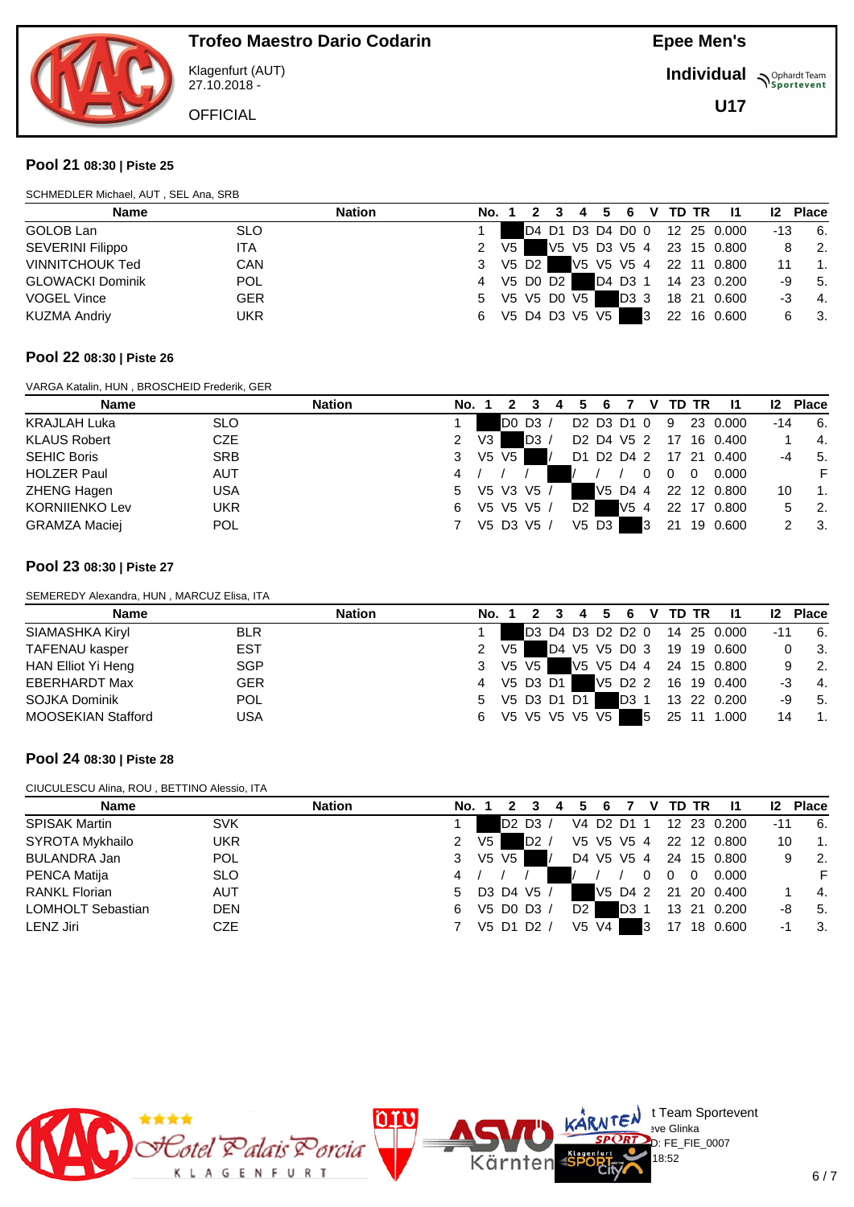# Trofeo Maestro Dario Codarin

Klagenfurt (AUT)
27.10.2018 -

OFFICIAL

**Epee Men's**

**Individual**

**U17**

## Pool 21 08:30 | Piste 25

SCHMEDLER Michael, AUT , SEL Ana, SRB

| Name | Nation | No. | 1 | 2 | 3 | 4 | 5 | 6 | V | TD | TR | I1 | I2 | Place |
|---|---|---|---|---|---|---|---|---|---|---|---|---|---|---|
| GOLOB Lan | SLO | 1 | | D4 | D1 | D3 | D4 | D0 | 0 | 12 | 25 | 0.000 | -13 | 6. |
| SEVERINI Filippo | ITA | 2 | V5 | | V5 | V5 | D3 | V5 | 4 | 23 | 15 | 0.800 | 8 | 2. |
| VINNITCHOUK Ted | CAN | 3 | V5 | D2 | | V5 | V5 | V5 | 4 | 22 | 11 | 0.800 | 11 | 1. |
| GLOWACKI Dominik | POL | 4 | V5 | D0 | D2 | | D4 | D3 | 1 | 14 | 23 | 0.200 | -9 | 5. |
| VOGEL Vince | GER | 5 | V5 | V5 | D0 | V5 | | D3 | 3 | 18 | 21 | 0.600 | -3 | 4. |
| KUZMA Andriy | UKR | 6 | V5 | D4 | D3 | V5 | V5 | | 3 | 22 | 16 | 0.600 | 6 | 3. |

## Pool 22 08:30 | Piste 26

VARGA Katalin, HUN , BROSCHEID Frederik, GER

| Name | Nation | No. | 1 | 2 | 3 | 4 | 5 | 6 | 7 | V | TD | TR | I1 | I2 | Place |
|---|---|---|---|---|---|---|---|---|---|---|---|---|---|---|---|
| KRAJLAH Luka | SLO | 1 | | D0 | D3 | / | D2 | D3 | D1 | 0 | 9 | 23 | 0.000 | -14 | 6. |
| KLAUS Robert | CZE | 2 | V3 | | D3 | / | D2 | D4 | V5 | 2 | 17 | 16 | 0.400 | 1 | 4. |
| SEHIC Boris | SRB | 3 | V5 | V5 | | / | D1 | D2 | D4 | 2 | 17 | 21 | 0.400 | -4 | 5. |
| HOLZER Paul | AUT | 4 | / | / | / | | / | / | / | 0 | 0 | 0 | 0.000 | | F |
| ZHENG Hagen | USA | 5 | V5 | V3 | V5 | / | | V5 | D4 | 4 | 22 | 12 | 0.800 | 10 | 1. |
| KORNIIENKO Lev | UKR | 6 | V5 | V5 | V5 | / | D2 | | V5 | 4 | 22 | 17 | 0.800 | 5 | 2. |
| GRAMZA Maciej | POL | 7 | V5 | D3 | V5 | / | V5 | D3 | | 3 | 21 | 19 | 0.600 | 2 | 3. |

## Pool 23 08:30 | Piste 27

SEMEREDY Alexandra, HUN , MARCUZ Elisa, ITA

| Name | Nation | No. | 1 | 2 | 3 | 4 | 5 | 6 | V | TD | TR | I1 | I2 | Place |
|---|---|---|---|---|---|---|---|---|---|---|---|---|---|---|
| SIAMASHKA Kiryl | BLR | 1 | | D3 | D4 | D3 | D2 | D2 | 0 | 14 | 25 | 0.000 | -11 | 6. |
| TAFENAU kasper | EST | 2 | V5 | | D4 | V5 | V5 | D0 | 3 | 19 | 19 | 0.600 | 0 | 3. |
| HAN Elliot Yi Heng | SGP | 3 | V5 | V5 | | V5 | V5 | D4 | 4 | 24 | 15 | 0.800 | 9 | 2. |
| EBERHARDT Max | GER | 4 | V5 | D3 | D1 | | V5 | D2 | 2 | 16 | 19 | 0.400 | -3 | 4. |
| SOJKA Dominik | POL | 5 | V5 | D3 | D1 | D1 | | D3 | 1 | 13 | 22 | 0.200 | -9 | 5. |
| MOOSEKIAN Stafford | USA | 6 | V5 | V5 | V5 | V5 | V5 | | 5 | 25 | 11 | 1.000 | 14 | 1. |

## Pool 24 08:30 | Piste 28

CIUCULESCU Alina, ROU , BETTINO Alessio, ITA

| Name | Nation | No. | 1 | 2 | 3 | 4 | 5 | 6 | 7 | V | TD | TR | I1 | I2 | Place |
|---|---|---|---|---|---|---|---|---|---|---|---|---|---|---|---|
| SPISAK Martin | SVK | 1 | | D2 | D3 | / | V4 | D2 | D1 | 1 | 12 | 23 | 0.200 | -11 | 6. |
| SYROTA Mykhailo | UKR | 2 | V5 | | D2 | / | V5 | V5 | V5 | 4 | 22 | 12 | 0.800 | 10 | 1. |
| BULANDRA Jan | POL | 3 | V5 | V5 | | / | D4 | V5 | V5 | 4 | 24 | 15 | 0.800 | 9 | 2. |
| PENCA Matija | SLO | 4 | / | / | / | | / | / | / | 0 | 0 | 0 | 0.000 | | F |
| RANKL Florian | AUT | 5 | D3 | D4 | V5 | / | | V5 | D4 | 2 | 21 | 20 | 0.400 | 1 | 4. |
| LOMHOLT Sebastian | DEN | 6 | V5 | D0 | D3 | / | D2 | | D3 | 1 | 13 | 21 | 0.200 | -8 | 5. |
| LENZ Jiri | CZE | 7 | V5 | D1 | D2 | / | V5 | V4 | | 3 | 17 | 18 | 0.600 | -1 | 3. |

t Team Sportevent
eve Glinka
D: FE_FIE_0007
18:52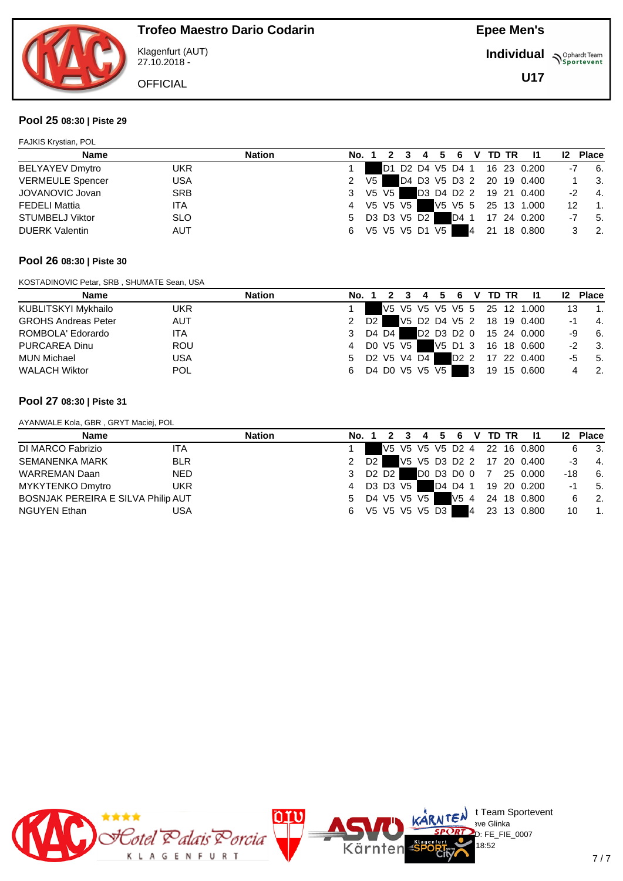# Trofeo Maestro Dario Codarin

Klagenfurt (AUT)
27.10.2018 -

OFFICIAL

**Epee Men's**

**Individual**

**U17**

## Pool 25 08:30 | Piste 29

FAJKIS Krystian, POL

| Name | Nation | No. | 1 | 2 | 3 | 4 | 5 | 6 | V | TD | TR | I1 | I2 | Place |
|---|---|---|---|---|---|---|---|---|---|---|---|---|---|---|
| BELYAYEV Dmytro | UKR | 1 | | D1 | D2 | D4 | V5 | D4 | 1 | 16 | 23 | 0.200 | -7 | 6. |
| VERMEULE Spencer | USA | 2 | V5 | | D4 | D3 | V5 | D3 | 2 | 20 | 19 | 0.400 | 1 | 3. |
| JOVANOVIC Jovan | SRB | 3 | V5 | V5 | | D3 | D4 | D2 | 2 | 19 | 21 | 0.400 | -2 | 4. |
| FEDELI Mattia | ITA | 4 | V5 | V5 | V5 | | V5 | V5 | 5 | 25 | 13 | 1.000 | 12 | 1. |
| STUMBELJ Viktor | SLO | 5 | D3 | D3 | V5 | D2 | | D4 | 1 | 17 | 24 | 0.200 | -7 | 5. |
| DUERK Valentin | AUT | 6 | V5 | V5 | V5 | D1 | V5 | | 4 | 21 | 18 | 0.800 | 3 | 2. |

## Pool 26 08:30 | Piste 30

KOSTADINOVIC Petar, SRB , SHUMATE Sean, USA

| Name | Nation | No. | 1 | 2 | 3 | 4 | 5 | 6 | V | TD | TR | I1 | I2 | Place |
|---|---|---|---|---|---|---|---|---|---|---|---|---|---|---|
| KUBLITSKYI Mykhailo | UKR | 1 | | V5 | V5 | V5 | V5 | V5 | 5 | 25 | 12 | 1.000 | 13 | 1. |
| GROHS Andreas Peter | AUT | 2 | D2 | | V5 | D2 | D4 | V5 | 2 | 18 | 19 | 0.400 | -1 | 4. |
| ROMBOLA' Edorardo | ITA | 3 | D4 | D4 | | D2 | D3 | D2 | 0 | 15 | 24 | 0.000 | -9 | 6. |
| PURCAREA Dinu | ROU | 4 | D0 | V5 | V5 | | V5 | D1 | 3 | 16 | 18 | 0.600 | -2 | 3. |
| MUN Michael | USA | 5 | D2 | V5 | V4 | D4 | | D2 | 2 | 17 | 22 | 0.400 | -5 | 5. |
| WALACH Wiktor | POL | 6 | D4 | D0 | V5 | V5 | V5 | | 3 | 19 | 15 | 0.600 | 4 | 2. |

## Pool 27 08:30 | Piste 31

AYANWALE Kola, GBR , GRYT Maciej, POL

| Name | Nation | No. | 1 | 2 | 3 | 4 | 5 | 6 | V | TD | TR | I1 | I2 | Place |
|---|---|---|---|---|---|---|---|---|---|---|---|---|---|---|
| DI MARCO Fabrizio | ITA | 1 | | V5 | V5 | V5 | V5 | D2 | 4 | 22 | 16 | 0.800 | 6 | 3. |
| SEMANENKA MARK | BLR | 2 | D2 | | V5 | V5 | D3 | D2 | 2 | 17 | 20 | 0.400 | -3 | 4. |
| WARREMAN Daan | NED | 3 | D2 | D2 | | D0 | D3 | D0 | 0 | 7 | 25 | 0.000 | -18 | 6. |
| MYKYTENKO Dmytro | UKR | 4 | D3 | D3 | V5 | | D4 | D4 | 1 | 19 | 20 | 0.200 | -1 | 5. |
| BOSNJAK PEREIRA E SILVA Philip | AUT | 5 | D4 | V5 | V5 | V5 | | V5 | 4 | 24 | 18 | 0.800 | 6 | 2. |
| NGUYEN Ethan | USA | 6 | V5 | V5 | V5 | V5 | D3 | | 4 | 23 | 13 | 0.800 | 10 | 1. |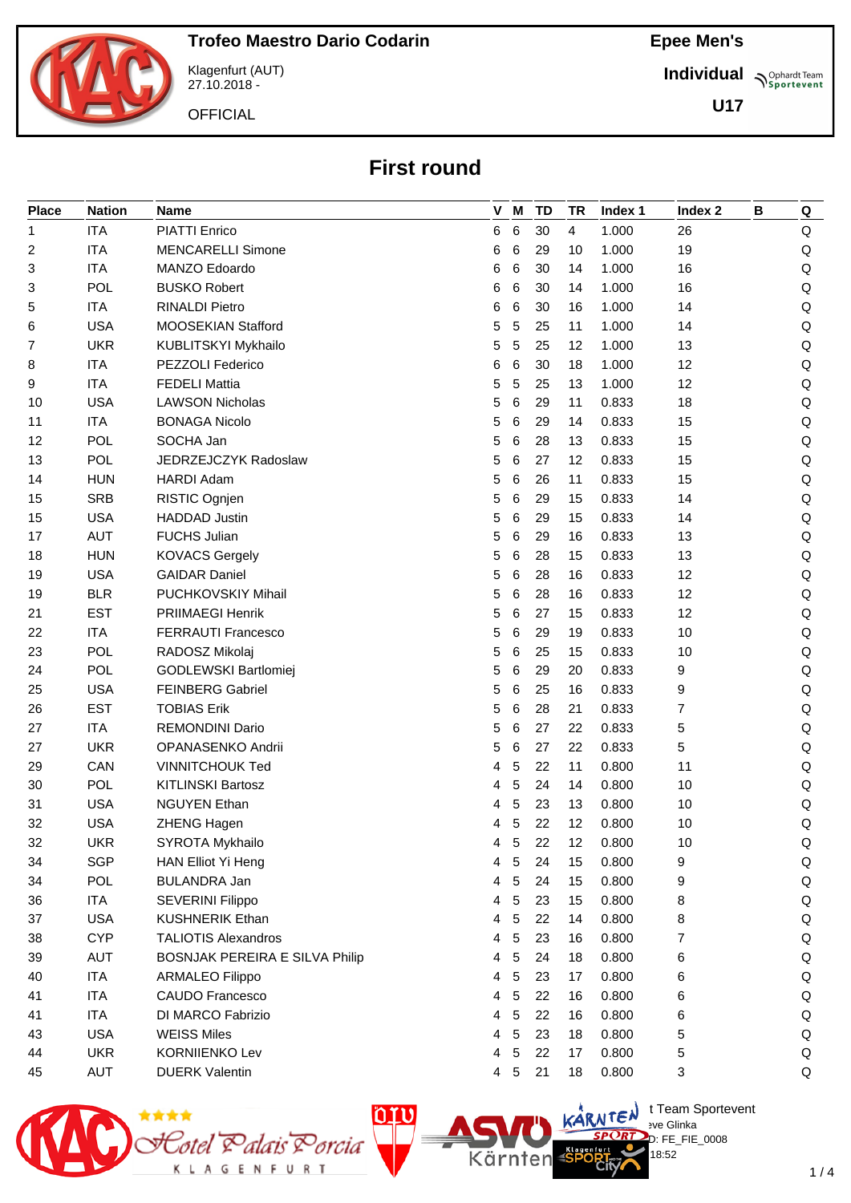# Trofeo Maestro Dario Codarin

Klagenfurt (AUT)
27.10.2018 -

OFFICIAL

**Epee Men's**

**Individual**

**U17**

## First round

| Place | Nation | Name | V | M | TD | TR | Index 1 | Index 2 | B | Q |
|---|---|---|---|---|---|---|---|---|---|---|
| 1 | ITA | PIATTI Enrico | 6 | 6 | 30 | 4 | 1.000 | 26 | | Q |
| 2 | ITA | MENCARELLI Simone | 6 | 6 | 29 | 10 | 1.000 | 19 | | Q |
| 3 | ITA | MANZO Edoardo | 6 | 6 | 30 | 14 | 1.000 | 16 | | Q |
| 3 | POL | BUSKO Robert | 6 | 6 | 30 | 14 | 1.000 | 16 | | Q |
| 5 | ITA | RINALDI Pietro | 6 | 6 | 30 | 16 | 1.000 | 14 | | Q |
| 6 | USA | MOOSEKIAN Stafford | 5 | 5 | 25 | 11 | 1.000 | 14 | | Q |
| 7 | UKR | KUBLITSKYI Mykhailo | 5 | 5 | 25 | 12 | 1.000 | 13 | | Q |
| 8 | ITA | PEZZOLI Federico | 6 | 6 | 30 | 18 | 1.000 | 12 | | Q |
| 9 | ITA | FEDELI Mattia | 5 | 5 | 25 | 13 | 1.000 | 12 | | Q |
| 10 | USA | LAWSON Nicholas | 5 | 6 | 29 | 11 | 0.833 | 18 | | Q |
| 11 | ITA | BONAGA Nicolo | 5 | 6 | 29 | 14 | 0.833 | 15 | | Q |
| 12 | POL | SOCHA Jan | 5 | 6 | 28 | 13 | 0.833 | 15 | | Q |
| 13 | POL | JEDRZEJCZYK Radoslaw | 5 | 6 | 27 | 12 | 0.833 | 15 | | Q |
| 14 | HUN | HARDI Adam | 5 | 6 | 26 | 11 | 0.833 | 15 | | Q |
| 15 | SRB | RISTIC Ognjen | 5 | 6 | 29 | 15 | 0.833 | 14 | | Q |
| 15 | USA | HADDAD Justin | 5 | 6 | 29 | 15 | 0.833 | 14 | | Q |
| 17 | AUT | FUCHS Julian | 5 | 6 | 29 | 16 | 0.833 | 13 | | Q |
| 18 | HUN | KOVACS Gergely | 5 | 6 | 28 | 15 | 0.833 | 13 | | Q |
| 19 | USA | GAIDAR Daniel | 5 | 6 | 28 | 16 | 0.833 | 12 | | Q |
| 19 | BLR | PUCHKOVSKIY Mihail | 5 | 6 | 28 | 16 | 0.833 | 12 | | Q |
| 21 | EST | PRIIMAEGI Henrik | 5 | 6 | 27 | 15 | 0.833 | 12 | | Q |
| 22 | ITA | FERRAUTI Francesco | 5 | 6 | 29 | 19 | 0.833 | 10 | | Q |
| 23 | POL | RADOSZ Mikolaj | 5 | 6 | 25 | 15 | 0.833 | 10 | | Q |
| 24 | POL | GODLEWSKI Bartlomiej | 5 | 6 | 29 | 20 | 0.833 | 9 | | Q |
| 25 | USA | FEINBERG Gabriel | 5 | 6 | 25 | 16 | 0.833 | 9 | | Q |
| 26 | EST | TOBIAS Erik | 5 | 6 | 28 | 21 | 0.833 | 7 | | Q |
| 27 | ITA | REMONDINI Dario | 5 | 6 | 27 | 22 | 0.833 | 5 | | Q |
| 27 | UKR | OPANASENKO Andrii | 5 | 6 | 27 | 22 | 0.833 | 5 | | Q |
| 29 | CAN | VINNITCHOUK Ted | 4 | 5 | 22 | 11 | 0.800 | 11 | | Q |
| 30 | POL | KITLINSKI Bartosz | 4 | 5 | 24 | 14 | 0.800 | 10 | | Q |
| 31 | USA | NGUYEN Ethan | 4 | 5 | 23 | 13 | 0.800 | 10 | | Q |
| 32 | USA | ZHENG Hagen | 4 | 5 | 22 | 12 | 0.800 | 10 | | Q |
| 32 | UKR | SYROTA Mykhailo | 4 | 5 | 22 | 12 | 0.800 | 10 | | Q |
| 34 | SGP | HAN Elliot Yi Heng | 4 | 5 | 24 | 15 | 0.800 | 9 | | Q |
| 34 | POL | BULANDRA Jan | 4 | 5 | 24 | 15 | 0.800 | 9 | | Q |
| 36 | ITA | SEVERINI Filippo | 4 | 5 | 23 | 15 | 0.800 | 8 | | Q |
| 37 | USA | KUSHNERIK Ethan | 4 | 5 | 22 | 14 | 0.800 | 8 | | Q |
| 38 | CYP | TALIOTIS Alexandros | 4 | 5 | 23 | 16 | 0.800 | 7 | | Q |
| 39 | AUT | BOSNJAK PEREIRA E SILVA Philip | 4 | 5 | 24 | 18 | 0.800 | 6 | | Q |
| 40 | ITA | ARMALEO Filippo | 4 | 5 | 23 | 17 | 0.800 | 6 | | Q |
| 41 | ITA | CAUDO Francesco | 4 | 5 | 22 | 16 | 0.800 | 6 | | Q |
| 41 | ITA | DI MARCO Fabrizio | 4 | 5 | 22 | 16 | 0.800 | 6 | | Q |
| 43 | USA | WEISS Miles | 4 | 5 | 23 | 18 | 0.800 | 5 | | Q |
| 44 | UKR | KORNIIENKO Lev | 4 | 5 | 22 | 17 | 0.800 | 5 | | Q |
| 45 | AUT | DUERK Valentin | 4 | 5 | 21 | 18 | 0.800 | 3 | | Q |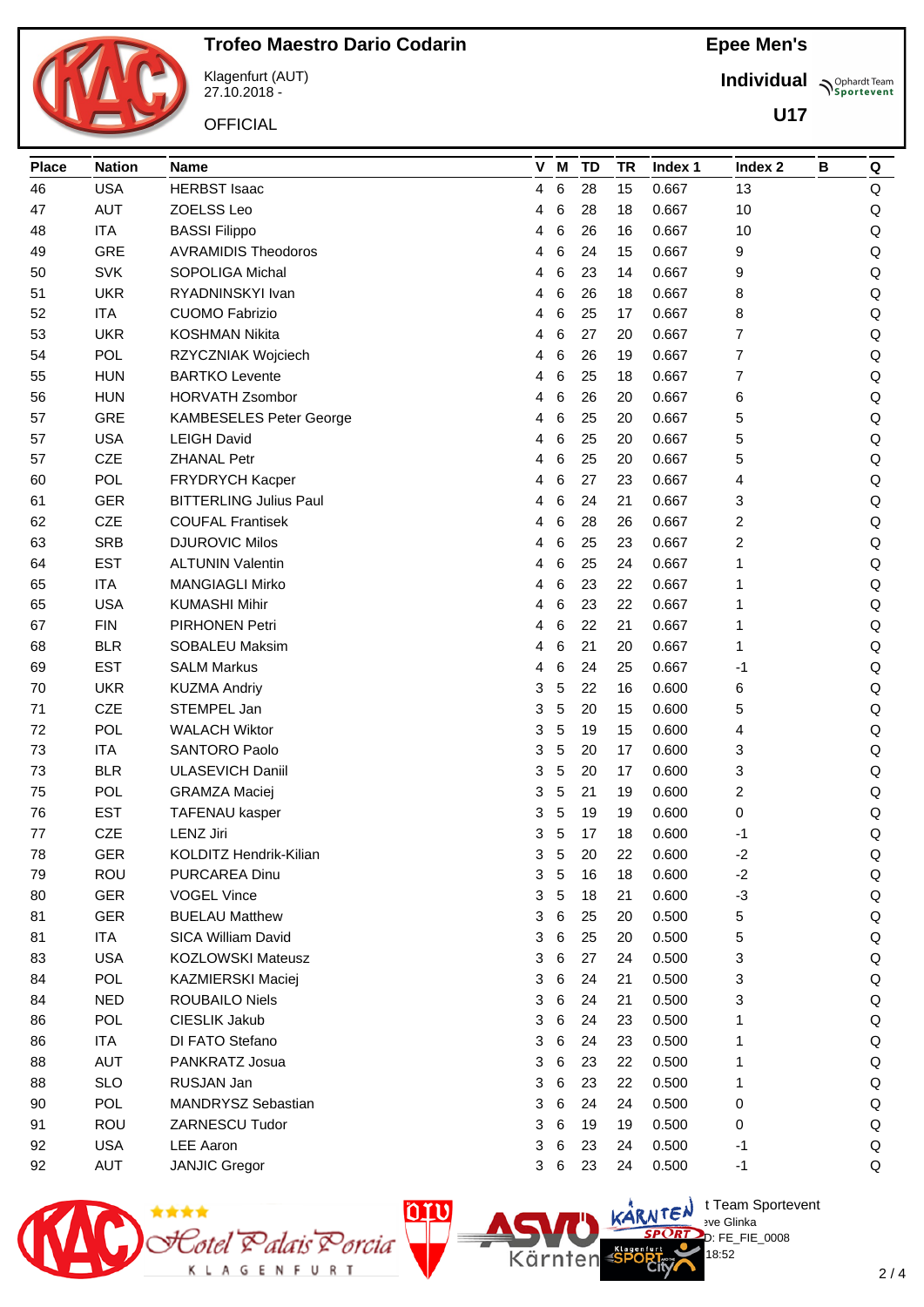# Trofeo Maestro Dario Codarin

Klagenfurt (AUT)
27.10.2018 -

OFFICIAL

**Epee Men's**

**Individual**

**U17**

| Place | Nation | Name | V | M | TD | TR | Index 1 | Index 2 | B | Q |
|---|---|---|---|---|---|---|---|---|---|---|
| 46 | USA | HERBST Isaac | 4 | 6 | 28 | 15 | 0.667 | 13 | | Q |
| 47 | AUT | ZOELSS Leo | 4 | 6 | 28 | 18 | 0.667 | 10 | | Q |
| 48 | ITA | BASSI Filippo | 4 | 6 | 26 | 16 | 0.667 | 10 | | Q |
| 49 | GRE | AVRAMIDIS Theodoros | 4 | 6 | 24 | 15 | 0.667 | 9 | | Q |
| 50 | SVK | SOPOLIGA Michal | 4 | 6 | 23 | 14 | 0.667 | 9 | | Q |
| 51 | UKR | RYADNINSKYI Ivan | 4 | 6 | 26 | 18 | 0.667 | 8 | | Q |
| 52 | ITA | CUOMO Fabrizio | 4 | 6 | 25 | 17 | 0.667 | 8 | | Q |
| 53 | UKR | KOSHMAN Nikita | 4 | 6 | 27 | 20 | 0.667 | 7 | | Q |
| 54 | POL | RZYCZNIAK Wojciech | 4 | 6 | 26 | 19 | 0.667 | 7 | | Q |
| 55 | HUN | BARTKO Levente | 4 | 6 | 25 | 18 | 0.667 | 7 | | Q |
| 56 | HUN | HORVATH Zsombor | 4 | 6 | 26 | 20 | 0.667 | 6 | | Q |
| 57 | GRE | KAMBESELES Peter George | 4 | 6 | 25 | 20 | 0.667 | 5 | | Q |
| 57 | USA | LEIGH David | 4 | 6 | 25 | 20 | 0.667 | 5 | | Q |
| 57 | CZE | ZHANAL Petr | 4 | 6 | 25 | 20 | 0.667 | 5 | | Q |
| 60 | POL | FRYDRYCH Kacper | 4 | 6 | 27 | 23 | 0.667 | 4 | | Q |
| 61 | GER | BITTERLING Julius Paul | 4 | 6 | 24 | 21 | 0.667 | 3 | | Q |
| 62 | CZE | COUFAL Frantisek | 4 | 6 | 28 | 26 | 0.667 | 2 | | Q |
| 63 | SRB | DJUROVIC Milos | 4 | 6 | 25 | 23 | 0.667 | 2 | | Q |
| 64 | EST | ALTUNIN Valentin | 4 | 6 | 25 | 24 | 0.667 | 1 | | Q |
| 65 | ITA | MANGIAGLI Mirko | 4 | 6 | 23 | 22 | 0.667 | 1 | | Q |
| 65 | USA | KUMASHI Mihir | 4 | 6 | 23 | 22 | 0.667 | 1 | | Q |
| 67 | FIN | PIRHONEN Petri | 4 | 6 | 22 | 21 | 0.667 | 1 | | Q |
| 68 | BLR | SOBALEU Maksim | 4 | 6 | 21 | 20 | 0.667 | 1 | | Q |
| 69 | EST | SALM Markus | 4 | 6 | 24 | 25 | 0.667 | -1 | | Q |
| 70 | UKR | KUZMA Andriy | 3 | 5 | 22 | 16 | 0.600 | 6 | | Q |
| 71 | CZE | STEMPEL Jan | 3 | 5 | 20 | 15 | 0.600 | 5 | | Q |
| 72 | POL | WALACH Wiktor | 3 | 5 | 19 | 15 | 0.600 | 4 | | Q |
| 73 | ITA | SANTORO Paolo | 3 | 5 | 20 | 17 | 0.600 | 3 | | Q |
| 73 | BLR | ULASEVICH Daniil | 3 | 5 | 20 | 17 | 0.600 | 3 | | Q |
| 75 | POL | GRAMZA Maciej | 3 | 5 | 21 | 19 | 0.600 | 2 | | Q |
| 76 | EST | TAFENAU kasper | 3 | 5 | 19 | 19 | 0.600 | 0 | | Q |
| 77 | CZE | LENZ Jiri | 3 | 5 | 17 | 18 | 0.600 | -1 | | Q |
| 78 | GER | KOLDITZ Hendrik-Kilian | 3 | 5 | 20 | 22 | 0.600 | -2 | | Q |
| 79 | ROU | PURCAREA Dinu | 3 | 5 | 16 | 18 | 0.600 | -2 | | Q |
| 80 | GER | VOGEL Vince | 3 | 5 | 18 | 21 | 0.600 | -3 | | Q |
| 81 | GER | BUELAU Matthew | 3 | 6 | 25 | 20 | 0.500 | 5 | | Q |
| 81 | ITA | SICA William David | 3 | 6 | 25 | 20 | 0.500 | 5 | | Q |
| 83 | USA | KOZLOWSKI Mateusz | 3 | 6 | 27 | 24 | 0.500 | 3 | | Q |
| 84 | POL | KAZMIERSKI Maciej | 3 | 6 | 24 | 21 | 0.500 | 3 | | Q |
| 84 | NED | ROUBAILO Niels | 3 | 6 | 24 | 21 | 0.500 | 3 | | Q |
| 86 | POL | CIESLIK Jakub | 3 | 6 | 24 | 23 | 0.500 | 1 | | Q |
| 86 | ITA | DI FATO Stefano | 3 | 6 | 24 | 23 | 0.500 | 1 | | Q |
| 88 | AUT | PANKRATZ Josua | 3 | 6 | 23 | 22 | 0.500 | 1 | | Q |
| 88 | SLO | RUSJAN Jan | 3 | 6 | 23 | 22 | 0.500 | 1 | | Q |
| 90 | POL | MANDRYSZ Sebastian | 3 | 6 | 24 | 24 | 0.500 | 0 | | Q |
| 91 | ROU | ZARNESCU Tudor | 3 | 6 | 19 | 19 | 0.500 | 0 | | Q |
| 92 | USA | LEE Aaron | 3 | 6 | 23 | 24 | 0.500 | -1 | | Q |
| 92 | AUT | JANJIC Gregor | 3 | 6 | 23 | 24 | 0.500 | -1 | | Q |

t Team Sportevent
eve Glinka
D: FE_FIE_0008
18:52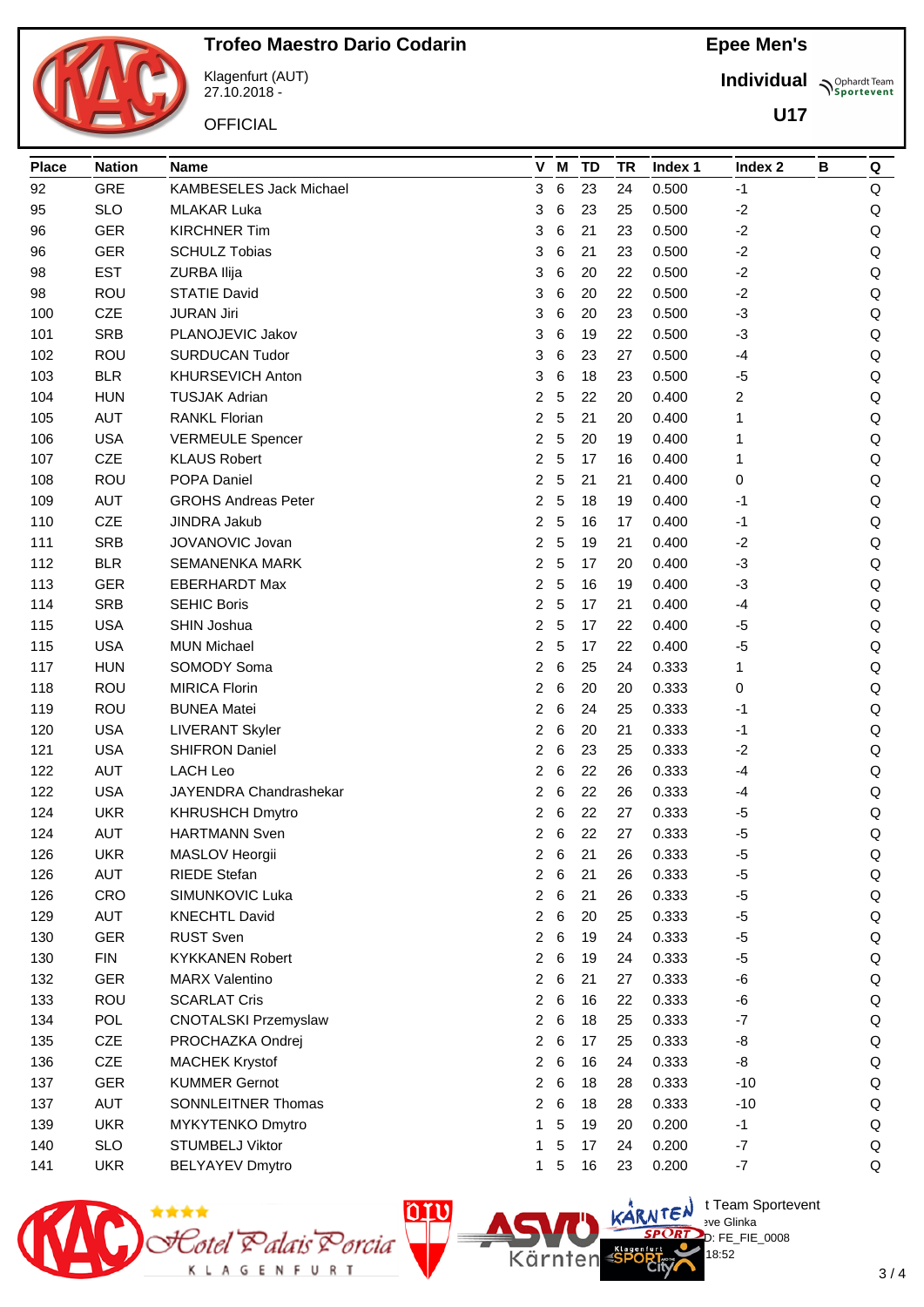# Trofeo Maestro Dario Codarin

Klagenfurt (AUT)
27.10.2018 -

OFFICIAL

**Epee Men's**

**Individual**

**U17**

| Place | Nation | Name | V | M | TD | TR | Index 1 | Index 2 | B | Q |
|---|---|---|---|---|---|---|---|---|---|---|
| 92 | GRE | KAMBESELES Jack Michael | 3 | 6 | 23 | 24 | 0.500 | -1 | | Q |
| 95 | SLO | MLAKAR Luka | 3 | 6 | 23 | 25 | 0.500 | -2 | | Q |
| 96 | GER | KIRCHNER Tim | 3 | 6 | 21 | 23 | 0.500 | -2 | | Q |
| 96 | GER | SCHULZ Tobias | 3 | 6 | 21 | 23 | 0.500 | -2 | | Q |
| 98 | EST | ZURBA Ilija | 3 | 6 | 20 | 22 | 0.500 | -2 | | Q |
| 98 | ROU | STATIE David | 3 | 6 | 20 | 22 | 0.500 | -2 | | Q |
| 100 | CZE | JURAN Jiri | 3 | 6 | 20 | 23 | 0.500 | -3 | | Q |
| 101 | SRB | PLANOJEVIC Jakov | 3 | 6 | 19 | 22 | 0.500 | -3 | | Q |
| 102 | ROU | SURDUCAN Tudor | 3 | 6 | 23 | 27 | 0.500 | -4 | | Q |
| 103 | BLR | KHURSEVICH Anton | 3 | 6 | 18 | 23 | 0.500 | -5 | | Q |
| 104 | HUN | TUSJAK Adrian | 2 | 5 | 22 | 20 | 0.400 | 2 | | Q |
| 105 | AUT | RANKL Florian | 2 | 5 | 21 | 20 | 0.400 | 1 | | Q |
| 106 | USA | VERMEULE Spencer | 2 | 5 | 20 | 19 | 0.400 | 1 | | Q |
| 107 | CZE | KLAUS Robert | 2 | 5 | 17 | 16 | 0.400 | 1 | | Q |
| 108 | ROU | POPA Daniel | 2 | 5 | 21 | 21 | 0.400 | 0 | | Q |
| 109 | AUT | GROHS Andreas Peter | 2 | 5 | 18 | 19 | 0.400 | -1 | | Q |
| 110 | CZE | JINDRA Jakub | 2 | 5 | 16 | 17 | 0.400 | -1 | | Q |
| 111 | SRB | JOVANOVIC Jovan | 2 | 5 | 19 | 21 | 0.400 | -2 | | Q |
| 112 | BLR | SEMANENKA MARK | 2 | 5 | 17 | 20 | 0.400 | -3 | | Q |
| 113 | GER | EBERHARDT Max | 2 | 5 | 16 | 19 | 0.400 | -3 | | Q |
| 114 | SRB | SEHIC Boris | 2 | 5 | 17 | 21 | 0.400 | -4 | | Q |
| 115 | USA | SHIN Joshua | 2 | 5 | 17 | 22 | 0.400 | -5 | | Q |
| 115 | USA | MUN Michael | 2 | 5 | 17 | 22 | 0.400 | -5 | | Q |
| 117 | HUN | SOMODY Soma | 2 | 6 | 25 | 24 | 0.333 | 1 | | Q |
| 118 | ROU | MIRICA Florin | 2 | 6 | 20 | 20 | 0.333 | 0 | | Q |
| 119 | ROU | BUNEA Matei | 2 | 6 | 24 | 25 | 0.333 | -1 | | Q |
| 120 | USA | LIVERANT Skyler | 2 | 6 | 20 | 21 | 0.333 | -1 | | Q |
| 121 | USA | SHIFRON Daniel | 2 | 6 | 23 | 25 | 0.333 | -2 | | Q |
| 122 | AUT | LACH Leo | 2 | 6 | 22 | 26 | 0.333 | -4 | | Q |
| 122 | USA | JAYENDRA Chandrashekar | 2 | 6 | 22 | 26 | 0.333 | -4 | | Q |
| 124 | UKR | KHRUSHCH Dmytro | 2 | 6 | 22 | 27 | 0.333 | -5 | | Q |
| 124 | AUT | HARTMANN Sven | 2 | 6 | 22 | 27 | 0.333 | -5 | | Q |
| 126 | UKR | MASLOV Heorgii | 2 | 6 | 21 | 26 | 0.333 | -5 | | Q |
| 126 | AUT | RIEDE Stefan | 2 | 6 | 21 | 26 | 0.333 | -5 | | Q |
| 126 | CRO | SIMUNKOVIC Luka | 2 | 6 | 21 | 26 | 0.333 | -5 | | Q |
| 129 | AUT | KNECHTL David | 2 | 6 | 20 | 25 | 0.333 | -5 | | Q |
| 130 | GER | RUST Sven | 2 | 6 | 19 | 24 | 0.333 | -5 | | Q |
| 130 | FIN | KYKKANEN Robert | 2 | 6 | 19 | 24 | 0.333 | -5 | | Q |
| 132 | GER | MARX Valentino | 2 | 6 | 21 | 27 | 0.333 | -6 | | Q |
| 133 | ROU | SCARLAT Cris | 2 | 6 | 16 | 22 | 0.333 | -6 | | Q |
| 134 | POL | CNOTALSKI Przemyslaw | 2 | 6 | 18 | 25 | 0.333 | -7 | | Q |
| 135 | CZE | PROCHAZKA Ondrej | 2 | 6 | 17 | 25 | 0.333 | -8 | | Q |
| 136 | CZE | MACHEK Krystof | 2 | 6 | 16 | 24 | 0.333 | -8 | | Q |
| 137 | GER | KUMMER Gernot | 2 | 6 | 18 | 28 | 0.333 | -10 | | Q |
| 137 | AUT | SONNLEITNER Thomas | 2 | 6 | 18 | 28 | 0.333 | -10 | | Q |
| 139 | UKR | MYKYTENKO Dmytro | 1 | 5 | 19 | 20 | 0.200 | -1 | | Q |
| 140 | SLO | STUMBELJ Viktor | 1 | 5 | 17 | 24 | 0.200 | -7 | | Q |
| 141 | UKR | BELYAYEV Dmytro | 1 | 5 | 16 | 23 | 0.200 | -7 | | Q |

t Team Sportevent
eve Glinka
D: FE_FIE_0008
18:52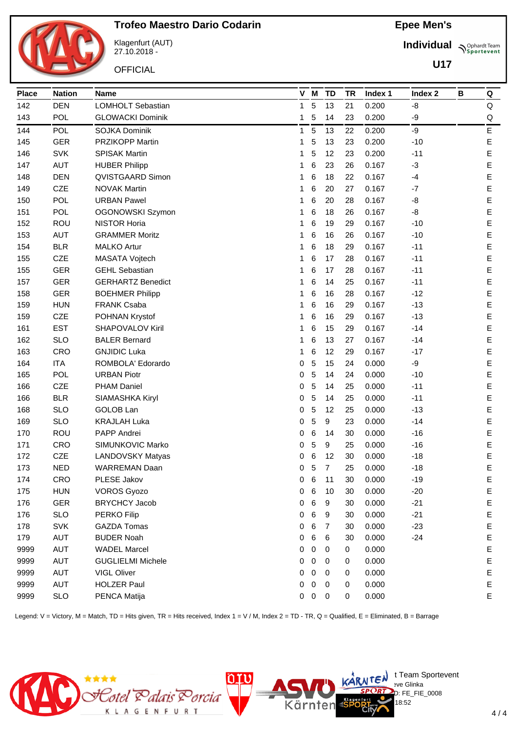# Trofeo Maestro Dario Codarin

Klagenfurt (AUT)
27.10.2018 -

OFFICIAL

**Epee Men's**

**Individual**

**U17**

| Place | Nation | Name | V | M | TD | TR | Index 1 | Index 2 | B | Q |
|---|---|---|---|---|---|---|---|---|---|---|
| 142 | DEN | LOMHOLT Sebastian | 1 | 5 | 13 | 21 | 0.200 | -8 | | Q |
| 143 | POL | GLOWACKI Dominik | 1 | 5 | 14 | 23 | 0.200 | -9 | | Q |
| 144 | POL | SOJKA Dominik | 1 | 5 | 13 | 22 | 0.200 | -9 | | E |
| 145 | GER | PRZIKOPP Martin | 1 | 5 | 13 | 23 | 0.200 | -10 | | E |
| 146 | SVK | SPISAK Martin | 1 | 5 | 12 | 23 | 0.200 | -11 | | E |
| 147 | AUT | HUBER Philipp | 1 | 6 | 23 | 26 | 0.167 | -3 | | E |
| 148 | DEN | QVISTGAARD Simon | 1 | 6 | 18 | 22 | 0.167 | -4 | | E |
| 149 | CZE | NOVAK Martin | 1 | 6 | 20 | 27 | 0.167 | -7 | | E |
| 150 | POL | URBAN Pawel | 1 | 6 | 20 | 28 | 0.167 | -8 | | E |
| 151 | POL | OGONOWSKI Szymon | 1 | 6 | 18 | 26 | 0.167 | -8 | | E |
| 152 | ROU | NISTOR Horia | 1 | 6 | 19 | 29 | 0.167 | -10 | | E |
| 153 | AUT | GRAMMER Moritz | 1 | 6 | 16 | 26 | 0.167 | -10 | | E |
| 154 | BLR | MALKO Artur | 1 | 6 | 18 | 29 | 0.167 | -11 | | E |
| 155 | CZE | MASATA Vojtech | 1 | 6 | 17 | 28 | 0.167 | -11 | | E |
| 155 | GER | GEHL Sebastian | 1 | 6 | 17 | 28 | 0.167 | -11 | | E |
| 157 | GER | GERHARTZ Benedict | 1 | 6 | 14 | 25 | 0.167 | -11 | | E |
| 158 | GER | BOEHMER Philipp | 1 | 6 | 16 | 28 | 0.167 | -12 | | E |
| 159 | HUN | FRANK Csaba | 1 | 6 | 16 | 29 | 0.167 | -13 | | E |
| 159 | CZE | POHNAN Krystof | 1 | 6 | 16 | 29 | 0.167 | -13 | | E |
| 161 | EST | SHAPOVALOV Kiril | 1 | 6 | 15 | 29 | 0.167 | -14 | | E |
| 162 | SLO | BALER Bernard | 1 | 6 | 13 | 27 | 0.167 | -14 | | E |
| 163 | CRO | GNJIDIC Luka | 1 | 6 | 12 | 29 | 0.167 | -17 | | E |
| 164 | ITA | ROMBOLA' Edorardo | 0 | 5 | 15 | 24 | 0.000 | -9 | | E |
| 165 | POL | URBAN Piotr | 0 | 5 | 14 | 24 | 0.000 | -10 | | E |
| 166 | CZE | PHAM Daniel | 0 | 5 | 14 | 25 | 0.000 | -11 | | E |
| 166 | BLR | SIAMASHKA Kiryl | 0 | 5 | 14 | 25 | 0.000 | -11 | | E |
| 168 | SLO | GOLOB Lan | 0 | 5 | 12 | 25 | 0.000 | -13 | | E |
| 169 | SLO | KRAJLAH Luka | 0 | 5 | 9 | 23 | 0.000 | -14 | | E |
| 170 | ROU | PAPP Andrei | 0 | 6 | 14 | 30 | 0.000 | -16 | | E |
| 171 | CRO | SIMUNKOVIC Marko | 0 | 5 | 9 | 25 | 0.000 | -16 | | E |
| 172 | CZE | LANDOVSKY Matyas | 0 | 6 | 12 | 30 | 0.000 | -18 | | E |
| 173 | NED | WARREMAN Daan | 0 | 5 | 7 | 25 | 0.000 | -18 | | E |
| 174 | CRO | PLESE Jakov | 0 | 6 | 11 | 30 | 0.000 | -19 | | E |
| 175 | HUN | VOROS Gyozo | 0 | 6 | 10 | 30 | 0.000 | -20 | | E |
| 176 | GER | BRYCHCY Jacob | 0 | 6 | 9 | 30 | 0.000 | -21 | | E |
| 176 | SLO | PERKO Filip | 0 | 6 | 9 | 30 | 0.000 | -21 | | E |
| 178 | SVK | GAZDA Tomas | 0 | 6 | 7 | 30 | 0.000 | -23 | | E |
| 179 | AUT | BUDER Noah | 0 | 6 | 6 | 30 | 0.000 | -24 | | E |
| 9999 | AUT | WADEL Marcel | 0 | 0 | 0 | 0 | 0.000 | | | E |
| 9999 | AUT | GUGLIELMI Michele | 0 | 0 | 0 | 0 | 0.000 | | | E |
| 9999 | AUT | VIGL Oliver | 0 | 0 | 0 | 0 | 0.000 | | | E |
| 9999 | AUT | HOLZER Paul | 0 | 0 | 0 | 0 | 0.000 | | | E |
| 9999 | SLO | PENCA Matija | 0 | 0 | 0 | 0 | 0.000 | | | E |

Legend: V = Victory, M = Match, TD = Hits given, TR = Hits received, Index 1 = V / M, Index 2 = TD - TR, Q = Qualified, E = Eliminated, B = Barrage

t Team Sportevent
eve Glinka
D: FE_FIE_0008
18:52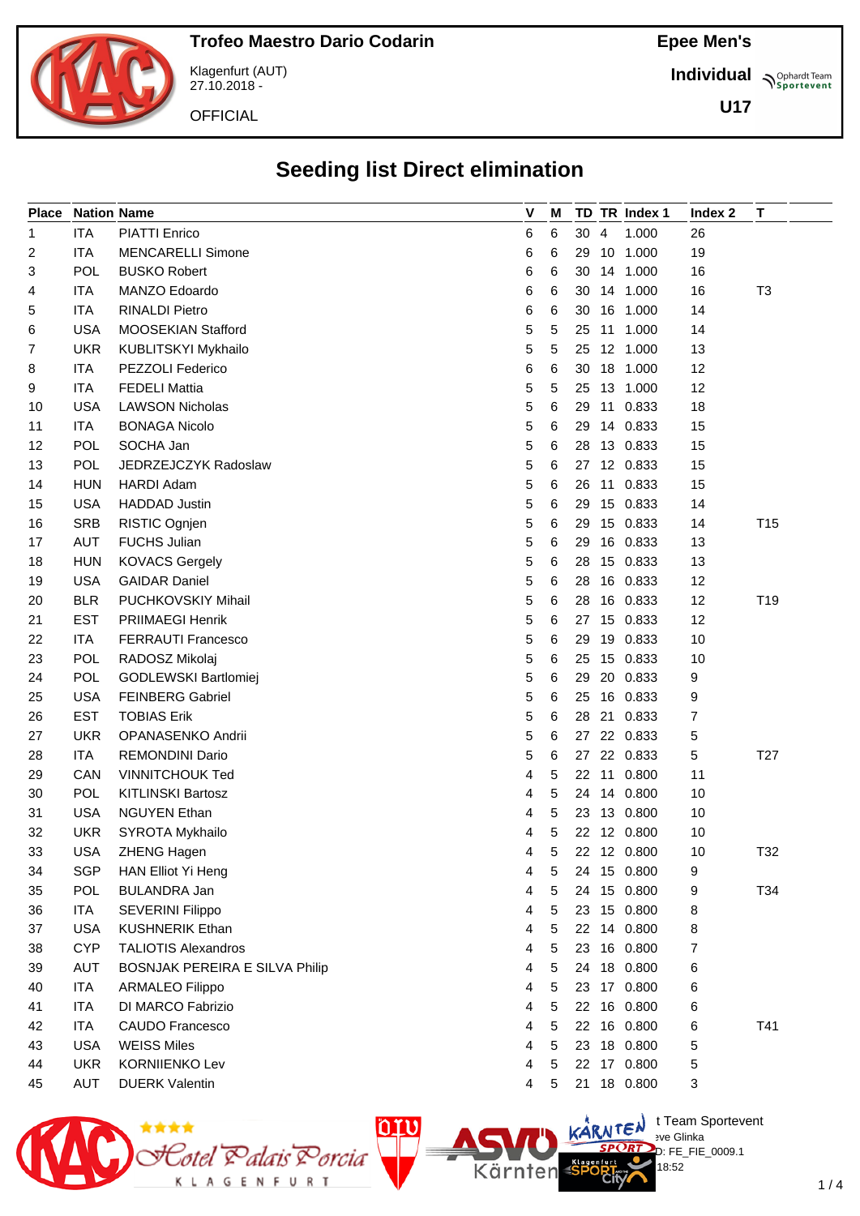# Trofeo Maestro Dario Codarin

Klagenfurt (AUT)
27.10.2018 -

OFFICIAL

**Epee Men's**

**Individual**

**U17**

## Seeding list Direct elimination

| Place | Nation | Name | V | M | TD | TR | Index 1 | Index 2 | T |
|---|---|---|---|---|---|---|---|---|---|
| 1 | ITA | PIATTI Enrico | 6 | 6 | 30 | 4 | 1.000 | 26 | |
| 2 | ITA | MENCARELLI Simone | 6 | 6 | 29 | 10 | 1.000 | 19 | |
| 3 | POL | BUSKO Robert | 6 | 6 | 30 | 14 | 1.000 | 16 | |
| 4 | ITA | MANZO Edoardo | 6 | 6 | 30 | 14 | 1.000 | 16 | T3 |
| 5 | ITA | RINALDI Pietro | 6 | 6 | 30 | 16 | 1.000 | 14 | |
| 6 | USA | MOOSEKIAN Stafford | 5 | 5 | 25 | 11 | 1.000 | 14 | |
| 7 | UKR | KUBLITSKYI Mykhailo | 5 | 5 | 25 | 12 | 1.000 | 13 | |
| 8 | ITA | PEZZOLI Federico | 6 | 6 | 30 | 18 | 1.000 | 12 | |
| 9 | ITA | FEDELI Mattia | 5 | 5 | 25 | 13 | 1.000 | 12 | |
| 10 | USA | LAWSON Nicholas | 5 | 6 | 29 | 11 | 0.833 | 18 | |
| 11 | ITA | BONAGA Nicolo | 5 | 6 | 29 | 14 | 0.833 | 15 | |
| 12 | POL | SOCHA Jan | 5 | 6 | 28 | 13 | 0.833 | 15 | |
| 13 | POL | JEDRZEJCZYK Radoslaw | 5 | 6 | 27 | 12 | 0.833 | 15 | |
| 14 | HUN | HARDI Adam | 5 | 6 | 26 | 11 | 0.833 | 15 | |
| 15 | USA | HADDAD Justin | 5 | 6 | 29 | 15 | 0.833 | 14 | |
| 16 | SRB | RISTIC Ognjen | 5 | 6 | 29 | 15 | 0.833 | 14 | T15 |
| 17 | AUT | FUCHS Julian | 5 | 6 | 29 | 16 | 0.833 | 13 | |
| 18 | HUN | KOVACS Gergely | 5 | 6 | 28 | 15 | 0.833 | 13 | |
| 19 | USA | GAIDAR Daniel | 5 | 6 | 28 | 16 | 0.833 | 12 | |
| 20 | BLR | PUCHKOVSKIY Mihail | 5 | 6 | 28 | 16 | 0.833 | 12 | T19 |
| 21 | EST | PRIIMAEGI Henrik | 5 | 6 | 27 | 15 | 0.833 | 12 | |
| 22 | ITA | FERRAUTI Francesco | 5 | 6 | 29 | 19 | 0.833 | 10 | |
| 23 | POL | RADOSZ Mikolaj | 5 | 6 | 25 | 15 | 0.833 | 10 | |
| 24 | POL | GODLEWSKI Bartlomiej | 5 | 6 | 29 | 20 | 0.833 | 9 | |
| 25 | USA | FEINBERG Gabriel | 5 | 6 | 25 | 16 | 0.833 | 9 | |
| 26 | EST | TOBIAS Erik | 5 | 6 | 28 | 21 | 0.833 | 7 | |
| 27 | UKR | OPANASENKO Andrii | 5 | 6 | 27 | 22 | 0.833 | 5 | |
| 28 | ITA | REMONDINI Dario | 5 | 6 | 27 | 22 | 0.833 | 5 | T27 |
| 29 | CAN | VINNITCHOUK Ted | 4 | 5 | 22 | 11 | 0.800 | 11 | |
| 30 | POL | KITLINSKI Bartosz | 4 | 5 | 24 | 14 | 0.800 | 10 | |
| 31 | USA | NGUYEN Ethan | 4 | 5 | 23 | 13 | 0.800 | 10 | |
| 32 | UKR | SYROTA Mykhailo | 4 | 5 | 22 | 12 | 0.800 | 10 | |
| 33 | USA | ZHENG Hagen | 4 | 5 | 22 | 12 | 0.800 | 10 | T32 |
| 34 | SGP | HAN Elliot Yi Heng | 4 | 5 | 24 | 15 | 0.800 | 9 | |
| 35 | POL | BULANDRA Jan | 4 | 5 | 24 | 15 | 0.800 | 9 | T34 |
| 36 | ITA | SEVERINI Filippo | 4 | 5 | 23 | 15 | 0.800 | 8 | |
| 37 | USA | KUSHNERIK Ethan | 4 | 5 | 22 | 14 | 0.800 | 8 | |
| 38 | CYP | TALIOTIS Alexandros | 4 | 5 | 23 | 16 | 0.800 | 7 | |
| 39 | AUT | BOSNJAK PEREIRA E SILVA Philip | 4 | 5 | 24 | 18 | 0.800 | 6 | |
| 40 | ITA | ARMALEO Filippo | 4 | 5 | 23 | 17 | 0.800 | 6 | |
| 41 | ITA | DI MARCO Fabrizio | 4 | 5 | 22 | 16 | 0.800 | 6 | |
| 42 | ITA | CAUDO Francesco | 4 | 5 | 22 | 16 | 0.800 | 6 | T41 |
| 43 | USA | WEISS Miles | 4 | 5 | 23 | 18 | 0.800 | 5 | |
| 44 | UKR | KORNIIENKO Lev | 4 | 5 | 22 | 17 | 0.800 | 5 | |
| 45 | AUT | DUERK Valentin | 4 | 5 | 21 | 18 | 0.800 | 3 | |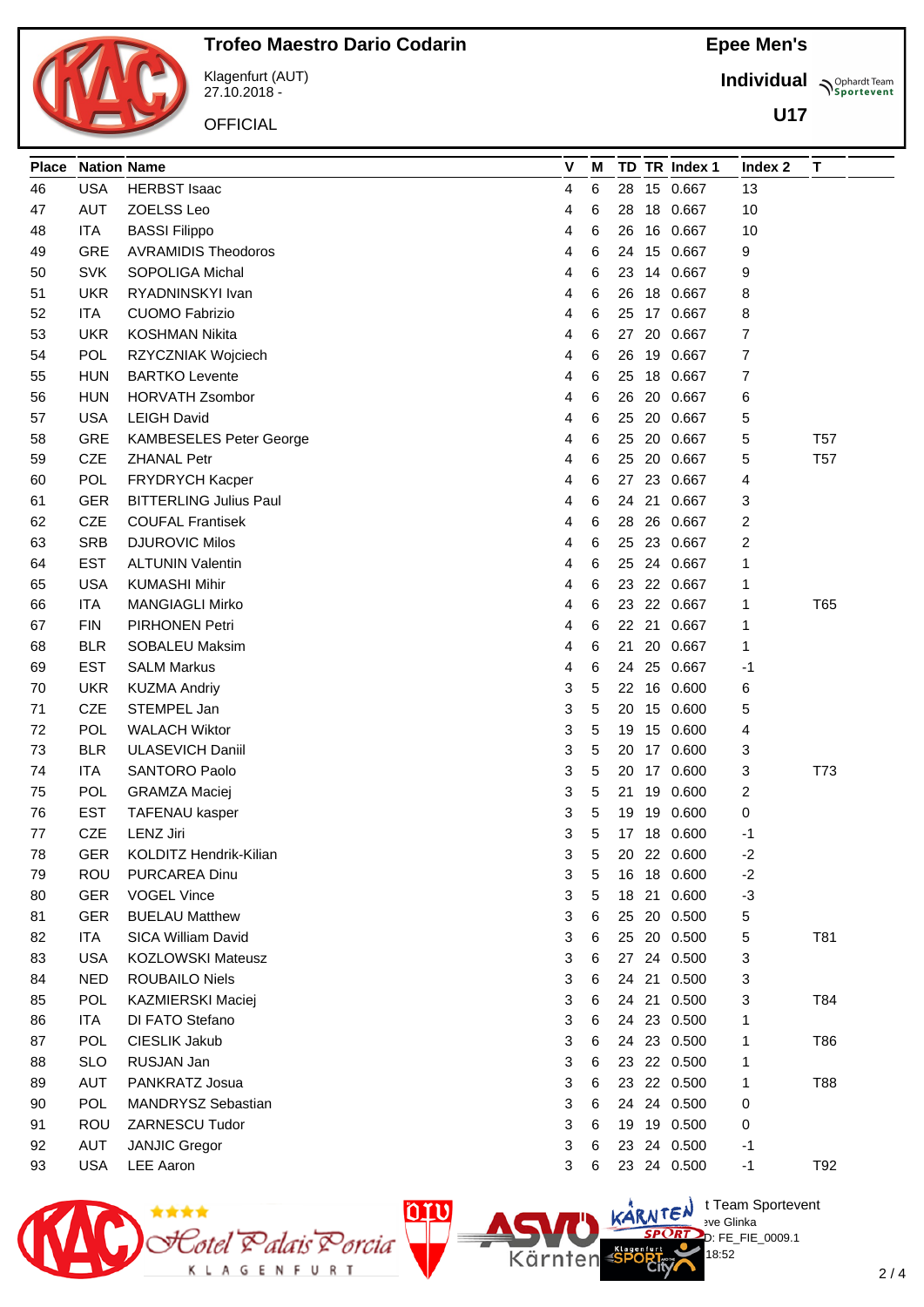# Trofeo Maestro Dario Codarin

Klagenfurt (AUT)
27.10.2018 -

OFFICIAL

**Epee Men's**

**Individual**

**U17**

| Place | Nation | Name | V | M | TD | TR | Index 1 | Index 2 | T |
|---|---|---|---|---|---|---|---|---|---|
| 46 | USA | HERBST Isaac | 4 | 6 | 28 | 15 | 0.667 | 13 | |
| 47 | AUT | ZOELSS Leo | 4 | 6 | 28 | 18 | 0.667 | 10 | |
| 48 | ITA | BASSI Filippo | 4 | 6 | 26 | 16 | 0.667 | 10 | |
| 49 | GRE | AVRAMIDIS Theodoros | 4 | 6 | 24 | 15 | 0.667 | 9 | |
| 50 | SVK | SOPOLIGA Michal | 4 | 6 | 23 | 14 | 0.667 | 9 | |
| 51 | UKR | RYADNINSKYI Ivan | 4 | 6 | 26 | 18 | 0.667 | 8 | |
| 52 | ITA | CUOMO Fabrizio | 4 | 6 | 25 | 17 | 0.667 | 8 | |
| 53 | UKR | KOSHMAN Nikita | 4 | 6 | 27 | 20 | 0.667 | 7 | |
| 54 | POL | RZYCZNIAK Wojciech | 4 | 6 | 26 | 19 | 0.667 | 7 | |
| 55 | HUN | BARTKO Levente | 4 | 6 | 25 | 18 | 0.667 | 7 | |
| 56 | HUN | HORVATH Zsombor | 4 | 6 | 26 | 20 | 0.667 | 6 | |
| 57 | USA | LEIGH David | 4 | 6 | 25 | 20 | 0.667 | 5 | |
| 58 | GRE | KAMBESELES Peter George | 4 | 6 | 25 | 20 | 0.667 | 5 | T57 |
| 59 | CZE | ZHANAL Petr | 4 | 6 | 25 | 20 | 0.667 | 5 | T57 |
| 60 | POL | FRYDRYCH Kacper | 4 | 6 | 27 | 23 | 0.667 | 4 | |
| 61 | GER | BITTERLING Julius Paul | 4 | 6 | 24 | 21 | 0.667 | 3 | |
| 62 | CZE | COUFAL Frantisek | 4 | 6 | 28 | 26 | 0.667 | 2 | |
| 63 | SRB | DJUROVIC Milos | 4 | 6 | 25 | 23 | 0.667 | 2 | |
| 64 | EST | ALTUNIN Valentin | 4 | 6 | 25 | 24 | 0.667 | 1 | |
| 65 | USA | KUMASHI Mihir | 4 | 6 | 23 | 22 | 0.667 | 1 | |
| 66 | ITA | MANGIAGLI Mirko | 4 | 6 | 23 | 22 | 0.667 | 1 | T65 |
| 67 | FIN | PIRHONEN Petri | 4 | 6 | 22 | 21 | 0.667 | 1 | |
| 68 | BLR | SOBALEU Maksim | 4 | 6 | 21 | 20 | 0.667 | 1 | |
| 69 | EST | SALM Markus | 4 | 6 | 24 | 25 | 0.667 | -1 | |
| 70 | UKR | KUZMA Andriy | 3 | 5 | 22 | 16 | 0.600 | 6 | |
| 71 | CZE | STEMPEL Jan | 3 | 5 | 20 | 15 | 0.600 | 5 | |
| 72 | POL | WALACH Wiktor | 3 | 5 | 19 | 15 | 0.600 | 4 | |
| 73 | BLR | ULASEVICH Daniil | 3 | 5 | 20 | 17 | 0.600 | 3 | |
| 74 | ITA | SANTORO Paolo | 3 | 5 | 20 | 17 | 0.600 | 3 | T73 |
| 75 | POL | GRAMZA Maciej | 3 | 5 | 21 | 19 | 0.600 | 2 | |
| 76 | EST | TAFENAU kasper | 3 | 5 | 19 | 19 | 0.600 | 0 | |
| 77 | CZE | LENZ Jiri | 3 | 5 | 17 | 18 | 0.600 | -1 | |
| 78 | GER | KOLDITZ Hendrik-Kilian | 3 | 5 | 20 | 22 | 0.600 | -2 | |
| 79 | ROU | PURCAREA Dinu | 3 | 5 | 16 | 18 | 0.600 | -2 | |
| 80 | GER | VOGEL Vince | 3 | 5 | 18 | 21 | 0.600 | -3 | |
| 81 | GER | BUELAU Matthew | 3 | 6 | 25 | 20 | 0.500 | 5 | |
| 82 | ITA | SICA William David | 3 | 6 | 25 | 20 | 0.500 | 5 | T81 |
| 83 | USA | KOZLOWSKI Mateusz | 3 | 6 | 27 | 24 | 0.500 | 3 | |
| 84 | NED | ROUBAILO Niels | 3 | 6 | 24 | 21 | 0.500 | 3 | |
| 85 | POL | KAZMIERSKI Maciej | 3 | 6 | 24 | 21 | 0.500 | 3 | T84 |
| 86 | ITA | DI FATO Stefano | 3 | 6 | 24 | 23 | 0.500 | 1 | |
| 87 | POL | CIESLIK Jakub | 3 | 6 | 24 | 23 | 0.500 | 1 | T86 |
| 88 | SLO | RUSJAN Jan | 3 | 6 | 23 | 22 | 0.500 | 1 | |
| 89 | AUT | PANKRATZ Josua | 3 | 6 | 23 | 22 | 0.500 | 1 | T88 |
| 90 | POL | MANDRYSZ Sebastian | 3 | 6 | 24 | 24 | 0.500 | 0 | |
| 91 | ROU | ZARNESCU Tudor | 3 | 6 | 19 | 19 | 0.500 | 0 | |
| 92 | AUT | JANJIC Gregor | 3 | 6 | 23 | 24 | 0.500 | -1 | |
| 93 | USA | LEE Aaron | 3 | 6 | 23 | 24 | 0.500 | -1 | T92 |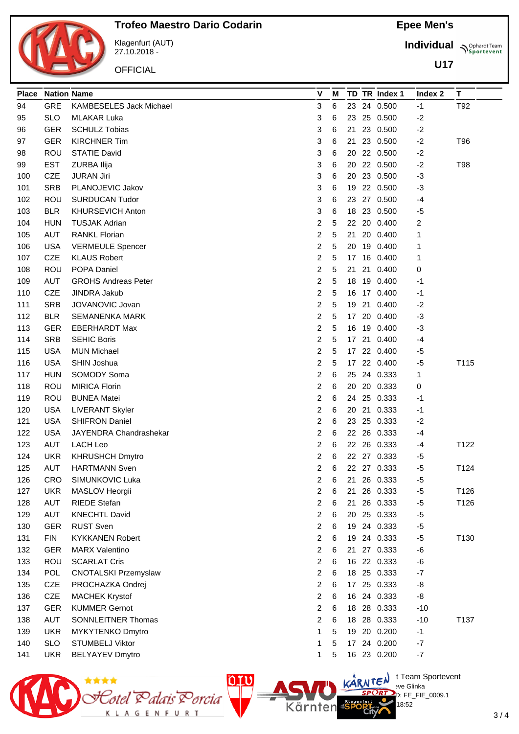# Trofeo Maestro Dario Codarin

Klagenfurt (AUT)
27.10.2018 -

OFFICIAL

**Epee Men's**

**Individual**

**U17**

| Place | Nation | Name | V | M | TD | TR | Index 1 | Index 2 | T |
|---|---|---|---|---|---|---|---|---|---|
| 94 | GRE | KAMBESELES Jack Michael | 3 | 6 | 23 | 24 | 0.500 | -1 | T92 |
| 95 | SLO | MLAKAR Luka | 3 | 6 | 23 | 25 | 0.500 | -2 | |
| 96 | GER | SCHULZ Tobias | 3 | 6 | 21 | 23 | 0.500 | -2 | |
| 97 | GER | KIRCHNER Tim | 3 | 6 | 21 | 23 | 0.500 | -2 | T96 |
| 98 | ROU | STATIE David | 3 | 6 | 20 | 22 | 0.500 | -2 | |
| 99 | EST | ZURBA Ilija | 3 | 6 | 20 | 22 | 0.500 | -2 | T98 |
| 100 | CZE | JURAN Jiri | 3 | 6 | 20 | 23 | 0.500 | -3 | |
| 101 | SRB | PLANOJEVIC Jakov | 3 | 6 | 19 | 22 | 0.500 | -3 | |
| 102 | ROU | SURDUCAN Tudor | 3 | 6 | 23 | 27 | 0.500 | -4 | |
| 103 | BLR | KHURSEVICH Anton | 3 | 6 | 18 | 23 | 0.500 | -5 | |
| 104 | HUN | TUSJAK Adrian | 2 | 5 | 22 | 20 | 0.400 | 2 | |
| 105 | AUT | RANKL Florian | 2 | 5 | 21 | 20 | 0.400 | 1 | |
| 106 | USA | VERMEULE Spencer | 2 | 5 | 20 | 19 | 0.400 | 1 | |
| 107 | CZE | KLAUS Robert | 2 | 5 | 17 | 16 | 0.400 | 1 | |
| 108 | ROU | POPA Daniel | 2 | 5 | 21 | 21 | 0.400 | 0 | |
| 109 | AUT | GROHS Andreas Peter | 2 | 5 | 18 | 19 | 0.400 | -1 | |
| 110 | CZE | JINDRA Jakub | 2 | 5 | 16 | 17 | 0.400 | -1 | |
| 111 | SRB | JOVANOVIC Jovan | 2 | 5 | 19 | 21 | 0.400 | -2 | |
| 112 | BLR | SEMANENKA MARK | 2 | 5 | 17 | 20 | 0.400 | -3 | |
| 113 | GER | EBERHARDT Max | 2 | 5 | 16 | 19 | 0.400 | -3 | |
| 114 | SRB | SEHIC Boris | 2 | 5 | 17 | 21 | 0.400 | -4 | |
| 115 | USA | MUN Michael | 2 | 5 | 17 | 22 | 0.400 | -5 | |
| 116 | USA | SHIN Joshua | 2 | 5 | 17 | 22 | 0.400 | -5 | T115 |
| 117 | HUN | SOMODY Soma | 2 | 6 | 25 | 24 | 0.333 | 1 | |
| 118 | ROU | MIRICA Florin | 2 | 6 | 20 | 20 | 0.333 | 0 | |
| 119 | ROU | BUNEA Matei | 2 | 6 | 24 | 25 | 0.333 | -1 | |
| 120 | USA | LIVERANT Skyler | 2 | 6 | 20 | 21 | 0.333 | -1 | |
| 121 | USA | SHIFRON Daniel | 2 | 6 | 23 | 25 | 0.333 | -2 | |
| 122 | USA | JAYENDRA Chandrashekar | 2 | 6 | 22 | 26 | 0.333 | -4 | |
| 123 | AUT | LACH Leo | 2 | 6 | 22 | 26 | 0.333 | -4 | T122 |
| 124 | UKR | KHRUSHCH Dmytro | 2 | 6 | 22 | 27 | 0.333 | -5 | |
| 125 | AUT | HARTMANN Sven | 2 | 6 | 22 | 27 | 0.333 | -5 | T124 |
| 126 | CRO | SIMUNKOVIC Luka | 2 | 6 | 21 | 26 | 0.333 | -5 | |
| 127 | UKR | MASLOV Heorgii | 2 | 6 | 21 | 26 | 0.333 | -5 | T126 |
| 128 | AUT | RIEDE Stefan | 2 | 6 | 21 | 26 | 0.333 | -5 | T126 |
| 129 | AUT | KNECHTL David | 2 | 6 | 20 | 25 | 0.333 | -5 | |
| 130 | GER | RUST Sven | 2 | 6 | 19 | 24 | 0.333 | -5 | |
| 131 | FIN | KYKKANEN Robert | 2 | 6 | 19 | 24 | 0.333 | -5 | T130 |
| 132 | GER | MARX Valentino | 2 | 6 | 21 | 27 | 0.333 | -6 | |
| 133 | ROU | SCARLAT Cris | 2 | 6 | 16 | 22 | 0.333 | -6 | |
| 134 | POL | CNOTALSKI Przemyslaw | 2 | 6 | 18 | 25 | 0.333 | -7 | |
| 135 | CZE | PROCHAZKA Ondrej | 2 | 6 | 17 | 25 | 0.333 | -8 | |
| 136 | CZE | MACHEK Krystof | 2 | 6 | 16 | 24 | 0.333 | -8 | |
| 137 | GER | KUMMER Gernot | 2 | 6 | 18 | 28 | 0.333 | -10 | |
| 138 | AUT | SONNLEITNER Thomas | 2 | 6 | 18 | 28 | 0.333 | -10 | T137 |
| 139 | UKR | MYKYTENKO Dmytro | 1 | 5 | 19 | 20 | 0.200 | -1 | |
| 140 | SLO | STUMBELJ Viktor | 1 | 5 | 17 | 24 | 0.200 | -7 | |
| 141 | UKR | BELYAYEV Dmytro | 1 | 5 | 16 | 23 | 0.200 | -7 | |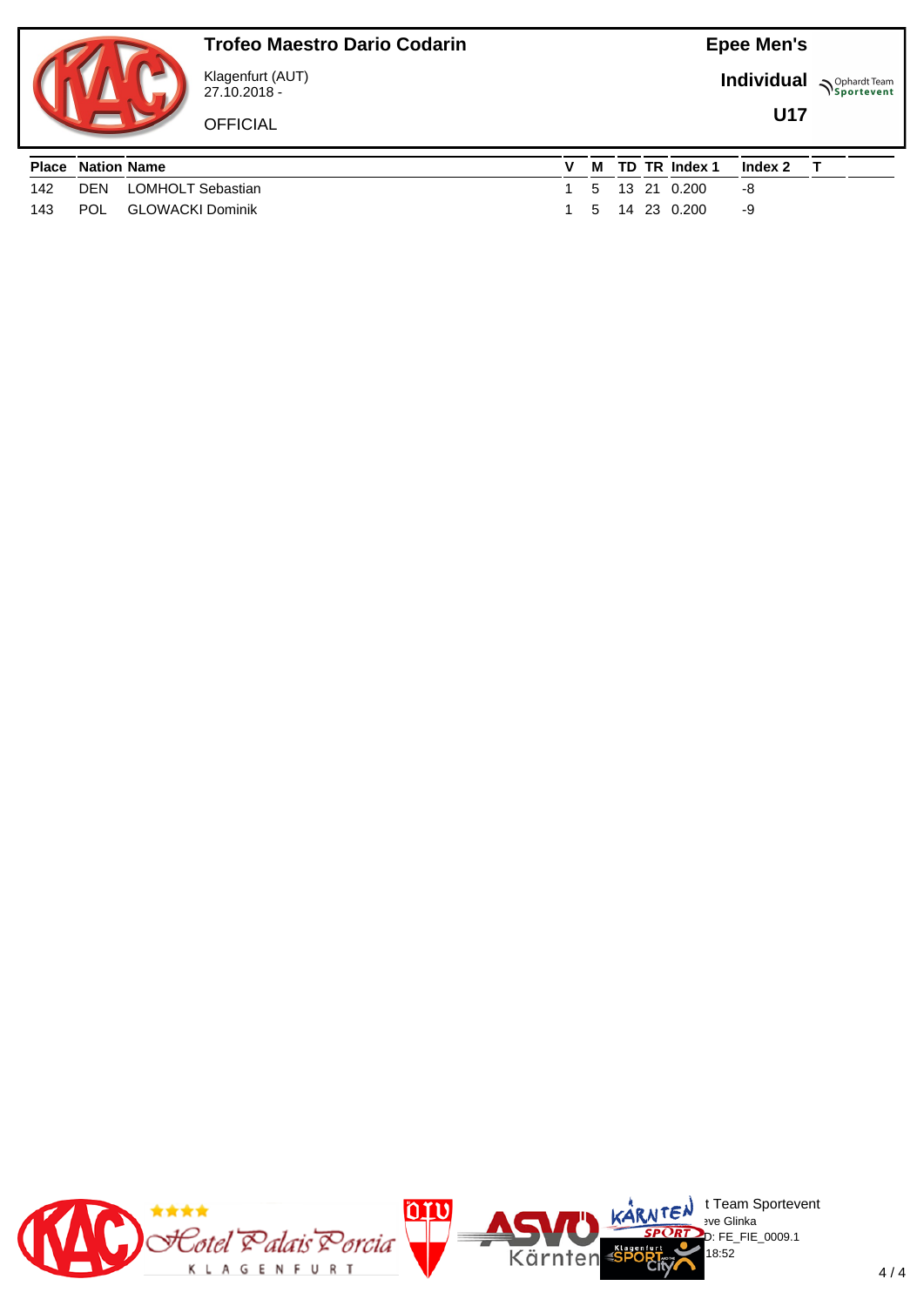# Trofeo Maestro Dario Codarin

Klagenfurt (AUT)
27.10.2018 -

OFFICIAL

**Epee Men's**

**Individual**

**U17**

| Place | Nation | Name | V | M | TD | TR | Index 1 | Index 2 | T |
|---|---|---|---|---|---|---|---|---|---|
| 142 | DEN | LOMHOLT Sebastian | 1 | 5 | 13 | 21 | 0.200 | -8 | |
| 143 | POL | GLOWACKI Dominik | 1 | 5 | 14 | 23 | 0.200 | -9 | |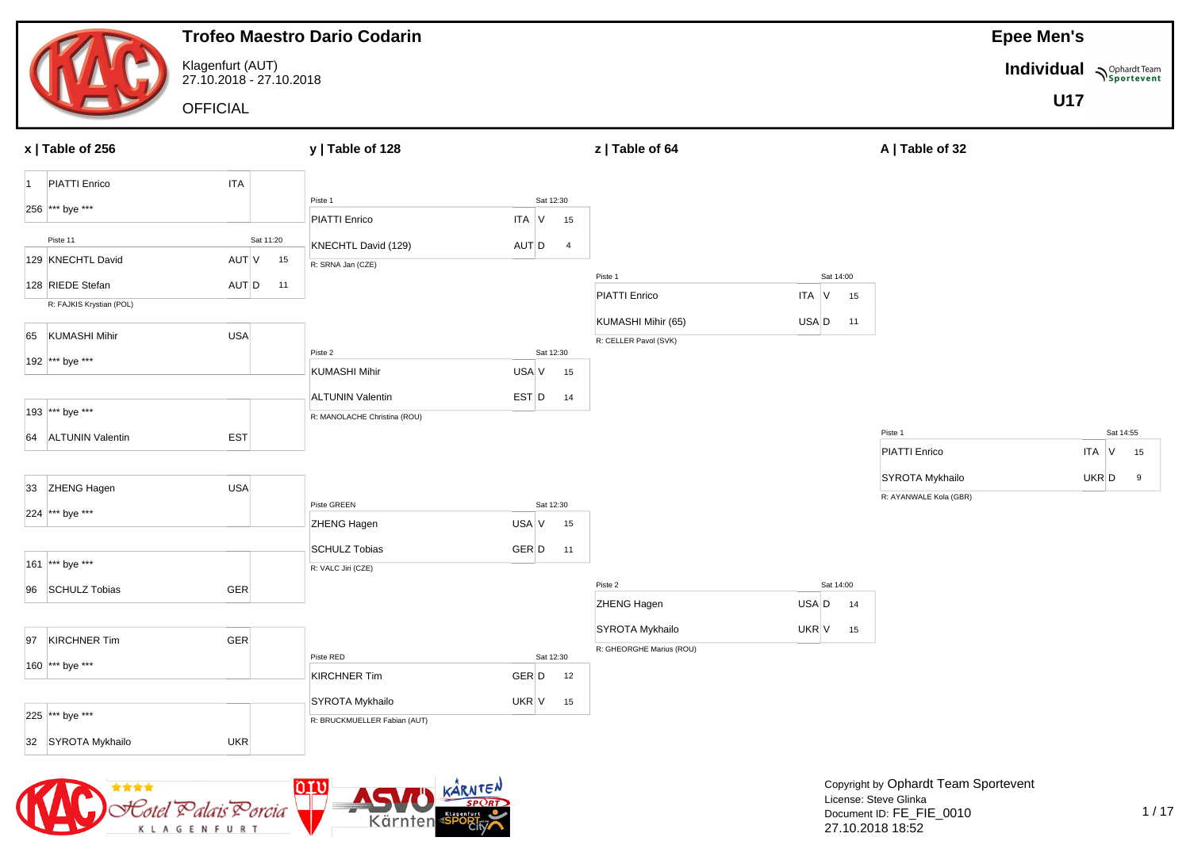# Trofeo Maestro Dario Codarin

Klagenfurt (AUT)
27.10.2018 - 27.10.2018

OFFICIAL

**Epee Men's**

**Individual**

**U17**

## x | Table of 256

| Seed | Name | Nation | Result | Score |
|---|---|---|---|---|
| 1 | PIATTI Enrico | ITA | | |
| 256 | *** bye *** | | | |
| | Piste 11 | | Sat 11:20 | |
| 129 | KNECHTL David | AUT | V | 15 |
| 128 | RIEDE Stefan | AUT | D | 11 |
| | R: FAJKIS Krystian (POL) | | | |
| 65 | KUMASHI Mihir | USA | | |
| 192 | *** bye *** | | | |
| 193 | *** bye *** | | | |
| 64 | ALTUNIN Valentin | EST | | |
| 33 | ZHENG Hagen | USA | | |
| 224 | *** bye *** | | | |
| 161 | *** bye *** | | | |
| 96 | SCHULZ Tobias | GER | | |
| 97 | KIRCHNER Tim | GER | | |
| 160 | *** bye *** | | | |
| 225 | *** bye *** | | | |
| 32 | SYROTA Mykhailo | UKR | | |

## y | Table of 128

| Piste | Time | Name | Nation | Result | Score | Referee |
|---|---|---|---|---|---|---|
| Piste 1 | Sat 12:30 | PIATTI Enrico | ITA | V | 15 | R: SRNA Jan (CZE) |
| | | KNECHTL David (129) | AUT | D | 4 | |
| Piste 2 | Sat 12:30 | KUMASHI Mihir | USA | V | 15 | R: MANOLACHE Christina (ROU) |
| | | ALTUNIN Valentin | EST | D | 14 | |
| Piste GREEN | Sat 12:30 | ZHENG Hagen | USA | V | 15 | R: VALC Jiri (CZE) |
| | | SCHULZ Tobias | GER | D | 11 | |
| Piste RED | Sat 12:30 | KIRCHNER Tim | GER | D | 12 | R: BRUCKMUELLER Fabian (AUT) |
| | | SYROTA Mykhailo | UKR | V | 15 | |

## z | Table of 64

| Piste | Time | Name | Nation | Result | Score | Referee |
|---|---|---|---|---|---|---|
| Piste 1 | Sat 14:00 | PIATTI Enrico | ITA | V | 15 | R: CELLER Pavol (SVK) |
| | | KUMASHI Mihir (65) | USA | D | 11 | |
| Piste 2 | Sat 14:00 | ZHENG Hagen | USA | D | 14 | R: GHEORGHE Marius (ROU) |
| | | SYROTA Mykhailo | UKR | V | 15 | |

## A | Table of 32

| Piste | Time | Name | Nation | Result | Score | Referee |
|---|---|---|---|---|---|---|
| Piste 1 | Sat 14:55 | PIATTI Enrico | ITA | V | 15 | R: AYANWALE Kola (GBR) |
| | | SYROTA Mykhailo | UKR | D | 9 | |

Copyright by Ophardt Team Sportevent
License: Steve Glinka
Document ID: FE_FIE_0010
27.10.2018 18:52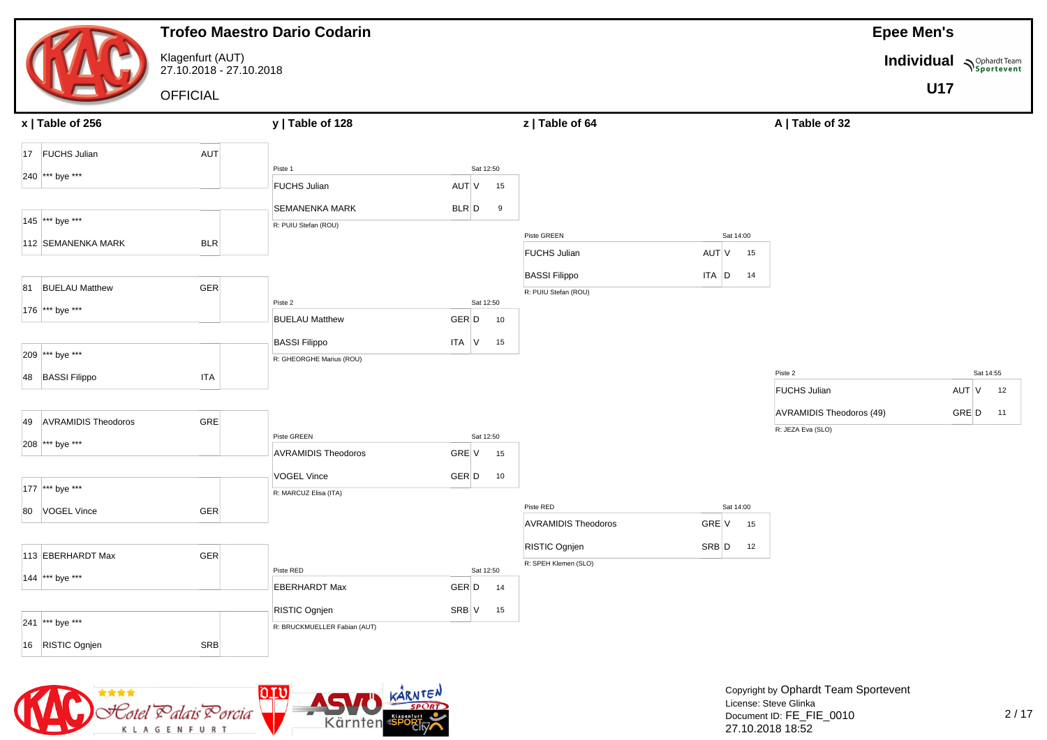# Trofeo Maestro Dario Codarin

Klagenfurt (AUT)
27.10.2018 - 27.10.2018

OFFICIAL

**Epee Men's**
**Individual**
**U17**

## x | Table of 256

| Seed | Name | Nation |
|---|---|---|
| 17 | FUCHS Julian | AUT |
| 240 | *** bye *** | |
| 145 | *** bye *** | |
| 112 | SEMANENKA MARK | BLR |
| 81 | BUELAU Matthew | GER |
| 176 | *** bye *** | |
| 209 | *** bye *** | |
| 48 | BASSI Filippo | ITA |
| 49 | AVRAMIDIS Theodoros | GRE |
| 208 | *** bye *** | |
| 177 | *** bye *** | |
| 80 | VOGEL Vince | GER |
| 113 | EBERHARDT Max | GER |
| 144 | *** bye *** | |
| 241 | *** bye *** | |
| 16 | RISTIC Ognjen | SRB |

## y | Table of 128

| Piste | Time | Fencer | Nation | V/D | Score | Referee |
|---|---|---|---|---|---|---|
| Piste 1 | Sat 12:50 | FUCHS Julian | AUT | V | 15 | R: PUIU Stefan (ROU) |
| | | SEMANENKA MARK | BLR | D | 9 | |
| Piste 2 | Sat 12:50 | BUELAU Matthew | GER | D | 10 | R: GHEORGHE Marius (ROU) |
| | | BASSI Filippo | ITA | V | 15 | |
| Piste GREEN | Sat 12:50 | AVRAMIDIS Theodoros | GRE | V | 15 | R: MARCUZ Elisa (ITA) |
| | | VOGEL Vince | GER | D | 10 | |
| Piste RED | Sat 12:50 | EBERHARDT Max | GER | D | 14 | R: BRUCKMUELLER Fabian (AUT) |
| | | RISTIC Ognjen | SRB | V | 15 | |

## z | Table of 64

| Piste | Time | Fencer | Nation | V/D | Score | Referee |
|---|---|---|---|---|---|---|
| Piste GREEN | Sat 14:00 | FUCHS Julian | AUT | V | 15 | R: PUIU Stefan (ROU) |
| | | BASSI Filippo | ITA | D | 14 | |
| Piste RED | Sat 14:00 | AVRAMIDIS Theodoros | GRE | V | 15 | R: SPEH Klemen (SLO) |
| | | RISTIC Ognjen | SRB | D | 12 | |

## A | Table of 32

| Piste | Time | Fencer | Nation | V/D | Score | Referee |
|---|---|---|---|---|---|---|
| Piste 2 | Sat 14:55 | FUCHS Julian | AUT | V | 12 | R: JEZA Eva (SLO) |
| | | AVRAMIDIS Theodoros (49) | GRE | D | 11 | |

Copyright by Ophardt Team Sportevent
License: Steve Glinka
Document ID: FE_FIE_0010
27.10.2018 18:52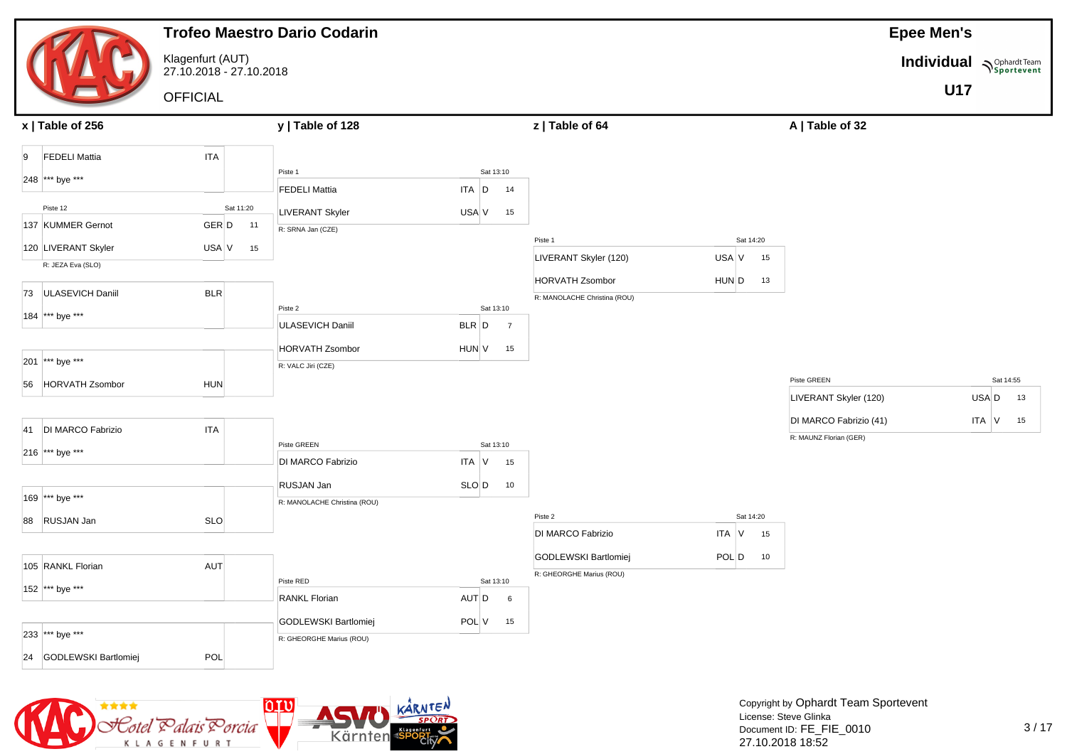# Trofeo Maestro Dario Codarin

Klagenfurt (AUT)
27.10.2018 - 27.10.2018

OFFICIAL

**Epee Men's**
**Individual**
**U17**

## x | Table of 256

| Seed | Name | Nation | Result | Score |
|---|---|---|---|---|
| 9 | FEDELI Mattia | ITA | | |
| 248 | *** bye *** | | | |

Piste 12 — Sat 11:20

| Seed | Name | Nation | Result | Score |
|---|---|---|---|---|
| 137 | KUMMER Gernot | GER | D | 11 |
| 120 | LIVERANT Skyler | USA | V | 15 |

R: JEZA Eva (SLO)

| Seed | Name | Nation | Result | Score |
|---|---|---|---|---|
| 73 | ULASEVICH Daniil | BLR | | |
| 184 | *** bye *** | | | |
| 201 | *** bye *** | | | |
| 56 | HORVATH Zsombor | HUN | | |
| 41 | DI MARCO Fabrizio | ITA | | |
| 216 | *** bye *** | | | |
| 169 | *** bye *** | | | |
| 88 | RUSJAN Jan | SLO | | |
| 105 | RANKL Florian | AUT | | |
| 152 | *** bye *** | | | |
| 233 | *** bye *** | | | |
| 24 | GODLEWSKI Bartlomiej | POL | | |

## y | Table of 128

Piste 1 — Sat 13:10

| Name | Nation | Result | Score |
|---|---|---|---|
| FEDELI Mattia | ITA | D | 14 |
| LIVERANT Skyler | USA | V | 15 |

R: SRNA Jan (CZE)

Piste 2 — Sat 13:10

| Name | Nation | Result | Score |
|---|---|---|---|
| ULASEVICH Daniil | BLR | D | 7 |
| HORVATH Zsombor | HUN | V | 15 |

R: VALC Jiri (CZE)

Piste GREEN — Sat 13:10

| Name | Nation | Result | Score |
|---|---|---|---|
| DI MARCO Fabrizio | ITA | V | 15 |
| RUSJAN Jan | SLO | D | 10 |

R: MANOLACHE Christina (ROU)

Piste RED — Sat 13:10

| Name | Nation | Result | Score |
|---|---|---|---|
| RANKL Florian | AUT | D | 6 |
| GODLEWSKI Bartlomiej | POL | V | 15 |

R: GHEORGHE Marius (ROU)

## z | Table of 64

Piste 1 — Sat 14:20

| Name | Nation | Result | Score |
|---|---|---|---|
| LIVERANT Skyler (120) | USA | V | 15 |
| HORVATH Zsombor | HUN | D | 13 |

R: MANOLACHE Christina (ROU)

Piste 2 — Sat 14:20

| Name | Nation | Result | Score |
|---|---|---|---|
| DI MARCO Fabrizio | ITA | V | 15 |
| GODLEWSKI Bartlomiej | POL | D | 10 |

R: GHEORGHE Marius (ROU)

## A | Table of 32

Piste GREEN — Sat 14:55

| Name | Nation | Result | Score |
|---|---|---|---|
| LIVERANT Skyler (120) | USA | D | 13 |
| DI MARCO Fabrizio (41) | ITA | V | 15 |

R: MAUNZ Florian (GER)

Copyright by Ophardt Team Sportevent
License: Steve Glinka
Document ID: FE_FIE_0010
27.10.2018 18:52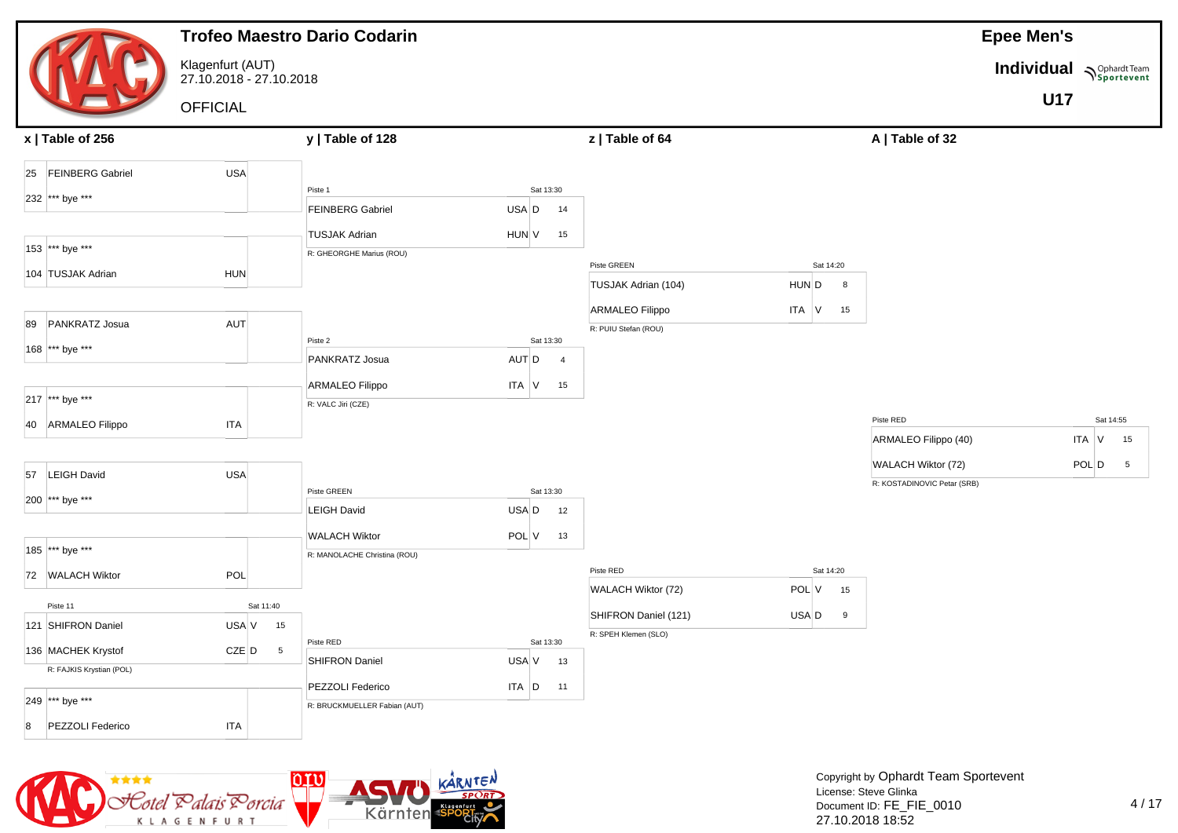# Trofeo Maestro Dario Codarin

Klagenfurt (AUT)
27.10.2018 - 27.10.2018

OFFICIAL

**Epee Men's**

**Individual**

**U17**

## x | Table of 256

| Seed | Name | Nation | Result |
|---|---|---|---|
| 25 | FEINBERG Gabriel | USA | |
| 232 | *** bye *** | | |
| 153 | *** bye *** | | |
| 104 | TUSJAK Adrian | HUN | |
| 89 | PANKRATZ Josua | AUT | |
| 168 | *** bye *** | | |
| 217 | *** bye *** | | |
| 40 | ARMALEO Filippo | ITA | |
| 57 | LEIGH David | USA | |
| 200 | *** bye *** | | |
| 185 | *** bye *** | | |
| 72 | WALACH Wiktor | POL | |
| 121 | SHIFRON Daniel | USA | V 15 |
| 136 | MACHEK Krystof | CZE | D 5 |
| 249 | *** bye *** | | |
| 8 | PEZZOLI Federico | ITA | |

Piste 11, Sat 11:40 — SHIFRON Daniel vs MACHEK Krystof — R: FAJKIS Krystian (POL)

## y | Table of 128

| Piste | Time | Fencer | Nation | Result | Score | Referee |
|---|---|---|---|---|---|---|
| Piste 1 | Sat 13:30 | FEINBERG Gabriel | USA | D | 14 | R: GHEORGHE Marius (ROU) |
| | | TUSJAK Adrian | HUN | V | 15 | |
| Piste 2 | Sat 13:30 | PANKRATZ Josua | AUT | D | 4 | R: VALC Jiri (CZE) |
| | | ARMALEO Filippo | ITA | V | 15 | |
| Piste GREEN | Sat 13:30 | LEIGH David | USA | D | 12 | R: MANOLACHE Christina (ROU) |
| | | WALACH Wiktor | POL | V | 13 | |
| Piste RED | Sat 13:30 | SHIFRON Daniel | USA | V | 13 | R: BRUCKMUELLER Fabian (AUT) |
| | | PEZZOLI Federico | ITA | D | 11 | |

## z | Table of 64

| Piste | Time | Fencer | Nation | Result | Score | Referee |
|---|---|---|---|---|---|---|
| Piste GREEN | Sat 14:20 | TUSJAK Adrian (104) | HUN | D | 8 | R: PUIU Stefan (ROU) |
| | | ARMALEO Filippo | ITA | V | 15 | |
| Piste RED | Sat 14:20 | WALACH Wiktor (72) | POL | V | 15 | R: SPEH Klemen (SLO) |
| | | SHIFRON Daniel (121) | USA | D | 9 | |

## A | Table of 32

| Piste | Time | Fencer | Nation | Result | Score | Referee |
|---|---|---|---|---|---|---|
| Piste RED | Sat 14:55 | ARMALEO Filippo (40) | ITA | V | 15 | R: KOSTADINOVIC Petar (SRB) |
| | | WALACH Wiktor (72) | POL | D | 5 | |

Copyright by Ophardt Team Sportevent
License: Steve Glinka
Document ID: FE_FIE_0010
27.10.2018 18:52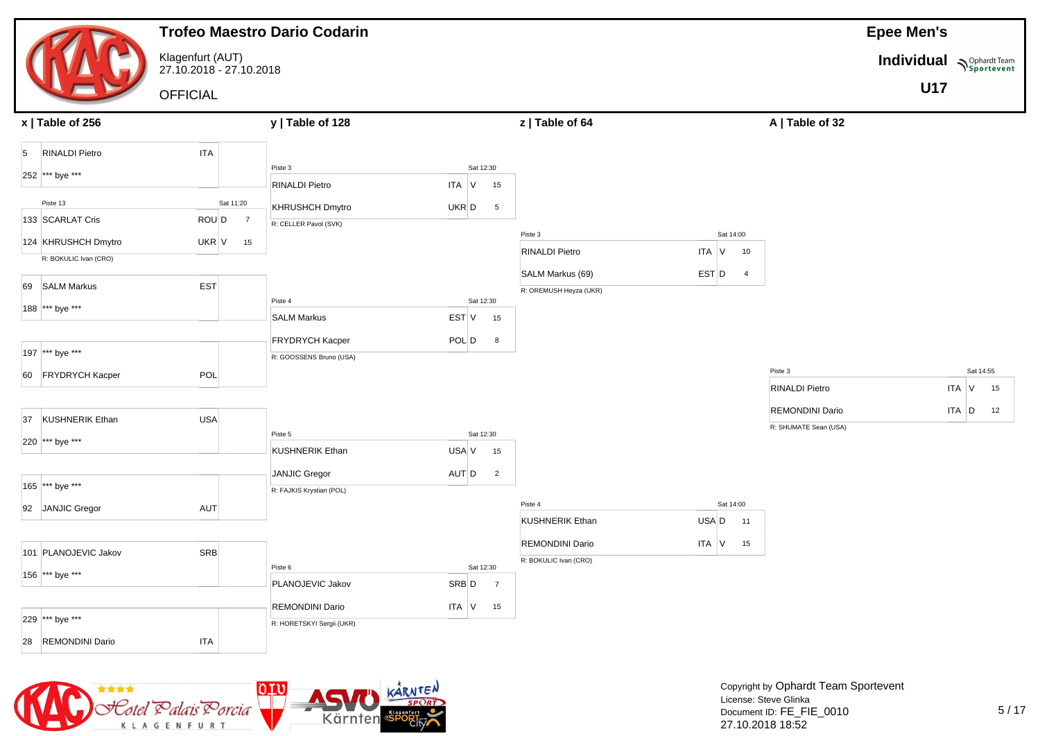# Trofeo Maestro Dario Codarin

Klagenfurt (AUT)
27.10.2018 - 27.10.2018

OFFICIAL

**Epee Men's**
**Individual**
**U17**

## x | Table of 256

| Seed | Name | Nation | Result | Score | Piste / Time | Referee |
|---|---|---|---|---|---|---|
| 5 | RINALDI Pietro | ITA | | | | |
| 252 | *** bye *** | | | | | |
| 133 | SCARLAT Cris | ROU | D | 7 | Piste 13, Sat 11:20 | R: BOKULIC Ivan (CRO) |
| 124 | KHRUSHCH Dmytro | UKR | V | 15 | | |
| 69 | SALM Markus | EST | | | | |
| 188 | *** bye *** | | | | | |
| 197 | *** bye *** | | | | | |
| 60 | FRYDRYCH Kacper | POL | | | | |
| 37 | KUSHNERIK Ethan | USA | | | | |
| 220 | *** bye *** | | | | | |
| 165 | *** bye *** | | | | | |
| 92 | JANJIC Gregor | AUT | | | | |
| 101 | PLANOJEVIC Jakov | SRB | | | | |
| 156 | *** bye *** | | | | | |
| 229 | *** bye *** | | | | | |
| 28 | REMONDINI Dario | ITA | | | | |

## y | Table of 128

| Piste | Time | Name | Nation | Result | Score | Referee |
|---|---|---|---|---|---|---|
| Piste 3 | Sat 12:30 | RINALDI Pietro | ITA | V | 15 | R: CELLER Pavol (SVK) |
| | | KHRUSHCH Dmytro | UKR | D | 5 | |
| Piste 4 | Sat 12:30 | SALM Markus | EST | V | 15 | R: GOOSSENS Bruno (USA) |
| | | FRYDRYCH Kacper | POL | D | 8 | |
| Piste 5 | Sat 12:30 | KUSHNERIK Ethan | USA | V | 15 | R: FAJKIS Krystian (POL) |
| | | JANJIC Gregor | AUT | D | 2 | |
| Piste 6 | Sat 12:30 | PLANOJEVIC Jakov | SRB | D | 7 | R: HORETSKYI Sergii (UKR) |
| | | REMONDINI Dario | ITA | V | 15 | |

## z | Table of 64

| Piste | Time | Name | Nation | Result | Score | Referee |
|---|---|---|---|---|---|---|
| Piste 3 | Sat 14:00 | RINALDI Pietro | ITA | V | 10 | R: OREMUSH Heyza (UKR) |
| | | SALM Markus (69) | EST | D | 4 | |
| Piste 4 | Sat 14:00 | KUSHNERIK Ethan | USA | D | 11 | R: BOKULIC Ivan (CRO) |
| | | REMONDINI Dario | ITA | V | 15 | |

## A | Table of 32

| Piste | Time | Name | Nation | Result | Score | Referee |
|---|---|---|---|---|---|---|
| Piste 3 | Sat 14:55 | RINALDI Pietro | ITA | V | 15 | R: SHUMATE Sean (USA) |
| | | REMONDINI Dario | ITA | D | 12 | |

Copyright by Ophardt Team Sportevent
License: Steve Glinka
Document ID: FE_FIE_0010
27.10.2018 18:52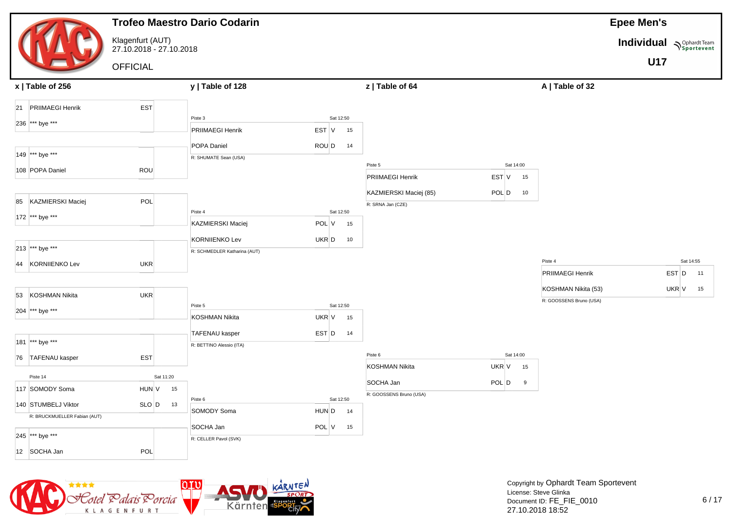# Trofeo Maestro Dario Codarin

Klagenfurt (AUT)
27.10.2018 - 27.10.2018

OFFICIAL

**Epee Men's**
**Individual**
**U17**

## x | Table of 256

| Seed | Name | Nation | | Score |
|---|---|---|---|---|
| 21 | PRIIMAEGI Henrik | EST | | |
| 236 | *** bye *** | | | |
| 149 | *** bye *** | | | |
| 108 | POPA Daniel | ROU | | |
| 85 | KAZMIERSKI Maciej | POL | | |
| 172 | *** bye *** | | | |
| 213 | *** bye *** | | | |
| 44 | KORNIIENKO Lev | UKR | | |
| 53 | KOSHMAN Nikita | UKR | | |
| 204 | *** bye *** | | | |
| 181 | *** bye *** | | | |
| 76 | TAFENAU kasper | EST | | |
| 117 | SOMODY Soma | HUN | V | 15 |
| 140 | STUMBELJ Viktor | SLO | D | 13 |
| 245 | *** bye *** | | | |
| 12 | SOCHA Jan | POL | | |

Piste 14, Sat 11:20 (SOMODY Soma – STUMBELJ Viktor) — R: BRUCKMUELLER Fabian (AUT)

## y | Table of 128

| Piste | Time | Name | Nation | | Score | Referee |
|---|---|---|---|---|---|---|
| Piste 3 | Sat 12:50 | PRIIMAEGI Henrik | EST | V | 15 | R: SHUMATE Sean (USA) |
| | | POPA Daniel | ROU | D | 14 | |
| Piste 4 | Sat 12:50 | KAZMIERSKI Maciej | POL | V | 15 | R: SCHMEDLER Katharina (AUT) |
| | | KORNIIENKO Lev | UKR | D | 10 | |
| Piste 5 | Sat 12:50 | KOSHMAN Nikita | UKR | V | 15 | R: BETTINO Alessio (ITA) |
| | | TAFENAU kasper | EST | D | 14 | |
| Piste 6 | Sat 12:50 | SOMODY Soma | HUN | D | 14 | R: CELLER Pavol (SVK) |
| | | SOCHA Jan | POL | V | 15 | |

## z | Table of 64

| Piste | Time | Name | Nation | | Score | Referee |
|---|---|---|---|---|---|---|
| Piste 5 | Sat 14:00 | PRIIMAEGI Henrik | EST | V | 15 | R: SRNA Jan (CZE) |
| | | KAZMIERSKI Maciej (85) | POL | D | 10 | |
| Piste 6 | Sat 14:00 | KOSHMAN Nikita | UKR | V | 15 | R: GOOSSENS Bruno (USA) |
| | | SOCHA Jan | POL | D | 9 | |

## A | Table of 32

| Piste | Time | Name | Nation | | Score | Referee |
|---|---|---|---|---|---|---|
| Piste 4 | Sat 14:55 | PRIIMAEGI Henrik | EST | D | 11 | R: GOOSSENS Bruno (USA) |
| | | KOSHMAN Nikita (53) | UKR | V | 15 | |

Copyright by Ophardt Team Sportevent
License: Steve Glinka
Document ID: FE_FIE_0010
27.10.2018 18:52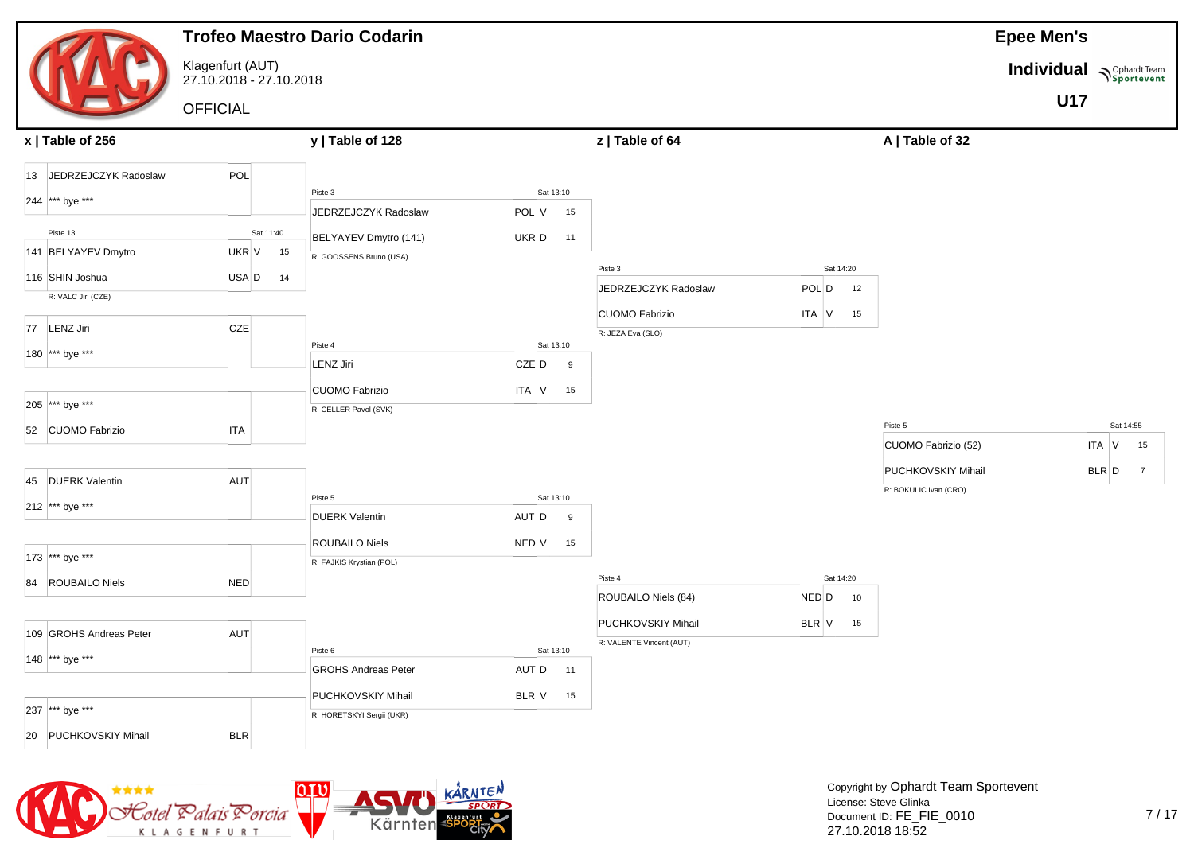# Trofeo Maestro Dario Codarin

Klagenfurt (AUT)
27.10.2018 - 27.10.2018

OFFICIAL

**Epee Men's**
**Individual**
**U17**

## x | Table of 256

| Seed | Name | Nation | Result | Score |
|---|---|---|---|---|
| 13 | JEDRZEJCZYK Radoslaw | POL | | |
| 244 | *** bye *** | | | |
| | Piste 13 | | Sat 11:40 | |
| 141 | BELYAYEV Dmytro | UKR | V | 15 |
| 116 | SHIN Joshua | USA | D | 14 |
| | R: VALC Jiri (CZE) | | | |
| 77 | LENZ Jiri | CZE | | |
| 180 | *** bye *** | | | |
| 205 | *** bye *** | | | |
| 52 | CUOMO Fabrizio | ITA | | |
| 45 | DUERK Valentin | AUT | | |
| 212 | *** bye *** | | | |
| 173 | *** bye *** | | | |
| 84 | ROUBAILO Niels | NED | | |
| 109 | GROHS Andreas Peter | AUT | | |
| 148 | *** bye *** | | | |
| 237 | *** bye *** | | | |
| 20 | PUCHKOVSKIY Mihail | BLR | | |

## y | Table of 128

| Piste | Time | Name | Nation | Result | Score | Referee |
|---|---|---|---|---|---|---|
| Piste 3 | Sat 13:10 | JEDRZEJCZYK Radoslaw | POL | V | 15 | R: GOOSSENS Bruno (USA) |
| | | BELYAYEV Dmytro (141) | UKR | D | 11 | |
| Piste 4 | Sat 13:10 | LENZ Jiri | CZE | D | 9 | R: CELLER Pavol (SVK) |
| | | CUOMO Fabrizio | ITA | V | 15 | |
| Piste 5 | Sat 13:10 | DUERK Valentin | AUT | D | 9 | R: FAJKIS Krystian (POL) |
| | | ROUBAILO Niels | NED | V | 15 | |
| Piste 6 | Sat 13:10 | GROHS Andreas Peter | AUT | D | 11 | R: HORETSKYI Sergii (UKR) |
| | | PUCHKOVSKIY Mihail | BLR | V | 15 | |

## z | Table of 64

| Piste | Time | Name | Nation | Result | Score | Referee |
|---|---|---|---|---|---|---|
| Piste 3 | Sat 14:20 | JEDRZEJCZYK Radoslaw | POL | D | 12 | R: JEZA Eva (SLO) |
| | | CUOMO Fabrizio | ITA | V | 15 | |
| Piste 4 | Sat 14:20 | ROUBAILO Niels (84) | NED | D | 10 | R: VALENTE Vincent (AUT) |
| | | PUCHKOVSKIY Mihail | BLR | V | 15 | |

## A | Table of 32

| Piste | Time | Name | Nation | Result | Score | Referee |
|---|---|---|---|---|---|---|
| Piste 5 | Sat 14:55 | CUOMO Fabrizio (52) | ITA | V | 15 | R: BOKULIC Ivan (CRO) |
| | | PUCHKOVSKIY Mihail | BLR | D | 7 | |

Copyright by Ophardt Team Sportevent
License: Steve Glinka
Document ID: FE_FIE_0010
27.10.2018 18:52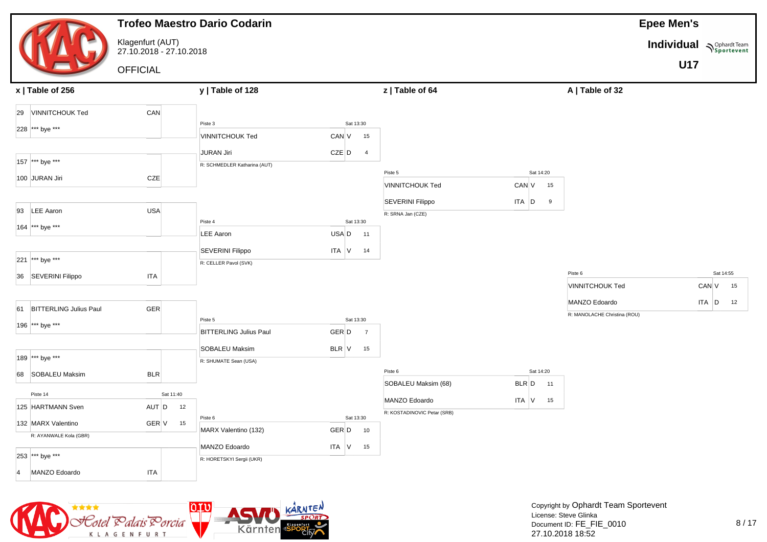# Trofeo Maestro Dario Codarin

Klagenfurt (AUT)
27.10.2018 - 27.10.2018

OFFICIAL

**Epee Men's**

**Individual**

**U17**

## x | Table of 256

| Seed | Name | Nation | Result | Score |
|---|---|---|---|---|
| 29 | VINNITCHOUK Ted | CAN | | |
| 228 | *** bye *** | | | |
| 157 | *** bye *** | | | |
| 100 | JURAN Jiri | CZE | | |
| 93 | LEE Aaron | USA | | |
| 164 | *** bye *** | | | |
| 221 | *** bye *** | | | |
| 36 | SEVERINI Filippo | ITA | | |
| 61 | BITTERLING Julius Paul | GER | | |
| 196 | *** bye *** | | | |
| 189 | *** bye *** | | | |
| 68 | SOBALEU Maksim | BLR | | |
| 125 | HARTMANN Sven | AUT | D | 12 |
| 132 | MARX Valentino | GER | V | 15 |
| 253 | *** bye *** | | | |
| 4 | MANZO Edoardo | ITA | | |

Piste 14, Sat 11:40 — HARTMANN Sven vs MARX Valentino — R: AYANWALE Kola (GBR)

## y | Table of 128

| Piste | Time | Name | Nation | Result | Score | Referee |
|---|---|---|---|---|---|---|
| Piste 3 | Sat 13:30 | VINNITCHOUK Ted | CAN | V | 15 | R: SCHMEDLER Katharina (AUT) |
| | | JURAN Jiri | CZE | D | 4 | |
| Piste 4 | Sat 13:30 | LEE Aaron | USA | D | 11 | R: CELLER Pavol (SVK) |
| | | SEVERINI Filippo | ITA | V | 14 | |
| Piste 5 | Sat 13:30 | BITTERLING Julius Paul | GER | D | 7 | R: SHUMATE Sean (USA) |
| | | SOBALEU Maksim | BLR | V | 15 | |
| Piste 6 | Sat 13:30 | MARX Valentino (132) | GER | D | 10 | R: HORETSKYI Sergii (UKR) |
| | | MANZO Edoardo | ITA | V | 15 | |

## z | Table of 64

| Piste | Time | Name | Nation | Result | Score | Referee |
|---|---|---|---|---|---|---|
| Piste 5 | Sat 14:20 | VINNITCHOUK Ted | CAN | V | 15 | R: SRNA Jan (CZE) |
| | | SEVERINI Filippo | ITA | D | 9 | |
| Piste 6 | Sat 14:20 | SOBALEU Maksim (68) | BLR | D | 11 | R: KOSTADINOVIC Petar (SRB) |
| | | MANZO Edoardo | ITA | V | 15 | |

## A | Table of 32

| Piste | Time | Name | Nation | Result | Score | Referee |
|---|---|---|---|---|---|---|
| Piste 6 | Sat 14:55 | VINNITCHOUK Ted | CAN | V | 15 | R: MANOLACHE Christina (ROU) |
| | | MANZO Edoardo | ITA | D | 12 | |

Copyright by Ophardt Team Sportevent
License: Steve Glinka
Document ID: FE_FIE_0010
27.10.2018 18:52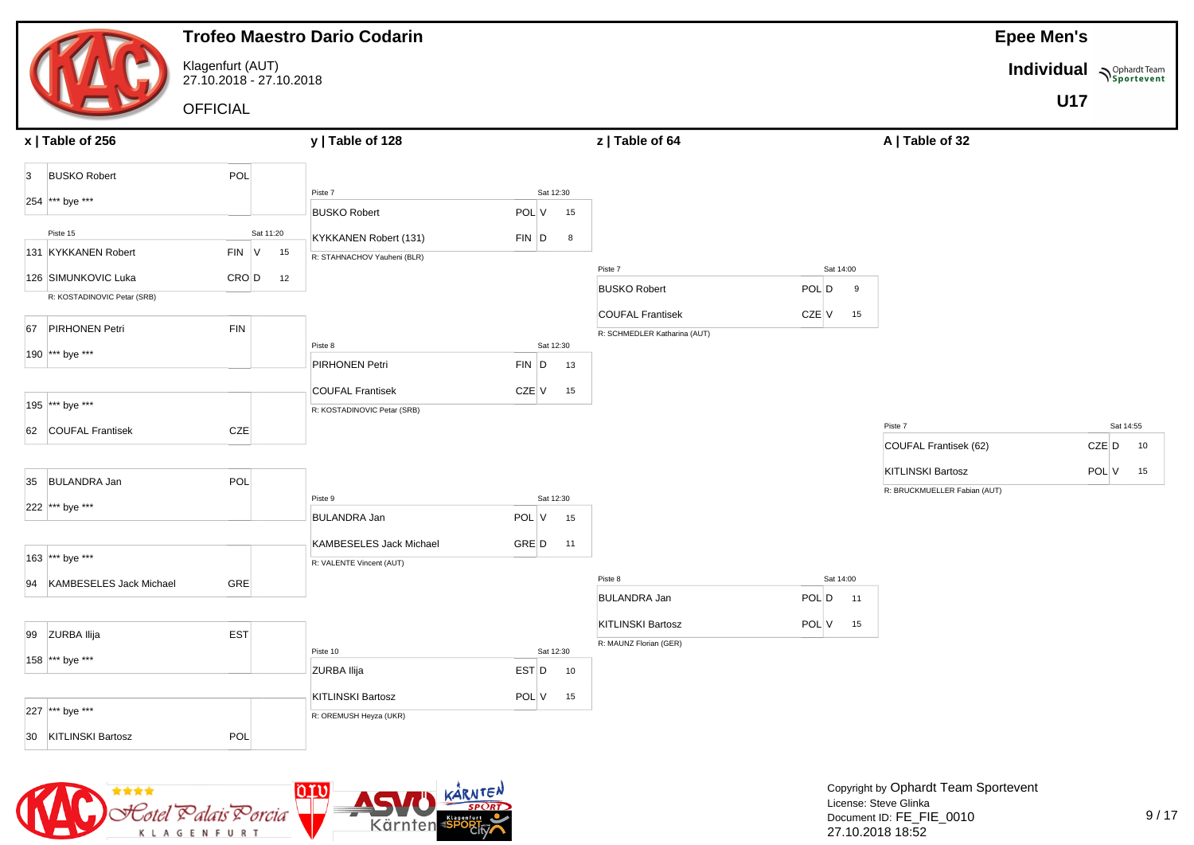# Trofeo Maestro Dario Codarin

Klagenfurt (AUT)
27.10.2018 - 27.10.2018

OFFICIAL

**Epee Men's**
**Individual**
**U17**

## x | Table of 256

| Seed | Name | Nation | Result | Score |
|---|---|---|---|---|
| 3 | BUSKO Robert | POL | | |
| 254 | *** bye *** | | | |
| | Piste 15 | | Sat 11:20 | |
| 131 | KYKKANEN Robert | FIN | V | 15 |
| 126 | SIMUNKOVIC Luka | CRO | D | 12 |
| | R: KOSTADINOVIC Petar (SRB) | | | |
| 67 | PIRHONEN Petri | FIN | | |
| 190 | *** bye *** | | | |
| 195 | *** bye *** | | | |
| 62 | COUFAL Frantisek | CZE | | |
| 35 | BULANDRA Jan | POL | | |
| 222 | *** bye *** | | | |
| 163 | *** bye *** | | | |
| 94 | KAMBESELES Jack Michael | GRE | | |
| 99 | ZURBA Ilija | EST | | |
| 158 | *** bye *** | | | |
| 227 | *** bye *** | | | |
| 30 | KITLINSKI Bartosz | POL | | |

## y | Table of 128

| Piste | Time | Name | Nation | Result | Score | Referee |
|---|---|---|---|---|---|---|
| Piste 7 | Sat 12:30 | BUSKO Robert | POL | V | 15 | R: STAHNACHOV Yauheni (BLR) |
| | | KYKKANEN Robert (131) | FIN | D | 8 | |
| Piste 8 | Sat 12:30 | PIRHONEN Petri | FIN | D | 13 | R: KOSTADINOVIC Petar (SRB) |
| | | COUFAL Frantisek | CZE | V | 15 | |
| Piste 9 | Sat 12:30 | BULANDRA Jan | POL | V | 15 | R: VALENTE Vincent (AUT) |
| | | KAMBESELES Jack Michael | GRE | D | 11 | |
| Piste 10 | Sat 12:30 | ZURBA Ilija | EST | D | 10 | R: OREMUSH Heyza (UKR) |
| | | KITLINSKI Bartosz | POL | V | 15 | |

## z | Table of 64

| Piste | Time | Name | Nation | Result | Score | Referee |
|---|---|---|---|---|---|---|
| Piste 7 | Sat 14:00 | BUSKO Robert | POL | D | 9 | R: SCHMEDLER Katharina (AUT) |
| | | COUFAL Frantisek | CZE | V | 15 | |
| Piste 8 | Sat 14:00 | BULANDRA Jan | POL | D | 11 | R: MAUNZ Florian (GER) |
| | | KITLINSKI Bartosz | POL | V | 15 | |

## A | Table of 32

| Piste | Time | Name | Nation | Result | Score | Referee |
|---|---|---|---|---|---|---|
| Piste 7 | Sat 14:55 | COUFAL Frantisek (62) | CZE | D | 10 | R: BRUCKMUELLER Fabian (AUT) |
| | | KITLINSKI Bartosz | POL | V | 15 | |

Copyright by Ophardt Team Sportevent
License: Steve Glinka
Document ID: FE_FIE_0010
27.10.2018 18:52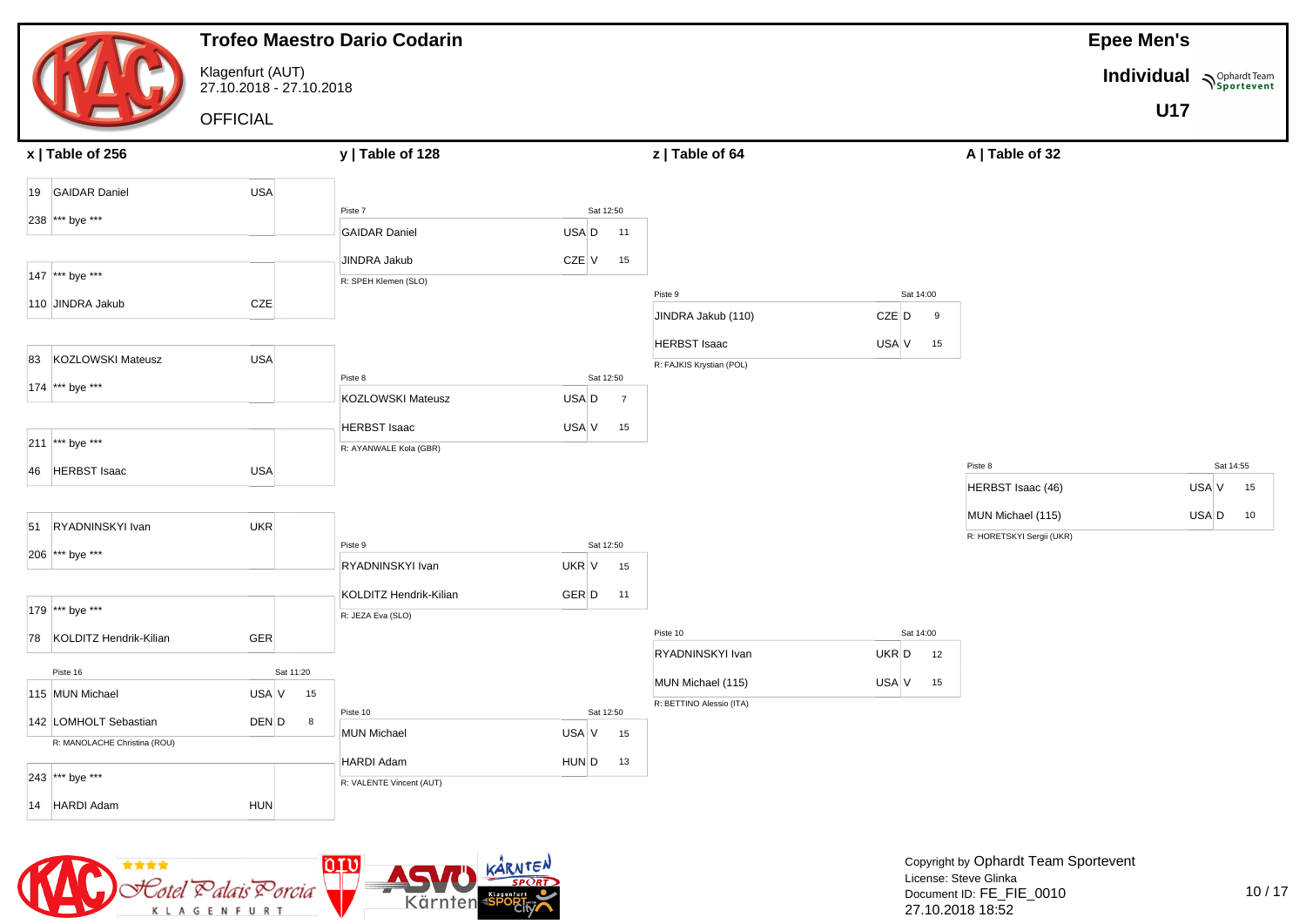# Trofeo Maestro Dario Codarin

Klagenfurt (AUT)
27.10.2018 - 27.10.2018

OFFICIAL

**Epee Men's**

**Individual**

**U17**

## x | Table of 256

| Seed | Name | Nation | Result |
|---|---|---|---|
| 19 | GAIDAR Daniel | USA | |
| 238 | *** bye *** | | |
| 147 | *** bye *** | | |
| 110 | JINDRA Jakub | CZE | |
| 83 | KOZLOWSKI Mateusz | USA | |
| 174 | *** bye *** | | |
| 211 | *** bye *** | | |
| 46 | HERBST Isaac | USA | |
| 51 | RYADNINSKYI Ivan | UKR | |
| 206 | *** bye *** | | |
| 179 | *** bye *** | | |
| 78 | KOLDITZ Hendrik-Kilian | GER | |
| 115 | MUN Michael | USA | V 15 |
| 142 | LOMHOLT Sebastian | DEN | D 8 |
| 243 | *** bye *** | | |
| 14 | HARDI Adam | HUN | |

Piste 16, Sat 11:20 (MUN Michael vs LOMHOLT Sebastian) — R: MANOLACHE Christina (ROU)

## y | Table of 128

| Piste | Time | Name | Nation | Result | Score | Referee |
|---|---|---|---|---|---|---|
| Piste 7 | Sat 12:50 | GAIDAR Daniel | USA | D | 11 | R: SPEH Klemen (SLO) |
| | | JINDRA Jakub | CZE | V | 15 | |
| Piste 8 | Sat 12:50 | KOZLOWSKI Mateusz | USA | D | 7 | R: AYANWALE Kola (GBR) |
| | | HERBST Isaac | USA | V | 15 | |
| Piste 9 | Sat 12:50 | RYADNINSKYI Ivan | UKR | V | 15 | R: JEZA Eva (SLO) |
| | | KOLDITZ Hendrik-Kilian | GER | D | 11 | |
| Piste 10 | Sat 12:50 | MUN Michael | USA | V | 15 | R: VALENTE Vincent (AUT) |
| | | HARDI Adam | HUN | D | 13 | |

## z | Table of 64

| Piste | Time | Name | Nation | Result | Score | Referee |
|---|---|---|---|---|---|---|
| Piste 9 | Sat 14:00 | JINDRA Jakub (110) | CZE | D | 9 | R: FAJKIS Krystian (POL) |
| | | HERBST Isaac | USA | V | 15 | |
| Piste 10 | Sat 14:00 | RYADNINSKYI Ivan | UKR | D | 12 | R: BETTINO Alessio (ITA) |
| | | MUN Michael (115) | USA | V | 15 | |

## A | Table of 32

| Piste | Time | Name | Nation | Result | Score | Referee |
|---|---|---|---|---|---|---|
| Piste 8 | Sat 14:55 | HERBST Isaac (46) | USA | V | 15 | R: HORETSKYI Sergii (UKR) |
| | | MUN Michael (115) | USA | D | 10 | |

Copyright by Ophardt Team Sportevent
License: Steve Glinka
Document ID: FE_FIE_0010
27.10.2018 18:52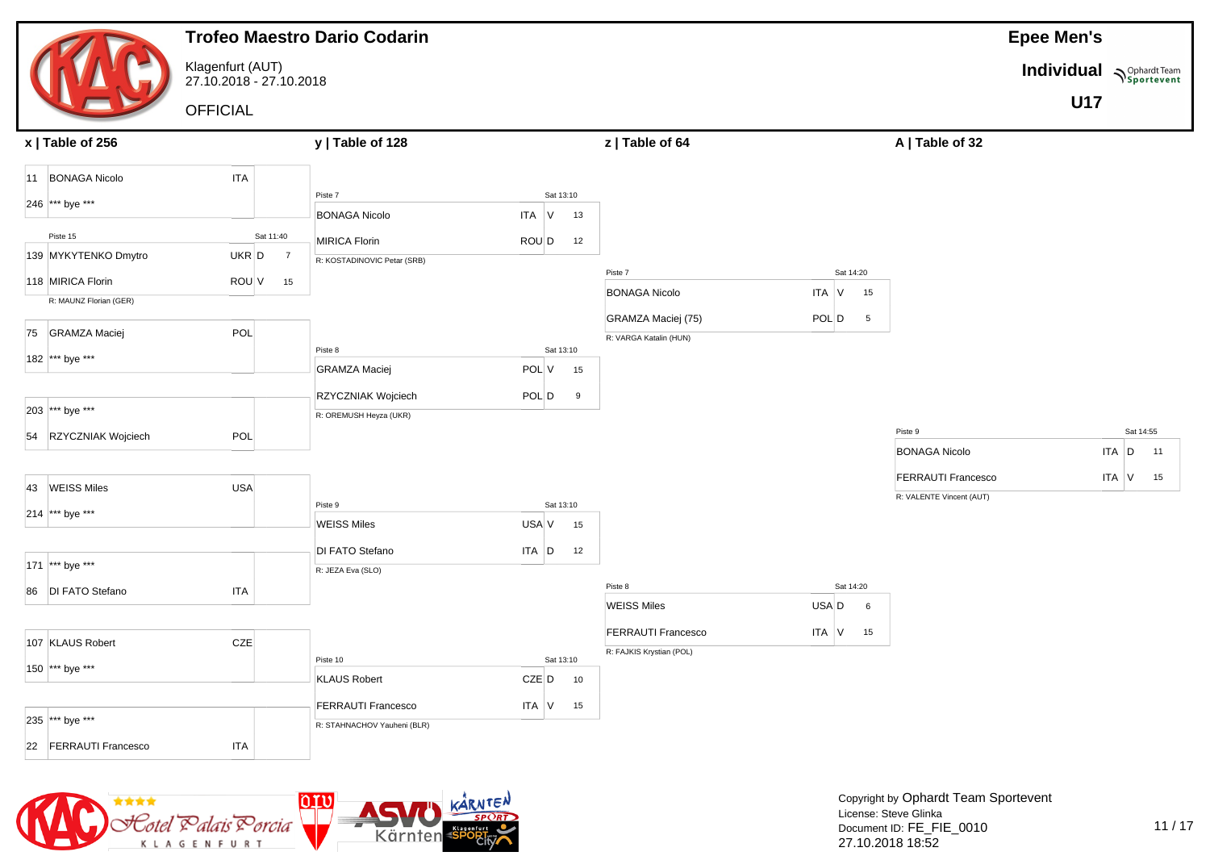# Trofeo Maestro Dario Codarin

Klagenfurt (AUT)
27.10.2018 - 27.10.2018

OFFICIAL

**Epee Men's**

**Individual**

**U17**

## x | Table of 256

| Seed | Name | Nat | Result | Score |
|---|---|---|---|---|
| 11 | BONAGA Nicolo | ITA | | |
| 246 | *** bye *** | | | |
| | Piste 15 | Sat 11:40 | | |
| 139 | MYKYTENKO Dmytro | UKR | D | 7 |
| 118 | MIRICA Florin | ROU | V | 15 |
| | R: MAUNZ Florian (GER) | | | |
| 75 | GRAMZA Maciej | POL | | |
| 182 | *** bye *** | | | |
| 203 | *** bye *** | | | |
| 54 | RZYCZNIAK Wojciech | POL | | |
| 43 | WEISS Miles | USA | | |
| 214 | *** bye *** | | | |
| 171 | *** bye *** | | | |
| 86 | DI FATO Stefano | ITA | | |
| 107 | KLAUS Robert | CZE | | |
| 150 | *** bye *** | | | |
| 235 | *** bye *** | | | |
| 22 | FERRAUTI Francesco | ITA | | |

## y | Table of 128

| Piste | Time | Name | Nat | Result | Score | Referee |
|---|---|---|---|---|---|---|
| Piste 7 | Sat 13:10 | BONAGA Nicolo | ITA | V | 13 | R: KOSTADINOVIC Petar (SRB) |
| | | MIRICA Florin | ROU | D | 12 | |
| Piste 8 | Sat 13:10 | GRAMZA Maciej | POL | V | 15 | R: OREMUSH Heyza (UKR) |
| | | RZYCZNIAK Wojciech | POL | D | 9 | |
| Piste 9 | Sat 13:10 | WEISS Miles | USA | V | 15 | R: JEZA Eva (SLO) |
| | | DI FATO Stefano | ITA | D | 12 | |
| Piste 10 | Sat 13:10 | KLAUS Robert | CZE | D | 10 | R: STAHNACHOV Yauheni (BLR) |
| | | FERRAUTI Francesco | ITA | V | 15 | |

## z | Table of 64

| Piste | Time | Name | Nat | Result | Score | Referee |
|---|---|---|---|---|---|---|
| Piste 7 | Sat 14:20 | BONAGA Nicolo | ITA | V | 15 | R: VARGA Katalin (HUN) |
| | | GRAMZA Maciej (75) | POL | D | 5 | |
| Piste 8 | Sat 14:20 | WEISS Miles | USA | D | 6 | R: FAJKIS Krystian (POL) |
| | | FERRAUTI Francesco | ITA | V | 15 | |

## A | Table of 32

| Piste | Time | Name | Nat | Result | Score | Referee |
|---|---|---|---|---|---|---|
| Piste 9 | Sat 14:55 | BONAGA Nicolo | ITA | D | 11 | R: VALENTE Vincent (AUT) |
| | | FERRAUTI Francesco | ITA | V | 15 | |

Copyright by Ophardt Team Sportevent
License: Steve Glinka
Document ID: FE_FIE_0010
27.10.2018 18:52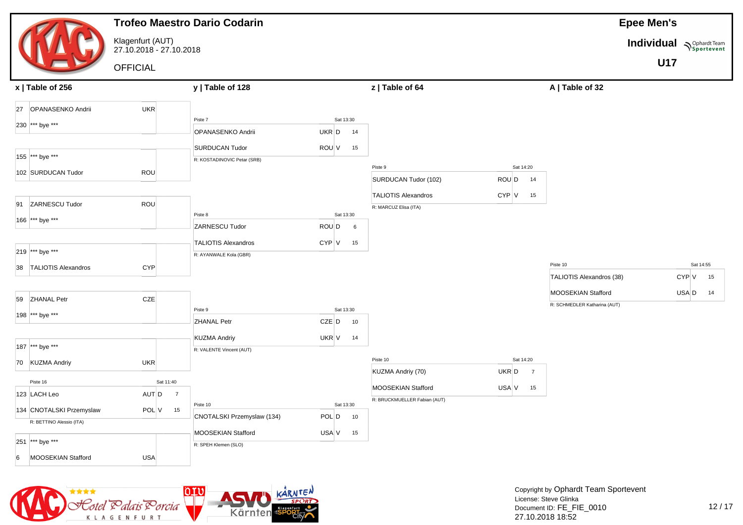# Trofeo Maestro Dario Codarin

Klagenfurt (AUT)
27.10.2018 - 27.10.2018

OFFICIAL

**Epee Men's**

**Individual**

**U17**

## x | Table of 256

| Seed | Name | Nation | Result |
|---|---|---|---|
| 27 | OPANASENKO Andrii | UKR | |
| 230 | *** bye *** | | |
| 155 | *** bye *** | | |
| 102 | SURDUCAN Tudor | ROU | |
| 91 | ZARNESCU Tudor | ROU | |
| 166 | *** bye *** | | |
| 219 | *** bye *** | | |
| 38 | TALIOTIS Alexandros | CYP | |
| 59 | ZHANAL Petr | CZE | |
| 198 | *** bye *** | | |
| 187 | *** bye *** | | |
| 70 | KUZMA Andriy | UKR | |
| 123 | LACH Leo | AUT | D 7 |
| 134 | CNOTALSKI Przemyslaw | POL | V 15 |
| 251 | *** bye *** | | |
| 6 | MOOSEKIAN Stafford | USA | |

LACH / CNOTALSKI: Piste 16, Sat 11:40 — R: BETTINO Alessio (ITA)

## y | Table of 128

| Piste | Time | Name | Nation | Result | Referee |
|---|---|---|---|---|---|
| Piste 7 | Sat 13:30 | OPANASENKO Andrii | UKR | D 14 | R: KOSTADINOVIC Petar (SRB) |
| | | SURDUCAN Tudor | ROU | V 15 | |
| Piste 8 | Sat 13:30 | ZARNESCU Tudor | ROU | D 6 | R: AYANWALE Kola (GBR) |
| | | TALIOTIS Alexandros | CYP | V 15 | |
| Piste 9 | Sat 13:30 | ZHANAL Petr | CZE | D 10 | R: VALENTE Vincent (AUT) |
| | | KUZMA Andriy | UKR | V 14 | |
| Piste 10 | Sat 13:30 | CNOTALSKI Przemyslaw (134) | POL | D 10 | R: SPEH Klemen (SLO) |
| | | MOOSEKIAN Stafford | USA | V 15 | |

## z | Table of 64

| Piste | Time | Name | Nation | Result | Referee |
|---|---|---|---|---|---|
| Piste 9 | Sat 14:20 | SURDUCAN Tudor (102) | ROU | D 14 | R: MARCUZ Elisa (ITA) |
| | | TALIOTIS Alexandros | CYP | V 15 | |
| Piste 10 | Sat 14:20 | KUZMA Andriy (70) | UKR | D 7 | R: BRUCKMUELLER Fabian (AUT) |
| | | MOOSEKIAN Stafford | USA | V 15 | |

## A | Table of 32

| Piste | Time | Name | Nation | Result | Referee |
|---|---|---|---|---|---|
| Piste 10 | Sat 14:55 | TALIOTIS Alexandros (38) | CYP | V 15 | R: SCHMEDLER Katharina (AUT) |
| | | MOOSEKIAN Stafford | USA | D 14 | |

Copyright by Ophardt Team Sportevent
License: Steve Glinka
Document ID: FE_FIE_0010
27.10.2018 18:52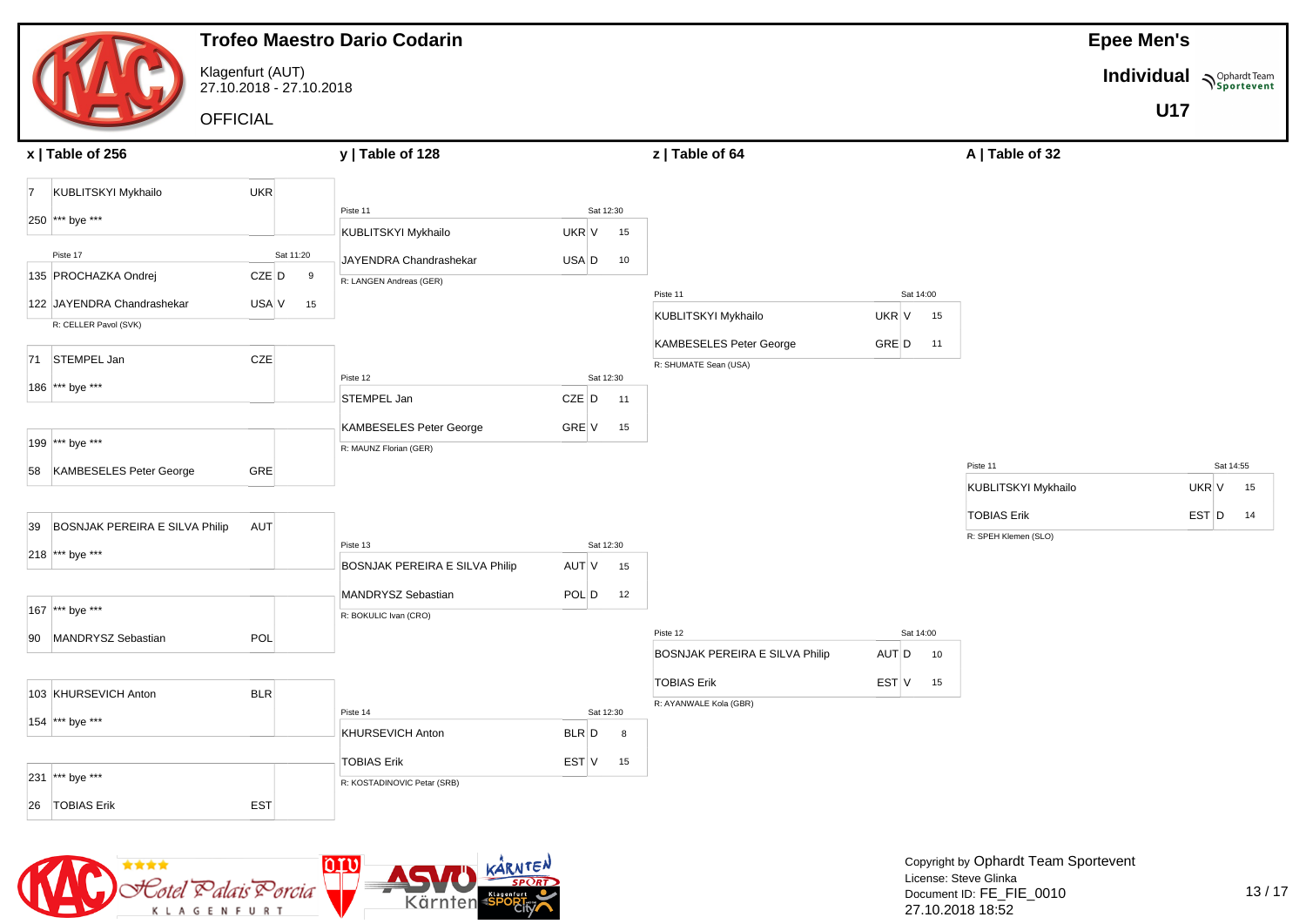# Trofeo Maestro Dario Codarin

Klagenfurt (AUT)
27.10.2018 - 27.10.2018

OFFICIAL

**Epee Men's**
**Individual**
**U17**

## x | Table of 256

| Seed | Name | Nation | Result | Score |
|---|---|---|---|---|
| 7 | KUBLITSKYI Mykhailo | UKR | | |
| 250 | *** bye *** | | | |
| | Piste 17 | | Sat 11:20 | |
| 135 | PROCHAZKA Ondrej | CZE | D | 9 |
| 122 | JAYENDRA Chandrashekar | USA | V | 15 |
| | R: CELLER Pavol (SVK) | | | |
| 71 | STEMPEL Jan | CZE | | |
| 186 | *** bye *** | | | |
| 199 | *** bye *** | | | |
| 58 | KAMBESELES Peter George | GRE | | |
| 39 | BOSNJAK PEREIRA E SILVA Philip | AUT | | |
| 218 | *** bye *** | | | |
| 167 | *** bye *** | | | |
| 90 | MANDRYSZ Sebastian | POL | | |
| 103 | KHURSEVICH Anton | BLR | | |
| 154 | *** bye *** | | | |
| 231 | *** bye *** | | | |
| 26 | TOBIAS Erik | EST | | |

## y | Table of 128

| Piste | Time | Name | Nation | Result | Score | Referee |
|---|---|---|---|---|---|---|
| Piste 11 | Sat 12:30 | KUBLITSKYI Mykhailo | UKR | V | 15 | R: LANGEN Andreas (GER) |
| | | JAYENDRA Chandrashekar | USA | D | 10 | |
| Piste 12 | Sat 12:30 | STEMPEL Jan | CZE | D | 11 | R: MAUNZ Florian (GER) |
| | | KAMBESELES Peter George | GRE | V | 15 | |
| Piste 13 | Sat 12:30 | BOSNJAK PEREIRA E SILVA Philip | AUT | V | 15 | R: BOKULIC Ivan (CRO) |
| | | MANDRYSZ Sebastian | POL | D | 12 | |
| Piste 14 | Sat 12:30 | KHURSEVICH Anton | BLR | D | 8 | R: KOSTADINOVIC Petar (SRB) |
| | | TOBIAS Erik | EST | V | 15 | |

## z | Table of 64

| Piste | Time | Name | Nation | Result | Score | Referee |
|---|---|---|---|---|---|---|
| Piste 11 | Sat 14:00 | KUBLITSKYI Mykhailo | UKR | V | 15 | R: SHUMATE Sean (USA) |
| | | KAMBESELES Peter George | GRE | D | 11 | |
| Piste 12 | Sat 14:00 | BOSNJAK PEREIRA E SILVA Philip | AUT | D | 10 | R: AYANWALE Kola (GBR) |
| | | TOBIAS Erik | EST | V | 15 | |

## A | Table of 32

| Piste | Time | Name | Nation | Result | Score | Referee |
|---|---|---|---|---|---|---|
| Piste 11 | Sat 14:55 | KUBLITSKYI Mykhailo | UKR | V | 15 | R: SPEH Klemen (SLO) |
| | | TOBIAS Erik | EST | D | 14 | |

Copyright by Ophardt Team Sportevent
License: Steve Glinka
Document ID: FE_FIE_0010
27.10.2018 18:52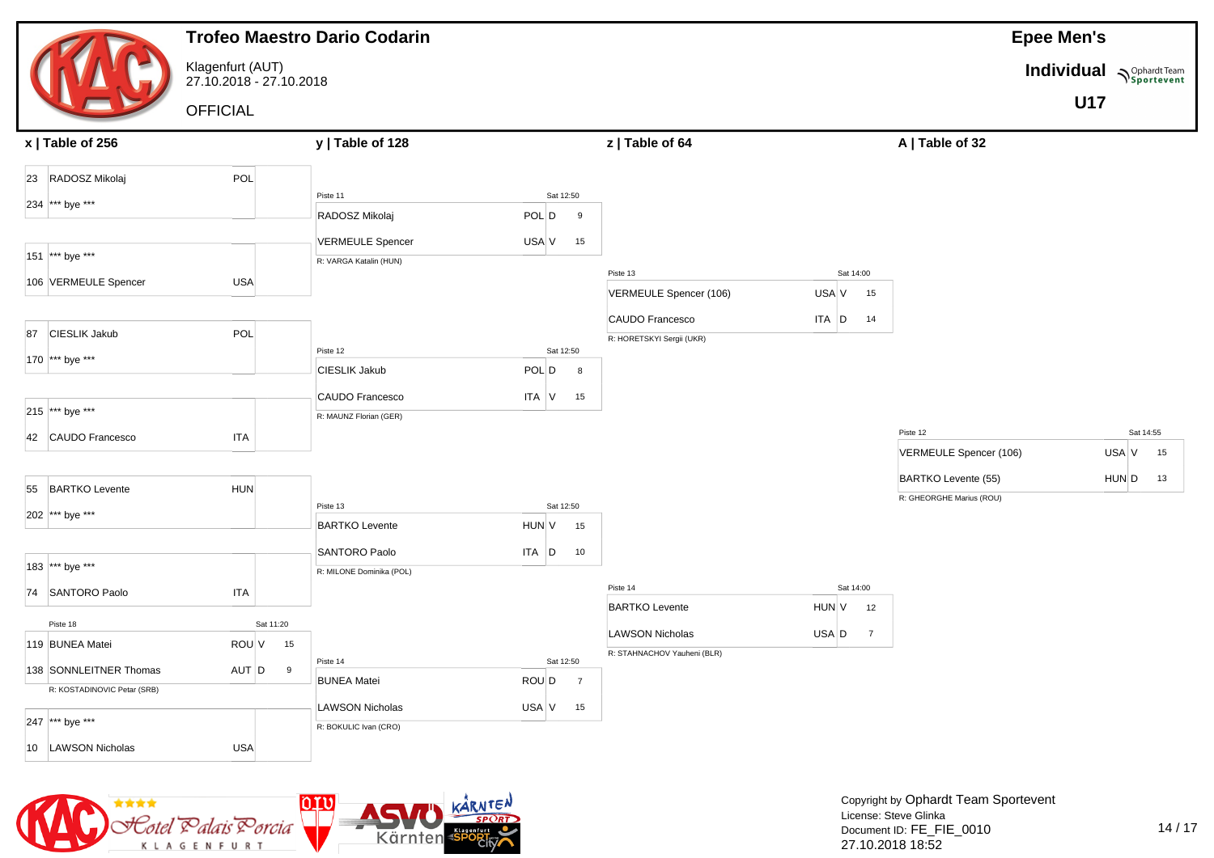# Trofeo Maestro Dario Codarin

Klagenfurt (AUT)
27.10.2018 - 27.10.2018

OFFICIAL

**Epee Men's**
**Individual**
**U17**

## x | Table of 256

| Seed | Name | Nation | Result | Score |
|---|---|---|---|---|
| 23 | RADOSZ Mikolaj | POL | | |
| 234 | *** bye *** | | | |
| 151 | *** bye *** | | | |
| 106 | VERMEULE Spencer | USA | | |
| 87 | CIESLIK Jakub | POL | | |
| 170 | *** bye *** | | | |
| 215 | *** bye *** | | | |
| 42 | CAUDO Francesco | ITA | | |
| 55 | BARTKO Levente | HUN | | |
| 202 | *** bye *** | | | |
| 183 | *** bye *** | | | |
| 74 | SANTORO Paolo | ITA | | |
| 119 | BUNEA Matei | ROU | V | 15 |
| 138 | SONNLEITNER Thomas | AUT | D | 9 |
| 247 | *** bye *** | | | |
| 10 | LAWSON Nicholas | USA | | |

Piste 18, Sat 11:20 (BUNEA – SONNLEITNER) — R: KOSTADINOVIC Petar (SRB)

## y | Table of 128

| Piste | Time | Name | Nation | Result | Score | Referee |
|---|---|---|---|---|---|---|
| Piste 11 | Sat 12:50 | RADOSZ Mikolaj | POL | D | 9 | R: VARGA Katalin (HUN) |
| | | VERMEULE Spencer | USA | V | 15 | |
| Piste 12 | Sat 12:50 | CIESLIK Jakub | POL | D | 8 | R: MAUNZ Florian (GER) |
| | | CAUDO Francesco | ITA | V | 15 | |
| Piste 13 | Sat 12:50 | BARTKO Levente | HUN | V | 15 | R: MILONE Dominika (POL) |
| | | SANTORO Paolo | ITA | D | 10 | |
| Piste 14 | Sat 12:50 | BUNEA Matei | ROU | D | 7 | R: BOKULIC Ivan (CRO) |
| | | LAWSON Nicholas | USA | V | 15 | |

## z | Table of 64

| Piste | Time | Name | Nation | Result | Score | Referee |
|---|---|---|---|---|---|---|
| Piste 13 | Sat 14:00 | VERMEULE Spencer (106) | USA | V | 15 | R: HORETSKYI Sergii (UKR) |
| | | CAUDO Francesco | ITA | D | 14 | |
| Piste 14 | Sat 14:00 | BARTKO Levente | HUN | V | 12 | R: STAHNACHOV Yauheni (BLR) |
| | | LAWSON Nicholas | USA | D | 7 | |

## A | Table of 32

| Piste | Time | Name | Nation | Result | Score | Referee |
|---|---|---|---|---|---|---|
| Piste 12 | Sat 14:55 | VERMEULE Spencer (106) | USA | V | 15 | R: GHEORGHE Marius (ROU) |
| | | BARTKO Levente (55) | HUN | D | 13 | |

Copyright by Ophardt Team Sportevent
License: Steve Glinka
Document ID: FE_FIE_0010
27.10.2018 18:52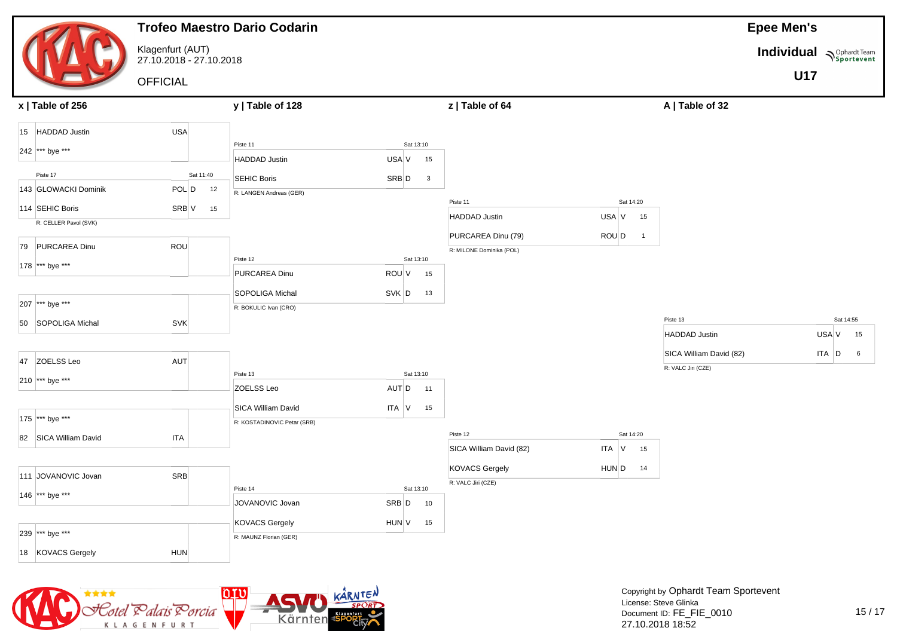# Trofeo Maestro Dario Codarin

Klagenfurt (AUT)
27.10.2018 - 27.10.2018

OFFICIAL

**Epee Men's Individual U17**

## x | Table of 256

| Seed | Name | Nation | Result | Score |
|---|---|---|---|---|
| 15 | HADDAD Justin | USA | | |
| 242 | *** bye *** | | | |

Piste 17 — Sat 11:40

| Seed | Name | Nation | Result | Score |
|---|---|---|---|---|
| 143 | GLOWACKI Dominik | POL | D | 12 |
| 114 | SEHIC Boris | SRB | V | 15 |

R: CELLER Pavol (SVK)

| Seed | Name | Nation | Result | Score |
|---|---|---|---|---|
| 79 | PURCAREA Dinu | ROU | | |
| 178 | *** bye *** | | | |
| 207 | *** bye *** | | | |
| 50 | SOPOLIGA Michal | SVK | | |
| 47 | ZOELSS Leo | AUT | | |
| 210 | *** bye *** | | | |
| 175 | *** bye *** | | | |
| 82 | SICA William David | ITA | | |
| 111 | JOVANOVIC Jovan | SRB | | |
| 146 | *** bye *** | | | |
| 239 | *** bye *** | | | |
| 18 | KOVACS Gergely | HUN | | |

## y | Table of 128

Piste 11 — Sat 13:10

| Name | Nation | Result | Score |
|---|---|---|---|
| HADDAD Justin | USA | V | 15 |
| SEHIC Boris | SRB | D | 3 |

R: LANGEN Andreas (GER)

Piste 12 — Sat 13:10

| Name | Nation | Result | Score |
|---|---|---|---|
| PURCAREA Dinu | ROU | V | 15 |
| SOPOLIGA Michal | SVK | D | 13 |

R: BOKULIC Ivan (CRO)

Piste 13 — Sat 13:10

| Name | Nation | Result | Score |
|---|---|---|---|
| ZOELSS Leo | AUT | D | 11 |
| SICA William David | ITA | V | 15 |

R: KOSTADINOVIC Petar (SRB)

Piste 14 — Sat 13:10

| Name | Nation | Result | Score |
|---|---|---|---|
| JOVANOVIC Jovan | SRB | D | 10 |
| KOVACS Gergely | HUN | V | 15 |

R: MAUNZ Florian (GER)

## z | Table of 64

Piste 11 — Sat 14:20

| Name | Nation | Result | Score |
|---|---|---|---|
| HADDAD Justin | USA | V | 15 |
| PURCAREA Dinu (79) | ROU | D | 1 |

R: MILONE Dominika (POL)

Piste 12 — Sat 14:20

| Name | Nation | Result | Score |
|---|---|---|---|
| SICA William David (82) | ITA | V | 15 |
| KOVACS Gergely | HUN | D | 14 |

R: VALC Jiri (CZE)

## A | Table of 32

Piste 13 — Sat 14:55

| Name | Nation | Result | Score |
|---|---|---|---|
| HADDAD Justin | USA | V | 15 |
| SICA William David (82) | ITA | D | 6 |

R: VALC Jiri (CZE)

Copyright by Ophardt Team Sportevent
License: Steve Glinka
Document ID: FE_FIE_0010
27.10.2018 18:52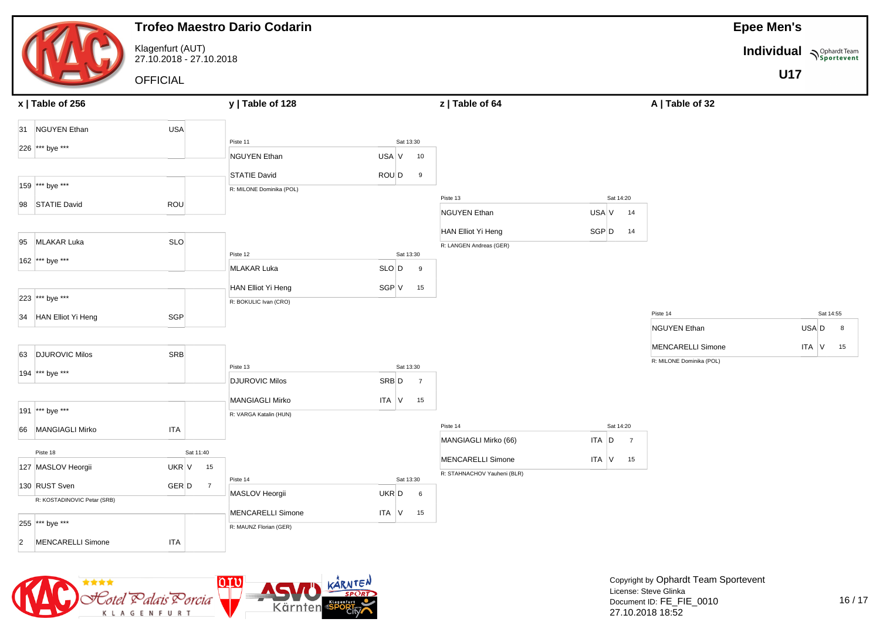# Trofeo Maestro Dario Codarin

Klagenfurt (AUT)
27.10.2018 - 27.10.2018

OFFICIAL

**Epee Men's**
**Individual**
**U17**

## x | Table of 256

| Seed | Name | Nation |
|---|---|---|
| 31 | NGUYEN Ethan | USA |
| 226 | *** bye *** | |
| 159 | *** bye *** | |
| 98 | STATIE David | ROU |
| 95 | MLAKAR Luka | SLO |
| 162 | *** bye *** | |
| 223 | *** bye *** | |
| 34 | HAN Elliot Yi Heng | SGP |
| 63 | DJUROVIC Milos | SRB |
| 194 | *** bye *** | |
| 191 | *** bye *** | |
| 66 | MANGIAGLI Mirko | ITA |
| 127 | MASLOV Heorgii | UKR |
| 130 | RUST Sven | GER |
| 255 | *** bye *** | |
| 2 | MENCARELLI Simone | ITA |

Piste 18 — Sat 11:40

| Seed | Name | Nation | Result | Score |
|---|---|---|---|---|
| 127 | MASLOV Heorgii | UKR | V | 15 |
| 130 | RUST Sven | GER | D | 7 |

R: KOSTADINOVIC Petar (SRB)

## y | Table of 128

Piste 11 — Sat 13:30

| Name | Nation | Result | Score |
|---|---|---|---|
| NGUYEN Ethan | USA | V | 10 |
| STATIE David | ROU | D | 9 |

R: MILONE Dominika (POL)

Piste 12 — Sat 13:30

| Name | Nation | Result | Score |
|---|---|---|---|
| MLAKAR Luka | SLO | D | 9 |
| HAN Elliot Yi Heng | SGP | V | 15 |

R: BOKULIC Ivan (CRO)

Piste 13 — Sat 13:30

| Name | Nation | Result | Score |
|---|---|---|---|
| DJUROVIC Milos | SRB | D | 7 |
| MANGIAGLI Mirko | ITA | V | 15 |

R: VARGA Katalin (HUN)

Piste 14 — Sat 13:30

| Name | Nation | Result | Score |
|---|---|---|---|
| MASLOV Heorgii | UKR | D | 6 |
| MENCARELLI Simone | ITA | V | 15 |

R: MAUNZ Florian (GER)

## z | Table of 64

Piste 13 — Sat 14:20

| Name | Nation | Result | Score |
|---|---|---|---|
| NGUYEN Ethan | USA | V | 14 |
| HAN Elliot Yi Heng | SGP | D | 14 |

R: LANGEN Andreas (GER)

Piste 14 — Sat 14:20

| Name | Nation | Result | Score |
|---|---|---|---|
| MANGIAGLI Mirko (66) | ITA | D | 7 |
| MENCARELLI Simone | ITA | V | 15 |

R: STAHNACHOV Yauheni (BLR)

## A | Table of 32

Piste 14 — Sat 14:55

| Name | Nation | Result | Score |
|---|---|---|---|
| NGUYEN Ethan | USA | D | 8 |
| MENCARELLI Simone | ITA | V | 15 |

R: MILONE Dominika (POL)

Copyright by Ophardt Team Sportevent
License: Steve Glinka
Document ID: FE_FIE_0010
27.10.2018 18:52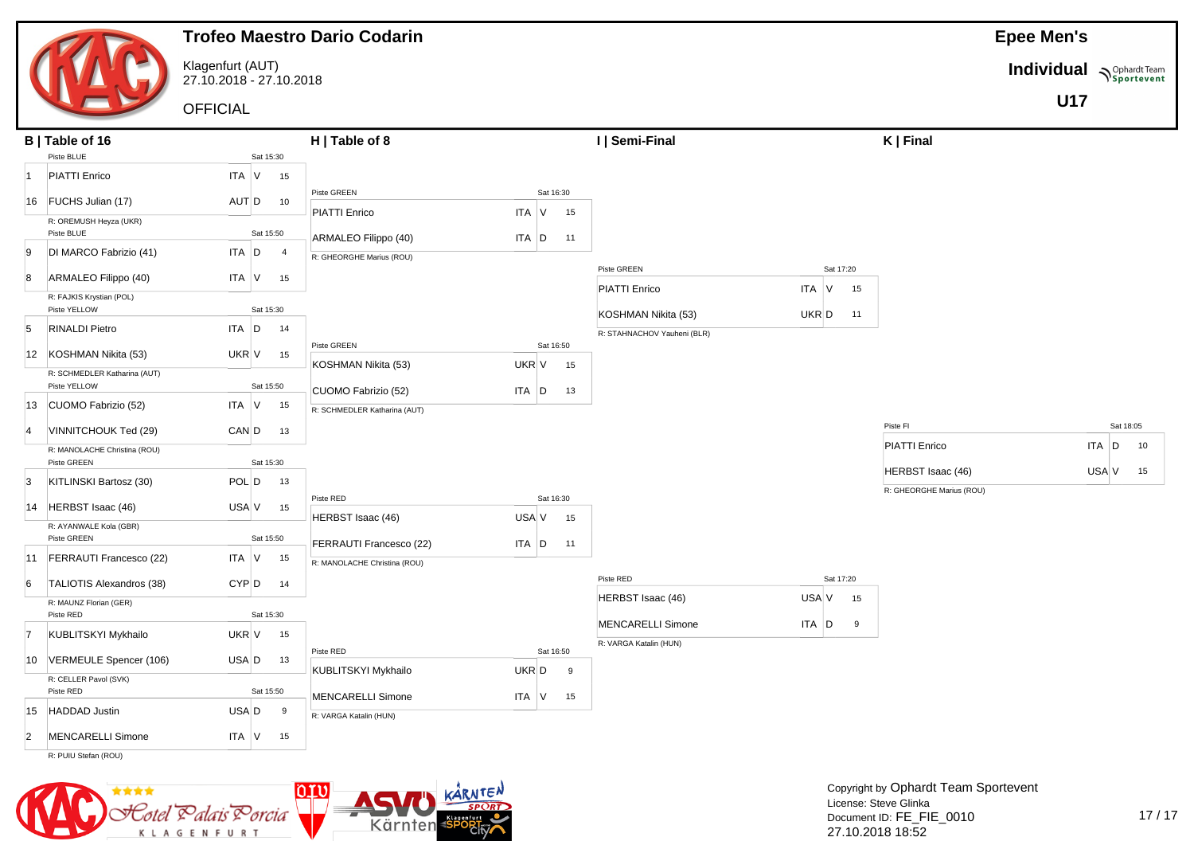# Trofeo Maestro Dario Codarin

Klagenfurt (AUT)
27.10.2018 - 27.10.2018

OFFICIAL

**Epee Men's**
**Individual**
**U17**

## B | Table of 16

| Piste | Time | Seed | Name | Nation | Result | Score | Referee |
|---|---|---|---|---|---|---|---|
| BLUE | Sat 15:30 | 1 | PIATTI Enrico | ITA | V | 15 | R: OREMUSH Heyza (UKR) |
| | | 16 | FUCHS Julian (17) | AUT | D | 10 | |
| BLUE | Sat 15:50 | 9 | DI MARCO Fabrizio (41) | ITA | D | 4 | R: FAJKIS Krystian (POL) |
| | | 8 | ARMALEO Filippo (40) | ITA | V | 15 | |
| YELLOW | Sat 15:30 | 5 | RINALDI Pietro | ITA | D | 14 | R: SCHMEDLER Katharina (AUT) |
| | | 12 | KOSHMAN Nikita (53) | UKR | V | 15 | |
| YELLOW | Sat 15:50 | 13 | CUOMO Fabrizio (52) | ITA | V | 15 | R: MANOLACHE Christina (ROU) |
| | | 4 | VINNITCHOUK Ted (29) | CAN | D | 13 | |
| GREEN | Sat 15:30 | 3 | KITLINSKI Bartosz (30) | POL | D | 13 | R: AYANWALE Kola (GBR) |
| | | 14 | HERBST Isaac (46) | USA | V | 15 | |
| GREEN | Sat 15:50 | 11 | FERRAUTI Francesco (22) | ITA | V | 15 | R: MAUNZ Florian (GER) |
| | | 6 | TALIOTIS Alexandros (38) | CYP | D | 14 | |
| RED | Sat 15:30 | 7 | KUBLITSKYI Mykhailo | UKR | V | 15 | R: CELLER Pavol (SVK) |
| | | 10 | VERMEULE Spencer (106) | USA | D | 13 | |
| RED | Sat 15:50 | 15 | HADDAD Justin | USA | D | 9 | R: PUIU Stefan (ROU) |
| | | 2 | MENCARELLI Simone | ITA | V | 15 | |

## H | Table of 8

| Piste | Time | Name | Nation | Result | Score | Referee |
|---|---|---|---|---|---|---|
| GREEN | Sat 16:30 | PIATTI Enrico | ITA | V | 15 | R: GHEORGHE Marius (ROU) |
| | | ARMALEO Filippo (40) | ITA | D | 11 | |
| GREEN | Sat 16:50 | KOSHMAN Nikita (53) | UKR | V | 15 | R: SCHMEDLER Katharina (AUT) |
| | | CUOMO Fabrizio (52) | ITA | D | 13 | |
| RED | Sat 16:30 | HERBST Isaac (46) | USA | V | 15 | R: MANOLACHE Christina (ROU) |
| | | FERRAUTI Francesco (22) | ITA | D | 11 | |
| RED | Sat 16:50 | KUBLITSKYI Mykhailo | UKR | D | 9 | R: VARGA Katalin (HUN) |
| | | MENCARELLI Simone | ITA | V | 15 | |

## I | Semi-Final

| Piste | Time | Name | Nation | Result | Score | Referee |
|---|---|---|---|---|---|---|
| GREEN | Sat 17:20 | PIATTI Enrico | ITA | V | 15 | R: STAHNACHOV Yauheni (BLR) |
| | | KOSHMAN Nikita (53) | UKR | D | 11 | |
| RED | Sat 17:20 | HERBST Isaac (46) | USA | V | 15 | R: VARGA Katalin (HUN) |
| | | MENCARELLI Simone | ITA | D | 9 | |

## K | Final

| Piste | Time | Name | Nation | Result | Score | Referee |
|---|---|---|---|---|---|---|
| FI | Sat 18:05 | PIATTI Enrico | ITA | D | 10 | R: GHEORGHE Marius (ROU) |
| | | HERBST Isaac (46) | USA | V | 15 | |

Copyright by Ophardt Team Sportevent
License: Steve Glinka
Document ID: FE_FIE_0010
27.10.2018 18:52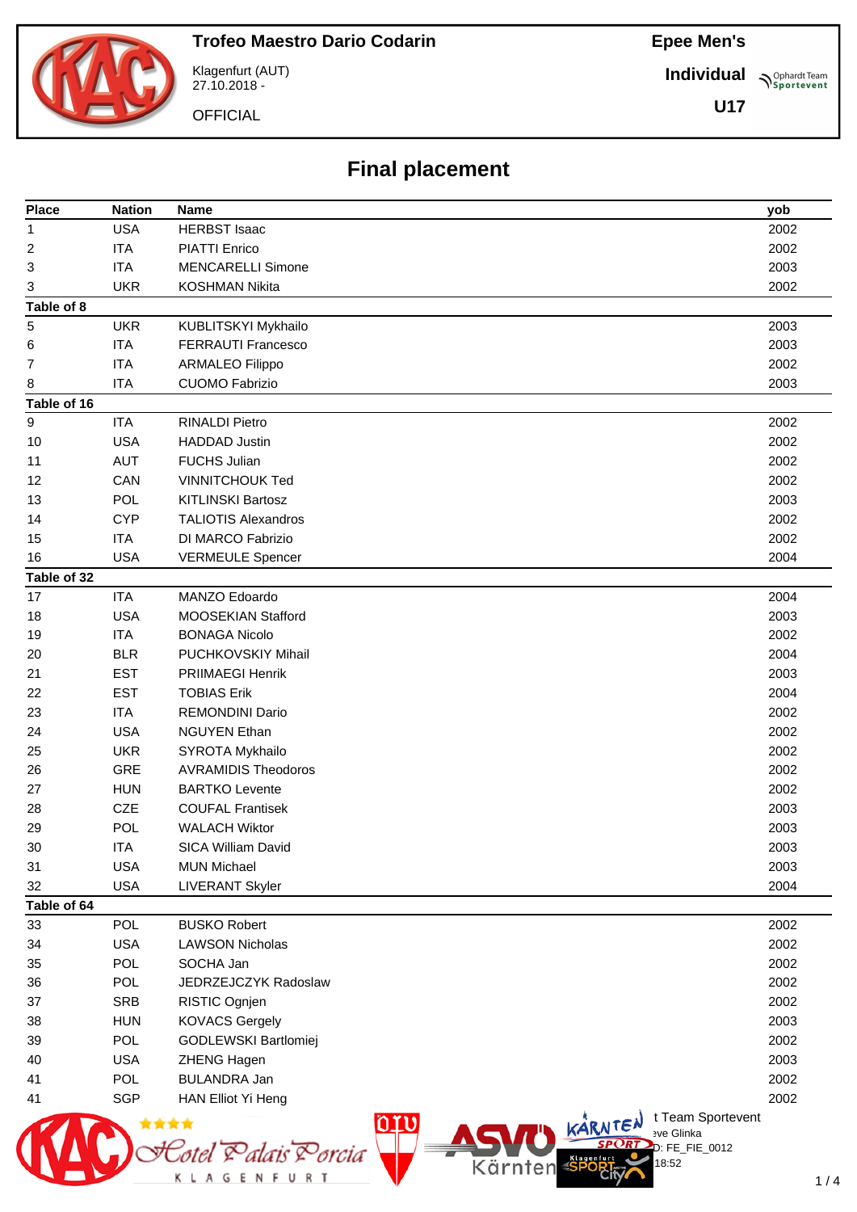# Trofeo Maestro Dario Codarin

Klagenfurt (AUT)
27.10.2018 -

OFFICIAL

**Epee Men's**

**Individual**

**U17**

## Final placement

| Place | Nation | Name | yob |
|---|---|---|---|
| 1 | USA | HERBST Isaac | 2002 |
| 2 | ITA | PIATTI Enrico | 2002 |
| 3 | ITA | MENCARELLI Simone | 2003 |
| 3 | UKR | KOSHMAN Nikita | 2002 |
| **Table of 8** | | | |
| 5 | UKR | KUBLITSKYI Mykhailo | 2003 |
| 6 | ITA | FERRAUTI Francesco | 2003 |
| 7 | ITA | ARMALEO Filippo | 2002 |
| 8 | ITA | CUOMO Fabrizio | 2003 |
| **Table of 16** | | | |
| 9 | ITA | RINALDI Pietro | 2002 |
| 10 | USA | HADDAD Justin | 2002 |
| 11 | AUT | FUCHS Julian | 2002 |
| 12 | CAN | VINNITCHOUK Ted | 2002 |
| 13 | POL | KITLINSKI Bartosz | 2003 |
| 14 | CYP | TALIOTIS Alexandros | 2002 |
| 15 | ITA | DI MARCO Fabrizio | 2002 |
| 16 | USA | VERMEULE Spencer | 2004 |
| **Table of 32** | | | |
| 17 | ITA | MANZO Edoardo | 2004 |
| 18 | USA | MOOSEKIAN Stafford | 2003 |
| 19 | ITA | BONAGA Nicolo | 2002 |
| 20 | BLR | PUCHKOVSKIY Mihail | 2004 |
| 21 | EST | PRIIMAEGI Henrik | 2003 |
| 22 | EST | TOBIAS Erik | 2004 |
| 23 | ITA | REMONDINI Dario | 2002 |
| 24 | USA | NGUYEN Ethan | 2002 |
| 25 | UKR | SYROTA Mykhailo | 2002 |
| 26 | GRE | AVRAMIDIS Theodoros | 2002 |
| 27 | HUN | BARTKO Levente | 2002 |
| 28 | CZE | COUFAL Frantisek | 2003 |
| 29 | POL | WALACH Wiktor | 2003 |
| 30 | ITA | SICA William David | 2003 |
| 31 | USA | MUN Michael | 2003 |
| 32 | USA | LIVERANT Skyler | 2004 |
| **Table of 64** | | | |
| 33 | POL | BUSKO Robert | 2002 |
| 34 | USA | LAWSON Nicholas | 2002 |
| 35 | POL | SOCHA Jan | 2002 |
| 36 | POL | JEDRZEJCZYK Radoslaw | 2002 |
| 37 | SRB | RISTIC Ognjen | 2002 |
| 38 | HUN | KOVACS Gergely | 2003 |
| 39 | POL | GODLEWSKI Bartlomiej | 2002 |
| 40 | USA | ZHENG Hagen | 2003 |
| 41 | POL | BULANDRA Jan | 2002 |
| 41 | SGP | HAN Elliot Yi Heng | 2002 |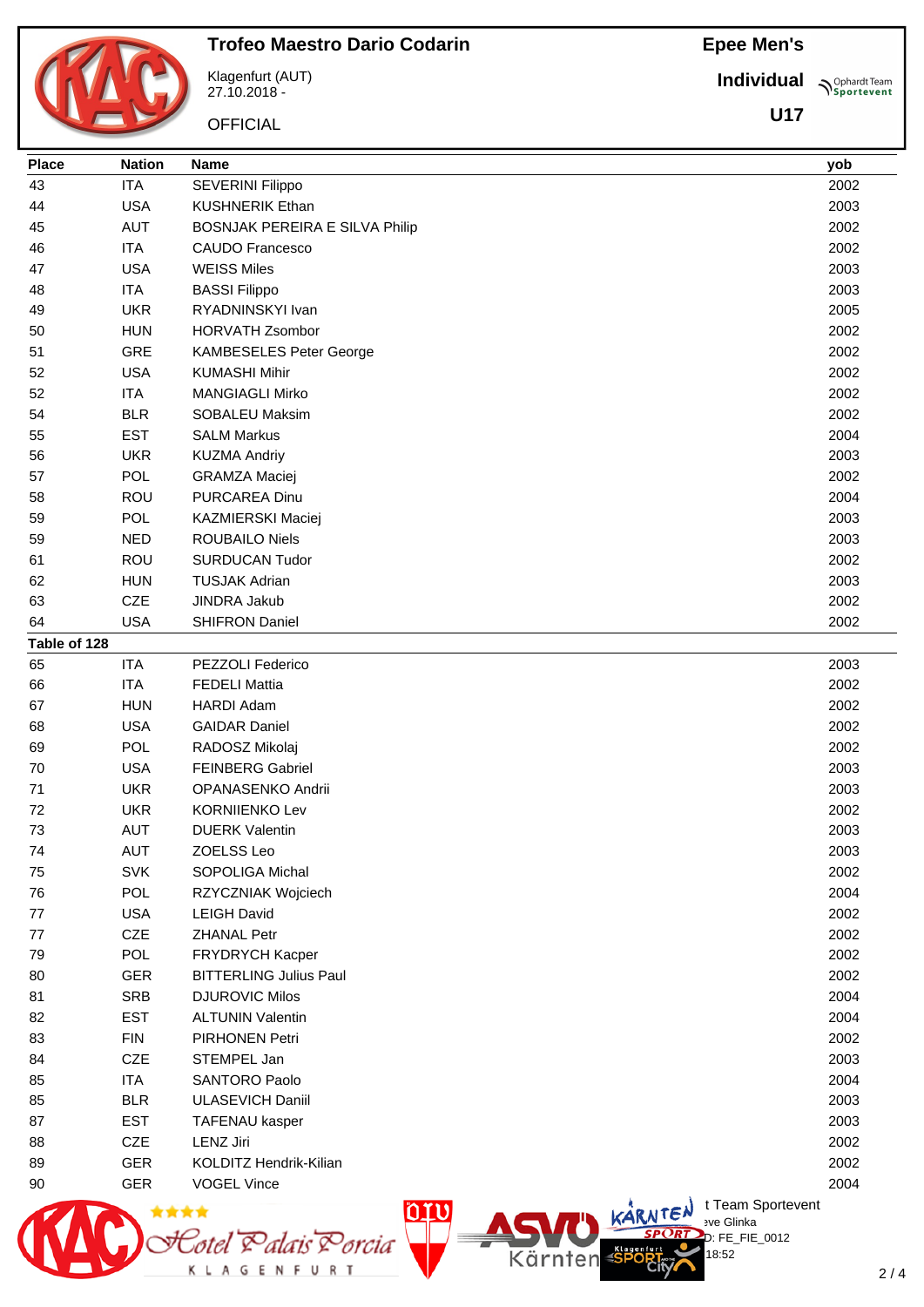# Trofeo Maestro Dario Codarin

Klagenfurt (AUT)
27.10.2018 -

OFFICIAL

**Epee Men's**

**Individual**

**U17**

| Place | Nation | Name | yob |
|---|---|---|---|
| 43 | ITA | SEVERINI Filippo | 2002 |
| 44 | USA | KUSHNERIK Ethan | 2003 |
| 45 | AUT | BOSNJAK PEREIRA E SILVA Philip | 2002 |
| 46 | ITA | CAUDO Francesco | 2002 |
| 47 | USA | WEISS Miles | 2003 |
| 48 | ITA | BASSI Filippo | 2003 |
| 49 | UKR | RYADNINSKYI Ivan | 2005 |
| 50 | HUN | HORVATH Zsombor | 2002 |
| 51 | GRE | KAMBESELES Peter George | 2002 |
| 52 | USA | KUMASHI Mihir | 2002 |
| 52 | ITA | MANGIAGLI Mirko | 2002 |
| 54 | BLR | SOBALEU Maksim | 2002 |
| 55 | EST | SALM Markus | 2004 |
| 56 | UKR | KUZMA Andriy | 2003 |
| 57 | POL | GRAMZA Maciej | 2002 |
| 58 | ROU | PURCAREA Dinu | 2004 |
| 59 | POL | KAZMIERSKI Maciej | 2003 |
| 59 | NED | ROUBAILO Niels | 2003 |
| 61 | ROU | SURDUCAN Tudor | 2002 |
| 62 | HUN | TUSJAK Adrian | 2003 |
| 63 | CZE | JINDRA Jakub | 2002 |
| 64 | USA | SHIFRON Daniel | 2002 |

**Table of 128**

| Place | Nation | Name | yob |
|---|---|---|---|
| 65 | ITA | PEZZOLI Federico | 2003 |
| 66 | ITA | FEDELI Mattia | 2002 |
| 67 | HUN | HARDI Adam | 2002 |
| 68 | USA | GAIDAR Daniel | 2002 |
| 69 | POL | RADOSZ Mikolaj | 2002 |
| 70 | USA | FEINBERG Gabriel | 2003 |
| 71 | UKR | OPANASENKO Andrii | 2003 |
| 72 | UKR | KORNIIENKO Lev | 2002 |
| 73 | AUT | DUERK Valentin | 2003 |
| 74 | AUT | ZOELSS Leo | 2003 |
| 75 | SVK | SOPOLIGA Michal | 2002 |
| 76 | POL | RZYCZNIAK Wojciech | 2004 |
| 77 | USA | LEIGH David | 2002 |
| 77 | CZE | ZHANAL Petr | 2002 |
| 79 | POL | FRYDRYCH Kacper | 2002 |
| 80 | GER | BITTERLING Julius Paul | 2002 |
| 81 | SRB | DJUROVIC Milos | 2004 |
| 82 | EST | ALTUNIN Valentin | 2004 |
| 83 | FIN | PIRHONEN Petri | 2002 |
| 84 | CZE | STEMPEL Jan | 2003 |
| 85 | ITA | SANTORO Paolo | 2004 |
| 85 | BLR | ULASEVICH Daniil | 2003 |
| 87 | EST | TAFENAU kasper | 2003 |
| 88 | CZE | LENZ Jiri | 2002 |
| 89 | GER | KOLDITZ Hendrik-Kilian | 2002 |
| 90 | GER | VOGEL Vince | 2004 |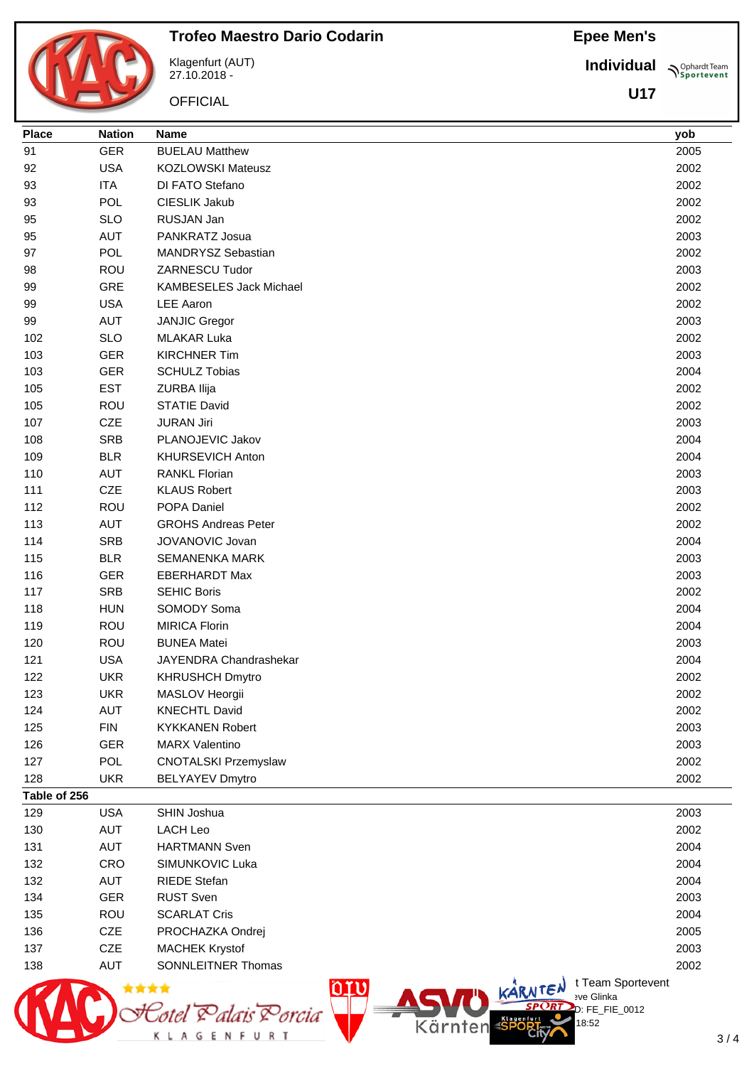# Trofeo Maestro Dario Codarin

Klagenfurt (AUT)
27.10.2018 -

OFFICIAL

**Epee Men's**

**Individual**

**U17**

| Place | Nation | Name | yob |
|---|---|---|---|
| 91 | GER | BUELAU Matthew | 2005 |
| 92 | USA | KOZLOWSKI Mateusz | 2002 |
| 93 | ITA | DI FATO Stefano | 2002 |
| 93 | POL | CIESLIK Jakub | 2002 |
| 95 | SLO | RUSJAN Jan | 2002 |
| 95 | AUT | PANKRATZ Josua | 2003 |
| 97 | POL | MANDRYSZ Sebastian | 2002 |
| 98 | ROU | ZARNESCU Tudor | 2003 |
| 99 | GRE | KAMBESELES Jack Michael | 2002 |
| 99 | USA | LEE Aaron | 2002 |
| 99 | AUT | JANJIC Gregor | 2003 |
| 102 | SLO | MLAKAR Luka | 2002 |
| 103 | GER | KIRCHNER Tim | 2003 |
| 103 | GER | SCHULZ Tobias | 2004 |
| 105 | EST | ZURBA Ilija | 2002 |
| 105 | ROU | STATIE David | 2002 |
| 107 | CZE | JURAN Jiri | 2003 |
| 108 | SRB | PLANOJEVIC Jakov | 2004 |
| 109 | BLR | KHURSEVICH Anton | 2004 |
| 110 | AUT | RANKL Florian | 2003 |
| 111 | CZE | KLAUS Robert | 2003 |
| 112 | ROU | POPA Daniel | 2002 |
| 113 | AUT | GROHS Andreas Peter | 2002 |
| 114 | SRB | JOVANOVIC Jovan | 2004 |
| 115 | BLR | SEMANENKA MARK | 2003 |
| 116 | GER | EBERHARDT Max | 2003 |
| 117 | SRB | SEHIC Boris | 2002 |
| 118 | HUN | SOMODY Soma | 2004 |
| 119 | ROU | MIRICA Florin | 2004 |
| 120 | ROU | BUNEA Matei | 2003 |
| 121 | USA | JAYENDRA Chandrashekar | 2004 |
| 122 | UKR | KHRUSHCH Dmytro | 2002 |
| 123 | UKR | MASLOV Heorgii | 2002 |
| 124 | AUT | KNECHTL David | 2002 |
| 125 | FIN | KYKKANEN Robert | 2003 |
| 126 | GER | MARX Valentino | 2003 |
| 127 | POL | CNOTALSKI Przemyslaw | 2002 |
| 128 | UKR | BELYAYEV Dmytro | 2002 |
| **Table of 256** | | | |
| 129 | USA | SHIN Joshua | 2003 |
| 130 | AUT | LACH Leo | 2002 |
| 131 | AUT | HARTMANN Sven | 2004 |
| 132 | CRO | SIMUNKOVIC Luka | 2004 |
| 132 | AUT | RIEDE Stefan | 2004 |
| 134 | GER | RUST Sven | 2003 |
| 135 | ROU | SCARLAT Cris | 2004 |
| 136 | CZE | PROCHAZKA Ondrej | 2005 |
| 137 | CZE | MACHEK Krystof | 2003 |
| 138 | AUT | SONNLEITNER Thomas | 2002 |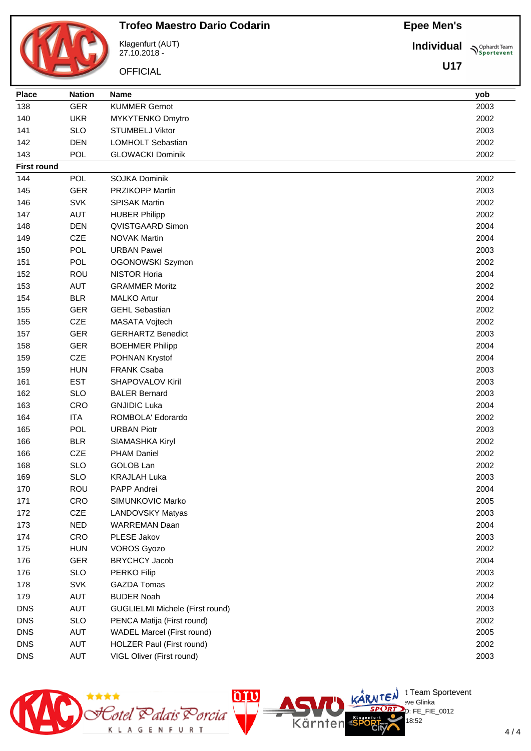# Trofeo Maestro Dario Codarin

Klagenfurt (AUT)
27.10.2018 -

OFFICIAL

**Epee Men's**

**Individual**

**U17**

| Place | Nation | Name | yob |
|---|---|---|---|
| 138 | GER | KUMMER Gernot | 2003 |
| 140 | UKR | MYKYTENKO Dmytro | 2002 |
| 141 | SLO | STUMBELJ Viktor | 2003 |
| 142 | DEN | LOMHOLT Sebastian | 2002 |
| 143 | POL | GLOWACKI Dominik | 2002 |
| **First round** | | | |
| 144 | POL | SOJKA Dominik | 2002 |
| 145 | GER | PRZIKOPP Martin | 2003 |
| 146 | SVK | SPISAK Martin | 2002 |
| 147 | AUT | HUBER Philipp | 2002 |
| 148 | DEN | QVISTGAARD Simon | 2004 |
| 149 | CZE | NOVAK Martin | 2004 |
| 150 | POL | URBAN Pawel | 2003 |
| 151 | POL | OGONOWSKI Szymon | 2002 |
| 152 | ROU | NISTOR Horia | 2004 |
| 153 | AUT | GRAMMER Moritz | 2002 |
| 154 | BLR | MALKO Artur | 2004 |
| 155 | GER | GEHL Sebastian | 2002 |
| 155 | CZE | MASATA Vojtech | 2002 |
| 157 | GER | GERHARTZ Benedict | 2003 |
| 158 | GER | BOEHMER Philipp | 2004 |
| 159 | CZE | POHNAN Krystof | 2004 |
| 159 | HUN | FRANK Csaba | 2003 |
| 161 | EST | SHAPOVALOV Kiril | 2003 |
| 162 | SLO | BALER Bernard | 2003 |
| 163 | CRO | GNJIDIC Luka | 2004 |
| 164 | ITA | ROMBOLA' Edorardo | 2002 |
| 165 | POL | URBAN Piotr | 2003 |
| 166 | BLR | SIAMASHKA Kiryl | 2002 |
| 166 | CZE | PHAM Daniel | 2002 |
| 168 | SLO | GOLOB Lan | 2002 |
| 169 | SLO | KRAJLAH Luka | 2003 |
| 170 | ROU | PAPP Andrei | 2004 |
| 171 | CRO | SIMUNKOVIC Marko | 2005 |
| 172 | CZE | LANDOVSKY Matyas | 2003 |
| 173 | NED | WARREMAN Daan | 2004 |
| 174 | CRO | PLESE Jakov | 2003 |
| 175 | HUN | VOROS Gyozo | 2002 |
| 176 | GER | BRYCHCY Jacob | 2004 |
| 176 | SLO | PERKO Filip | 2003 |
| 178 | SVK | GAZDA Tomas | 2002 |
| 179 | AUT | BUDER Noah | 2004 |
| DNS | AUT | GUGLIELMI Michele (First round) | 2003 |
| DNS | SLO | PENCA Matija (First round) | 2002 |
| DNS | AUT | WADEL Marcel (First round) | 2005 |
| DNS | AUT | HOLZER Paul (First round) | 2002 |
| DNS | AUT | VIGL Oliver (First round) | 2003 |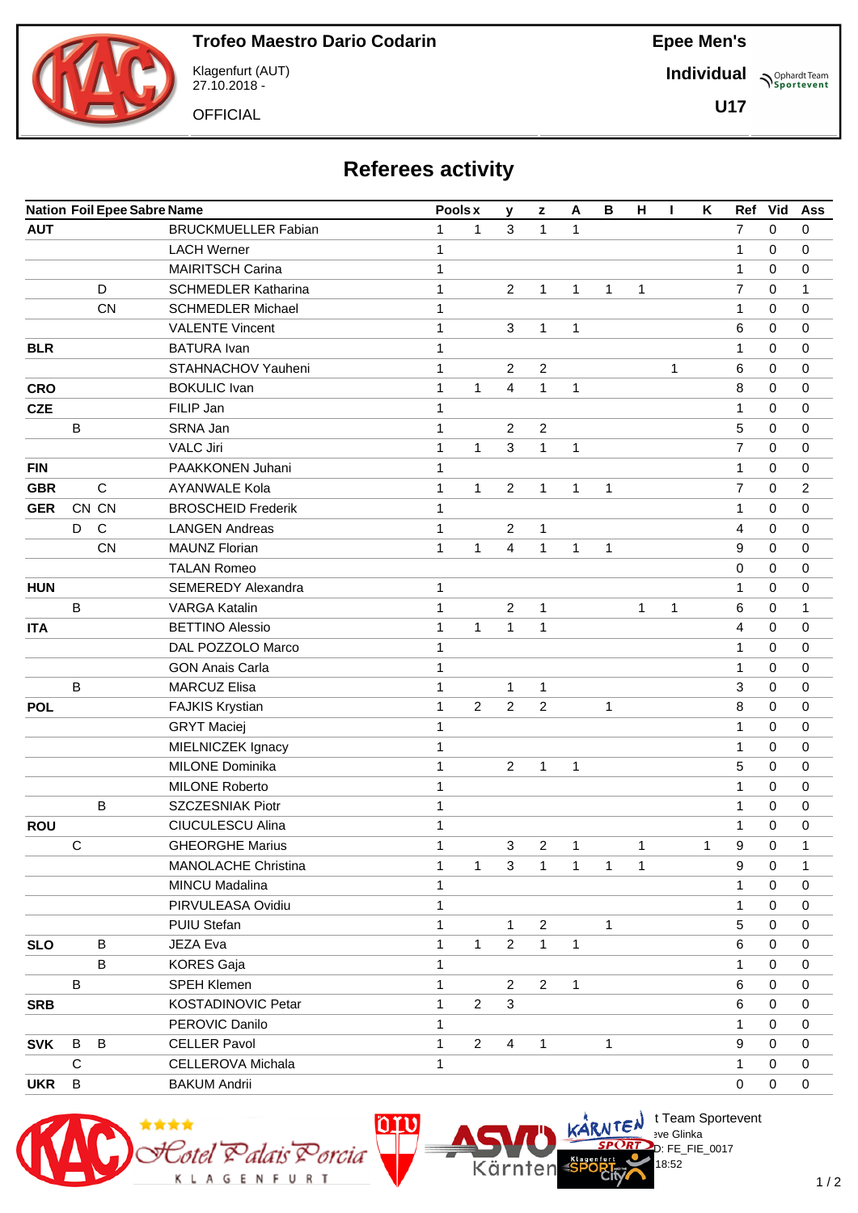**Trofeo Maestro Dario Codarin**

Klagenfurt (AUT)
27.10.2018 -

OFFICIAL

**Epee Men's**

**Individual**

**U17**

# Referees activity

| Nation | Foil | Epee | Sabre | Name | Pools | x | y | z | A | B | H | I | K | Ref | Vid | Ass |
|---|---|---|---|---|---|---|---|---|---|---|---|---|---|---|---|---|
| AUT | | | | BRUCKMUELLER Fabian | 1 | 1 | 3 | 1 | 1 | | | | | 7 | 0 | 0 |
| | | | | LACH Werner | 1 | | | | | | | | | 1 | 0 | 0 |
| | | | | MAIRITSCH Carina | 1 | | | | | | | | | 1 | 0 | 0 |
| | | D | | SCHMEDLER Katharina | 1 | | 2 | 1 | 1 | 1 | 1 | | | 7 | 0 | 1 |
| | | CN | | SCHMEDLER Michael | 1 | | | | | | | | | 1 | 0 | 0 |
| | | | | VALENTE Vincent | 1 | | 3 | 1 | 1 | | | | | 6 | 0 | 0 |
| BLR | | | | BATURA Ivan | 1 | | | | | | | | | 1 | 0 | 0 |
| | | | | STAHNACHOV Yauheni | 1 | | 2 | 2 | | | | 1 | | 6 | 0 | 0 |
| CRO | | | | BOKULIC Ivan | 1 | 1 | 4 | 1 | 1 | | | | | 8 | 0 | 0 |
| CZE | | | | FILIP Jan | 1 | | | | | | | | | 1 | 0 | 0 |
| | B | | | SRNA Jan | 1 | | 2 | 2 | | | | | | 5 | 0 | 0 |
| | | | | VALC Jiri | 1 | 1 | 3 | 1 | 1 | | | | | 7 | 0 | 0 |
| FIN | | | | PAAKKONEN Juhani | 1 | | | | | | | | | 1 | 0 | 0 |
| GBR | | C | | AYANWALE Kola | 1 | 1 | 2 | 1 | 1 | 1 | | | | 7 | 0 | 2 |
| GER | CN | CN | | BROSCHEID Frederik | 1 | | | | | | | | | 1 | 0 | 0 |
| | D | C | | LANGEN Andreas | 1 | | 2 | 1 | | | | | | 4 | 0 | 0 |
| | | CN | | MAUNZ Florian | 1 | 1 | 4 | 1 | 1 | 1 | | | | 9 | 0 | 0 |
| | | | | TALAN Romeo | | | | | | | | | | 0 | 0 | 0 |
| HUN | | | | SEMEREDY Alexandra | 1 | | | | | | | | | 1 | 0 | 0 |
| | B | | | VARGA Katalin | 1 | | 2 | 1 | | | 1 | 1 | | 6 | 0 | 1 |
| ITA | | | | BETTINO Alessio | 1 | 1 | 1 | 1 | | | | | | 4 | 0 | 0 |
| | | | | DAL POZZOLO Marco | 1 | | | | | | | | | 1 | 0 | 0 |
| | | | | GON Anais Carla | 1 | | | | | | | | | 1 | 0 | 0 |
| | B | | | MARCUZ Elisa | 1 | | 1 | 1 | | | | | | 3 | 0 | 0 |
| POL | | | | FAJKIS Krystian | 1 | 2 | 2 | 2 | | 1 | | | | 8 | 0 | 0 |
| | | | | GRYT Maciej | 1 | | | | | | | | | 1 | 0 | 0 |
| | | | | MIELNICZEK Ignacy | 1 | | | | | | | | | 1 | 0 | 0 |
| | | | | MILONE Dominika | 1 | | 2 | 1 | 1 | | | | | 5 | 0 | 0 |
| | | | | MILONE Roberto | 1 | | | | | | | | | 1 | 0 | 0 |
| | | B | | SZCZESNIAK Piotr | 1 | | | | | | | | | 1 | 0 | 0 |
| ROU | | | | CIUCULESCU Alina | 1 | | | | | | | | | 1 | 0 | 0 |
| | C | | | GHEORGHE Marius | 1 | | 3 | 2 | 1 | | 1 | | 1 | 9 | 0 | 1 |
| | | | | MANOLACHE Christina | 1 | 1 | 3 | 1 | 1 | 1 | 1 | | | 9 | 0 | 1 |
| | | | | MINCU Madalina | 1 | | | | | | | | | 1 | 0 | 0 |
| | | | | PIRVULEASA Ovidiu | 1 | | | | | | | | | 1 | 0 | 0 |
| | | | | PUIU Stefan | 1 | | 1 | 2 | | 1 | | | | 5 | 0 | 0 |
| SLO | | B | | JEZA Eva | 1 | 1 | 2 | 1 | 1 | | | | | 6 | 0 | 0 |
| | | B | | KORES Gaja | 1 | | | | | | | | | 1 | 0 | 0 |
| | B | | | SPEH Klemen | 1 | | 2 | 2 | 1 | | | | | 6 | 0 | 0 |
| SRB | | | | KOSTADINOVIC Petar | 1 | 2 | 3 | | | | | | | 6 | 0 | 0 |
| | | | | PEROVIC Danilo | 1 | | | | | | | | | 1 | 0 | 0 |
| SVK | B | B | | CELLER Pavol | 1 | 2 | 4 | 1 | | 1 | | | | 9 | 0 | 0 |
| | C | | | CELLEROVA Michala | 1 | | | | | | | | | 1 | 0 | 0 |
| UKR | B | | | BAKUM Andrii | | | | | | | | | | 0 | 0 | 0 |

t Team Sportevent
eve Glinka
D: FE_FIE_0017
18:52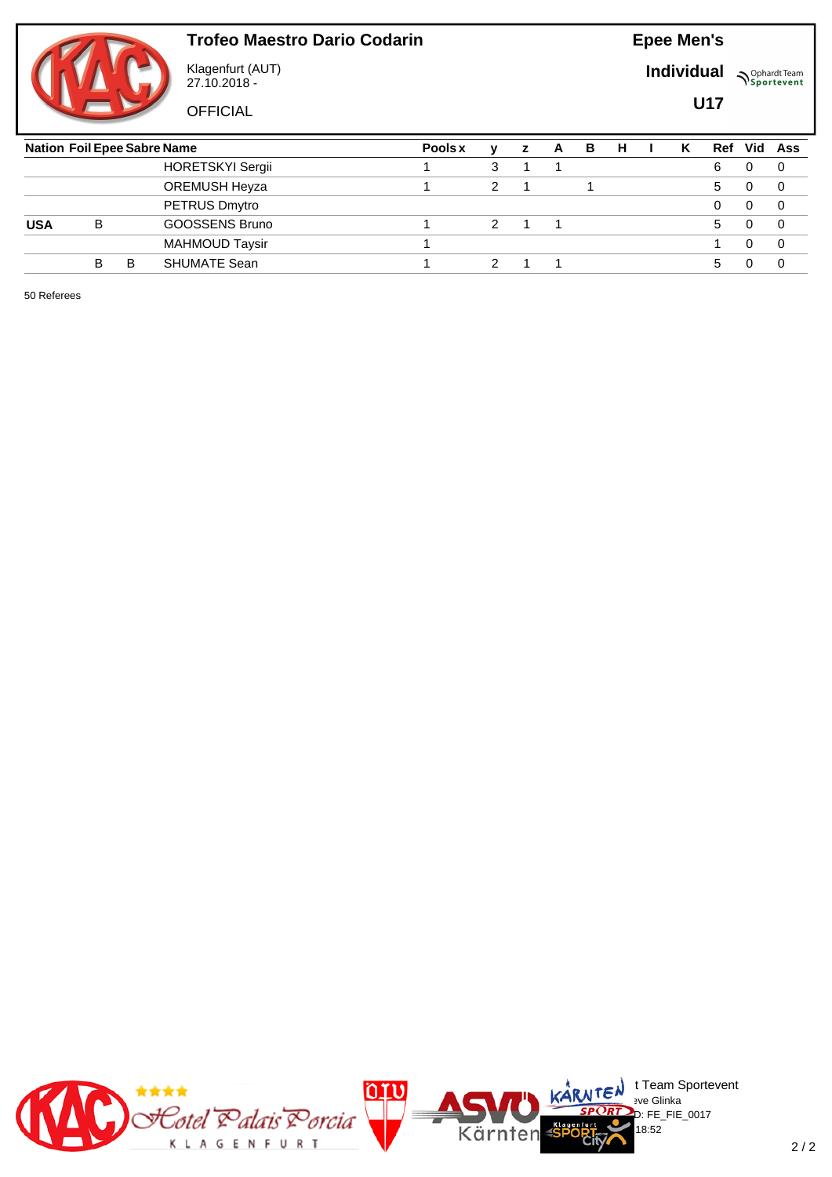# Trofeo Maestro Dario Codarin

Klagenfurt (AUT)
27.10.2018 -

OFFICIAL

**Epee Men's**

**Individual**

**U17**

| Nation | Foil | Epee | Sabre | Name | Pools x | y | z | A | B | H | I | K | Ref | Vid | Ass |
|---|---|---|---|---|---|---|---|---|---|---|---|---|---|---|---|
| | | | | HORETSKYI Sergii | 1 | 3 | 1 | 1 | | | | | 6 | 0 | 0 |
| | | | | OREMUSH Heyza | 1 | 2 | 1 | | 1 | | | | 5 | 0 | 0 |
| | | | | PETRUS Dmytro | | | | | | | | | 0 | 0 | 0 |
| **USA** | B | | | GOOSSENS Bruno | 1 | 2 | 1 | 1 | | | | | 5 | 0 | 0 |
| | | | | MAHMOUD Taysir | 1 | | | | | | | | 1 | 0 | 0 |
| | B | B | | SHUMATE Sean | 1 | 2 | 1 | 1 | | | | | 5 | 0 | 0 |

50 Referees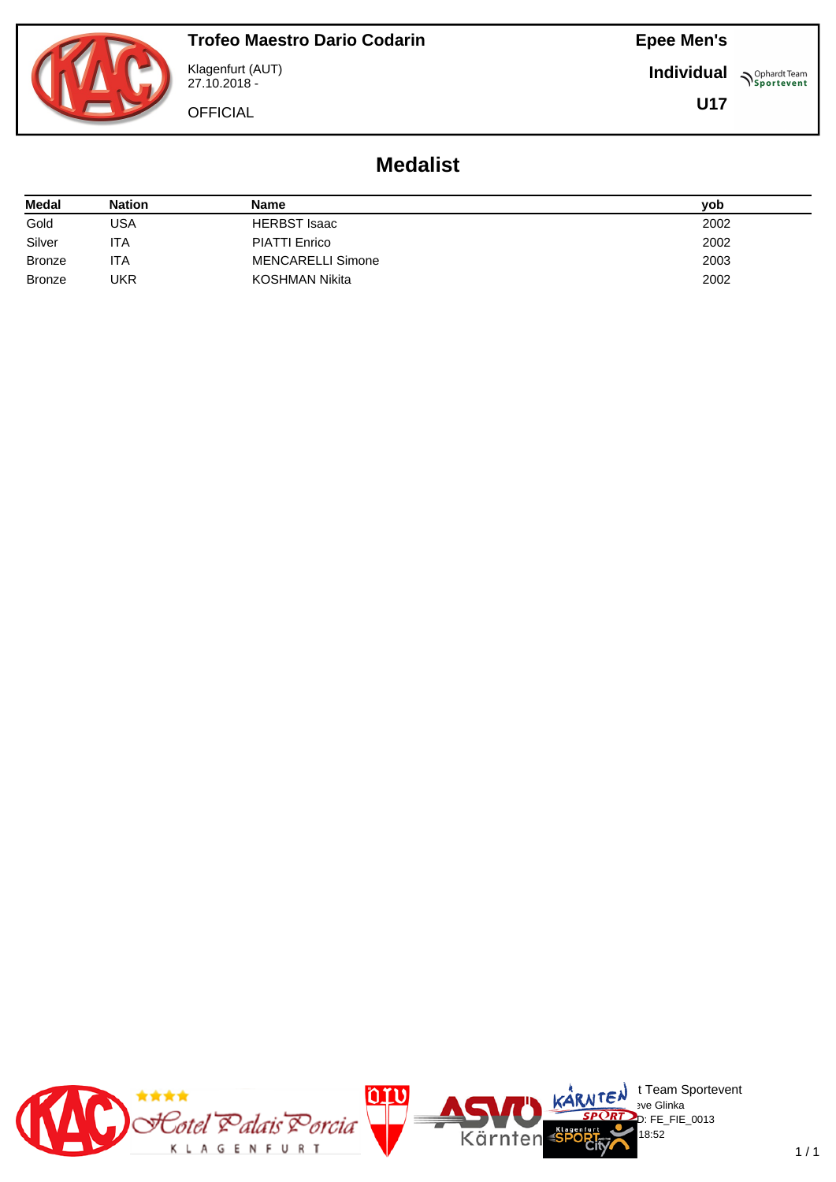**Trofeo Maestro Dario Codarin**

Klagenfurt (AUT)
27.10.2018 -

OFFICIAL

**Epee Men's**

**Individual**

**U17**

# Medalist

| Medal | Nation | Name | yob |
|---|---|---|---|
| Gold | USA | HERBST Isaac | 2002 |
| Silver | ITA | PIATTI Enrico | 2002 |
| Bronze | ITA | MENCARELLI Simone | 2003 |
| Bronze | UKR | KOSHMAN Nikita | 2002 |